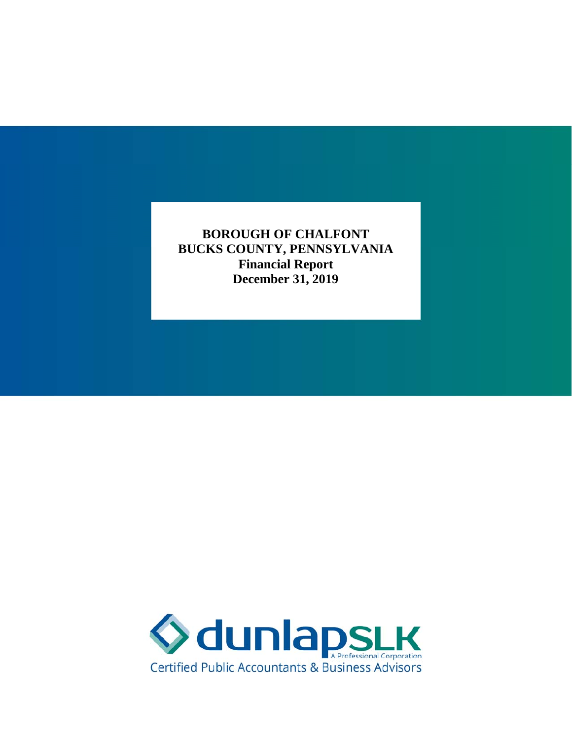# BOROUGH OF CHALFONT

## BUCKS COUNTY, PENNSYLVANIA

**Financial Report**

**December 31, 2019**

dunlapSLK

A Professional Corporation

Certified Public Accountants & Business Advisors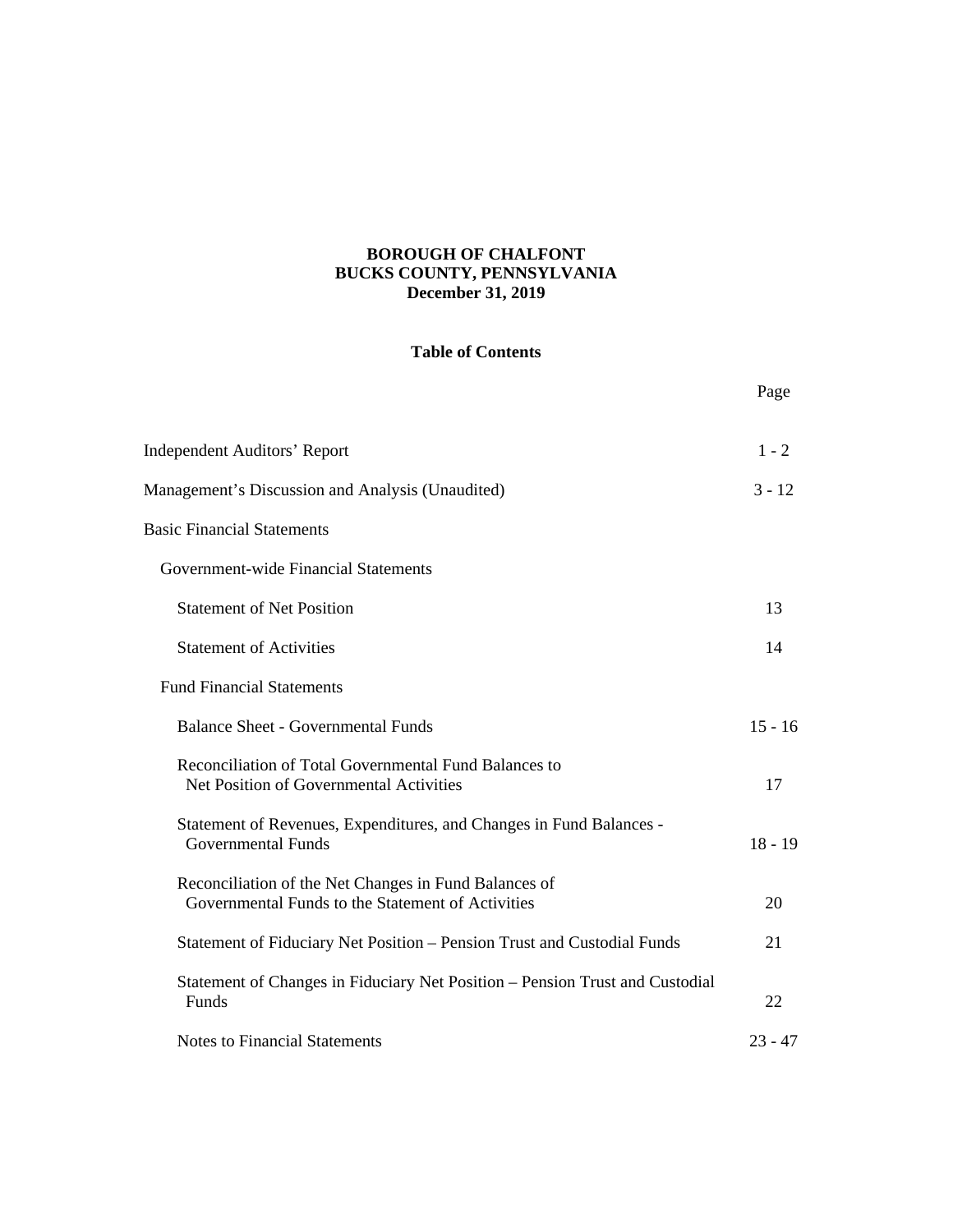**BOROUGH OF CHALFONT**
**BUCKS COUNTY, PENNSYLVANIA**
**December 31, 2019**

**Table of Contents**

| | Page |
|---|---|
| Independent Auditors' Report | 1 - 2 |
| Management's Discussion and Analysis (Unaudited) | 3 - 12 |
| Basic Financial Statements | |
| Government-wide Financial Statements | |
| Statement of Net Position | 13 |
| Statement of Activities | 14 |
| Fund Financial Statements | |
| Balance Sheet - Governmental Funds | 15 - 16 |
| Reconciliation of Total Governmental Fund Balances to Net Position of Governmental Activities | 17 |
| Statement of Revenues, Expenditures, and Changes in Fund Balances - Governmental Funds | 18 - 19 |
| Reconciliation of the Net Changes in Fund Balances of Governmental Funds to the Statement of Activities | 20 |
| Statement of Fiduciary Net Position – Pension Trust and Custodial Funds | 21 |
| Statement of Changes in Fiduciary Net Position – Pension Trust and Custodial Funds | 22 |
| Notes to Financial Statements | 23 - 47 |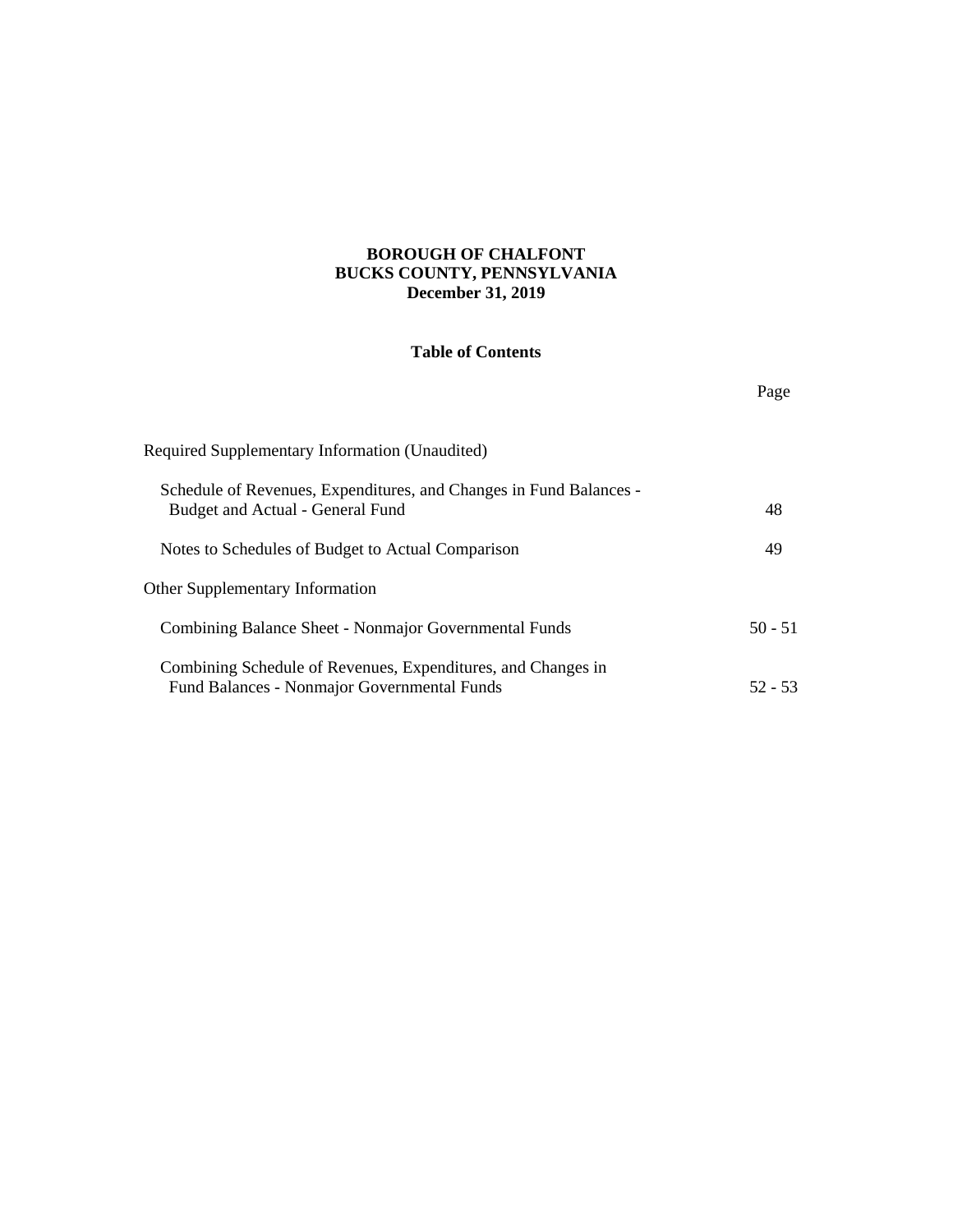**BOROUGH OF CHALFONT**
**BUCKS COUNTY, PENNSYLVANIA**
**December 31, 2019**

**Table of Contents**

| | Page |
|---|---|
| Required Supplementary Information (Unaudited) | |
| Schedule of Revenues, Expenditures, and Changes in Fund Balances - Budget and Actual - General Fund | 48 |
| Notes to Schedules of Budget to Actual Comparison | 49 |
| Other Supplementary Information | |
| Combining Balance Sheet - Nonmajor Governmental Funds | 50 - 51 |
| Combining Schedule of Revenues, Expenditures, and Changes in Fund Balances - Nonmajor Governmental Funds | 52 - 53 |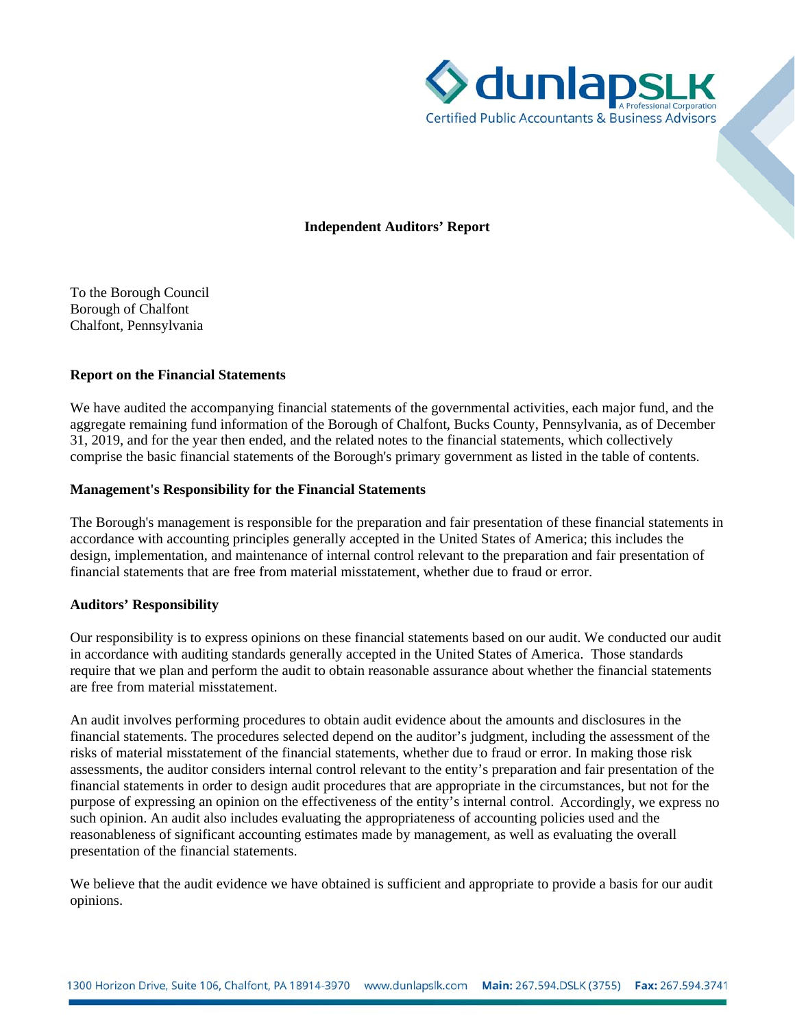dunlapSLK
A Professional Corporation
Certified Public Accountants & Business Advisors

**Independent Auditors' Report**

To the Borough Council
Borough of Chalfont
Chalfont, Pennsylvania

**Report on the Financial Statements**

We have audited the accompanying financial statements of the governmental activities, each major fund, and the aggregate remaining fund information of the Borough of Chalfont, Bucks County, Pennsylvania, as of December 31, 2019, and for the year then ended, and the related notes to the financial statements, which collectively comprise the basic financial statements of the Borough's primary government as listed in the table of contents.

**Management's Responsibility for the Financial Statements**

The Borough's management is responsible for the preparation and fair presentation of these financial statements in accordance with accounting principles generally accepted in the United States of America; this includes the design, implementation, and maintenance of internal control relevant to the preparation and fair presentation of financial statements that are free from material misstatement, whether due to fraud or error.

**Auditors' Responsibility**

Our responsibility is to express opinions on these financial statements based on our audit. We conducted our audit in accordance with auditing standards generally accepted in the United States of America. Those standards require that we plan and perform the audit to obtain reasonable assurance about whether the financial statements are free from material misstatement.

An audit involves performing procedures to obtain audit evidence about the amounts and disclosures in the financial statements. The procedures selected depend on the auditor's judgment, including the assessment of the risks of material misstatement of the financial statements, whether due to fraud or error. In making those risk assessments, the auditor considers internal control relevant to the entity's preparation and fair presentation of the financial statements in order to design audit procedures that are appropriate in the circumstances, but not for the purpose of expressing an opinion on the effectiveness of the entity's internal control. Accordingly, we express no such opinion. An audit also includes evaluating the appropriateness of accounting policies used and the reasonableness of significant accounting estimates made by management, as well as evaluating the overall presentation of the financial statements.

We believe that the audit evidence we have obtained is sufficient and appropriate to provide a basis for our audit opinions.

1300 Horizon Drive, Suite 106, Chalfont, PA 18914-3970 www.dunlapslk.com **Main:** 267.594.DSLK (3755) **Fax:** 267.594.3741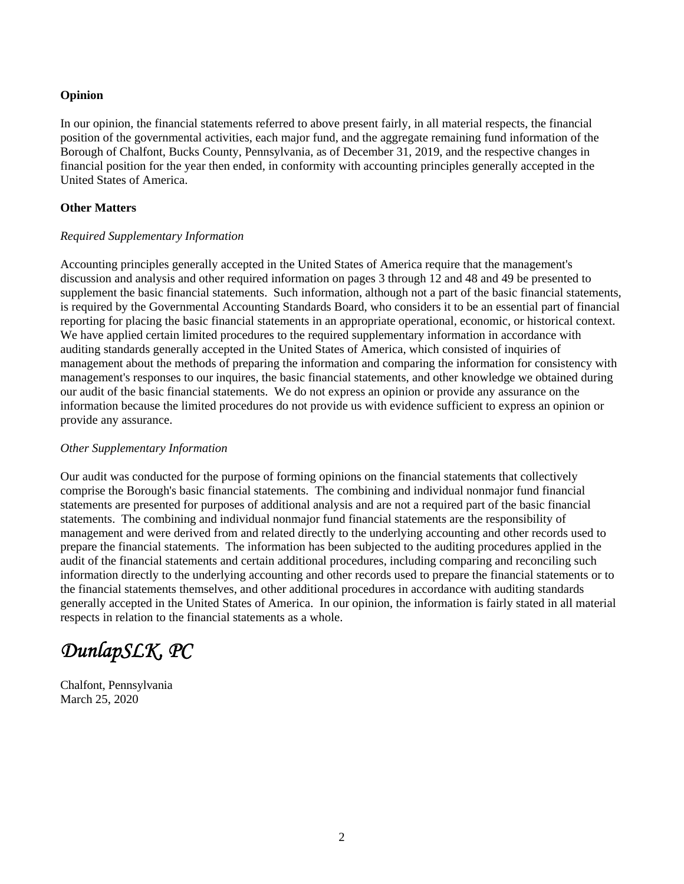**Opinion**

In our opinion, the financial statements referred to above present fairly, in all material respects, the financial position of the governmental activities, each major fund, and the aggregate remaining fund information of the Borough of Chalfont, Bucks County, Pennsylvania, as of December 31, 2019, and the respective changes in financial position for the year then ended, in conformity with accounting principles generally accepted in the United States of America.

**Other Matters**

*Required Supplementary Information*

Accounting principles generally accepted in the United States of America require that the management's discussion and analysis and other required information on pages 3 through 12 and 48 and 49 be presented to supplement the basic financial statements. Such information, although not a part of the basic financial statements, is required by the Governmental Accounting Standards Board, who considers it to be an essential part of financial reporting for placing the basic financial statements in an appropriate operational, economic, or historical context. We have applied certain limited procedures to the required supplementary information in accordance with auditing standards generally accepted in the United States of America, which consisted of inquiries of management about the methods of preparing the information and comparing the information for consistency with management's responses to our inquires, the basic financial statements, and other knowledge we obtained during our audit of the basic financial statements. We do not express an opinion or provide any assurance on the information because the limited procedures do not provide us with evidence sufficient to express an opinion or provide any assurance.

*Other Supplementary Information*

Our audit was conducted for the purpose of forming opinions on the financial statements that collectively comprise the Borough's basic financial statements. The combining and individual nonmajor fund financial statements are presented for purposes of additional analysis and are not a required part of the basic financial statements. The combining and individual nonmajor fund financial statements are the responsibility of management and were derived from and related directly to the underlying accounting and other records used to prepare the financial statements. The information has been subjected to the auditing procedures applied in the audit of the financial statements and certain additional procedures, including comparing and reconciling such information directly to the underlying accounting and other records used to prepare the financial statements or to the financial statements themselves, and other additional procedures in accordance with auditing standards generally accepted in the United States of America. In our opinion, the information is fairly stated in all material respects in relation to the financial statements as a whole.

*DunlapSLK, PC*

Chalfont, Pennsylvania
March 25, 2020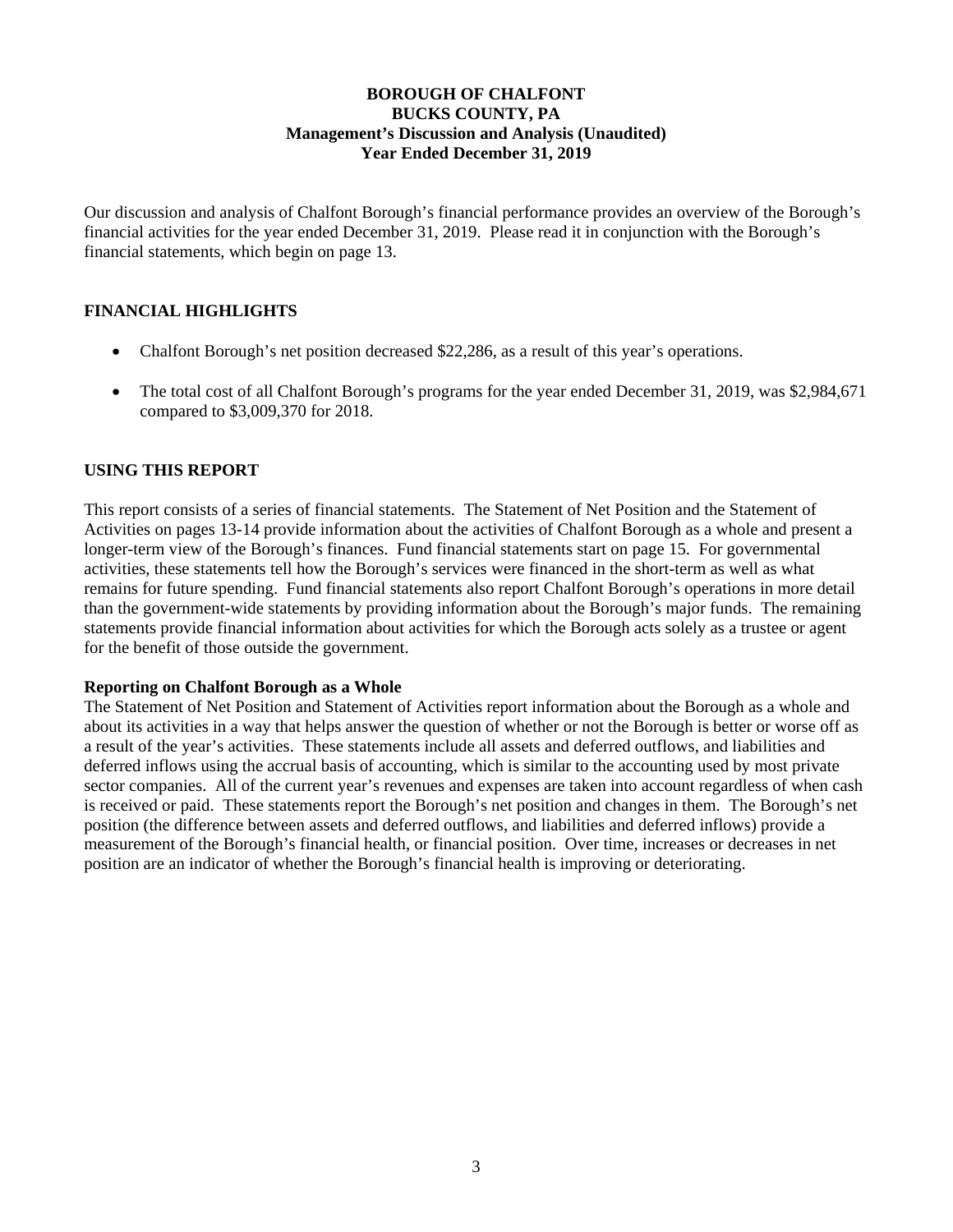**BOROUGH OF CHALFONT**
**BUCKS COUNTY, PA**
**Management's Discussion and Analysis (Unaudited)**
**Year Ended December 31, 2019**

Our discussion and analysis of Chalfont Borough's financial performance provides an overview of the Borough's financial activities for the year ended December 31, 2019. Please read it in conjunction with the Borough's financial statements, which begin on page 13.

## FINANCIAL HIGHLIGHTS

- Chalfont Borough's net position decreased $22,286, as a result of this year's operations.
- The total cost of all Chalfont Borough's programs for the year ended December 31, 2019, was $2,984,671 compared to $3,009,370 for 2018.

## USING THIS REPORT

This report consists of a series of financial statements. The Statement of Net Position and the Statement of Activities on pages 13-14 provide information about the activities of Chalfont Borough as a whole and present a longer-term view of the Borough's finances. Fund financial statements start on page 15. For governmental activities, these statements tell how the Borough's services were financed in the short-term as well as what remains for future spending. Fund financial statements also report Chalfont Borough's operations in more detail than the government-wide statements by providing information about the Borough's major funds. The remaining statements provide financial information about activities for which the Borough acts solely as a trustee or agent for the benefit of those outside the government.

### Reporting on Chalfont Borough as a Whole

The Statement of Net Position and Statement of Activities report information about the Borough as a whole and about its activities in a way that helps answer the question of whether or not the Borough is better or worse off as a result of the year's activities. These statements include all assets and deferred outflows, and liabilities and deferred inflows using the accrual basis of accounting, which is similar to the accounting used by most private sector companies. All of the current year's revenues and expenses are taken into account regardless of when cash is received or paid. These statements report the Borough's net position and changes in them. The Borough's net position (the difference between assets and deferred outflows, and liabilities and deferred inflows) provide a measurement of the Borough's financial health, or financial position. Over time, increases or decreases in net position are an indicator of whether the Borough's financial health is improving or deteriorating.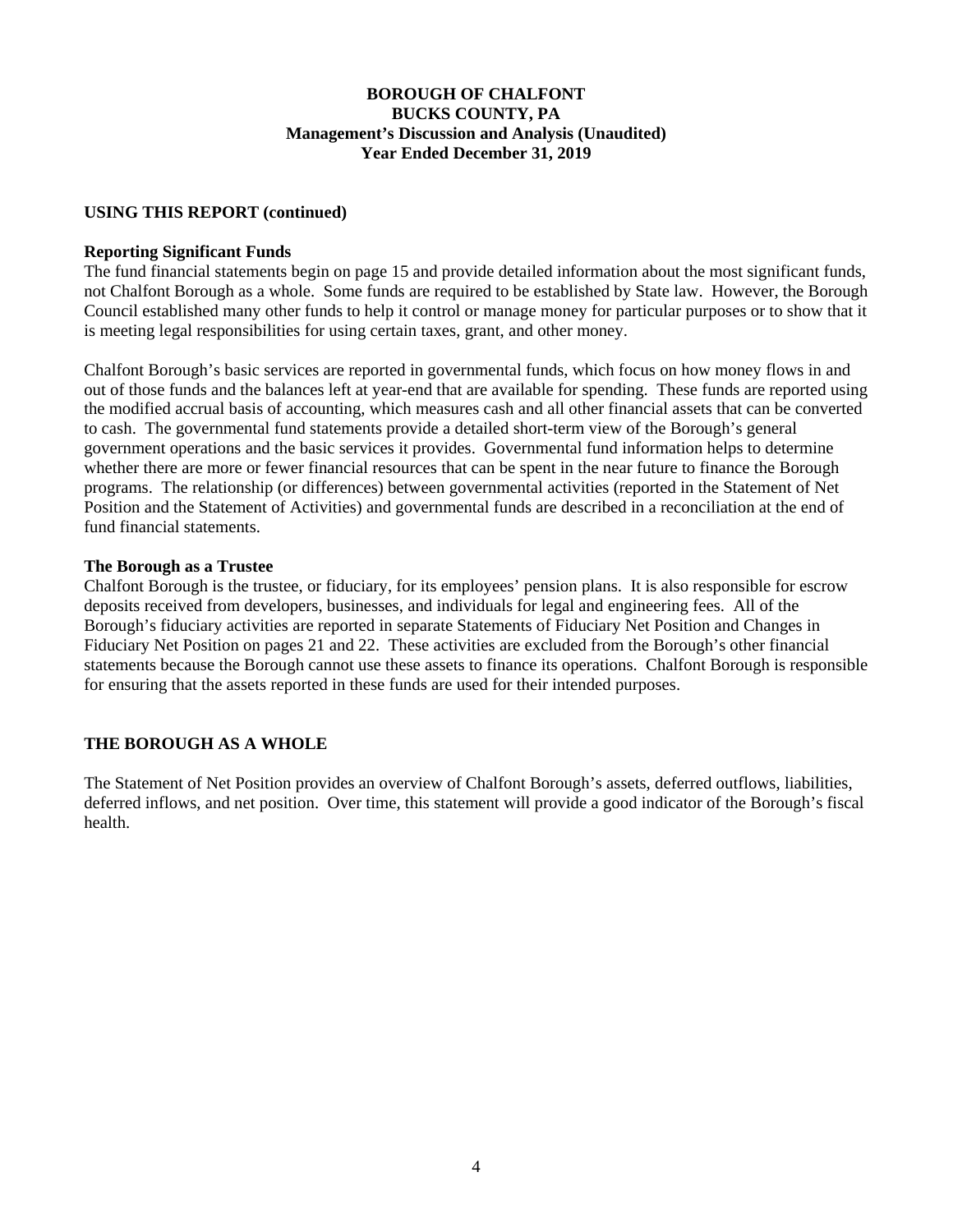**BOROUGH OF CHALFONT**
**BUCKS COUNTY, PA**
**Management's Discussion and Analysis (Unaudited)**
**Year Ended December 31, 2019**

## USING THIS REPORT (continued)

### Reporting Significant Funds

The fund financial statements begin on page 15 and provide detailed information about the most significant funds, not Chalfont Borough as a whole. Some funds are required to be established by State law. However, the Borough Council established many other funds to help it control or manage money for particular purposes or to show that it is meeting legal responsibilities for using certain taxes, grant, and other money.

Chalfont Borough's basic services are reported in governmental funds, which focus on how money flows in and out of those funds and the balances left at year-end that are available for spending. These funds are reported using the modified accrual basis of accounting, which measures cash and all other financial assets that can be converted to cash. The governmental fund statements provide a detailed short-term view of the Borough's general government operations and the basic services it provides. Governmental fund information helps to determine whether there are more or fewer financial resources that can be spent in the near future to finance the Borough programs. The relationship (or differences) between governmental activities (reported in the Statement of Net Position and the Statement of Activities) and governmental funds are described in a reconciliation at the end of fund financial statements.

### The Borough as a Trustee

Chalfont Borough is the trustee, or fiduciary, for its employees' pension plans. It is also responsible for escrow deposits received from developers, businesses, and individuals for legal and engineering fees. All of the Borough's fiduciary activities are reported in separate Statements of Fiduciary Net Position and Changes in Fiduciary Net Position on pages 21 and 22. These activities are excluded from the Borough's other financial statements because the Borough cannot use these assets to finance its operations. Chalfont Borough is responsible for ensuring that the assets reported in these funds are used for their intended purposes.

## THE BOROUGH AS A WHOLE

The Statement of Net Position provides an overview of Chalfont Borough's assets, deferred outflows, liabilities, deferred inflows, and net position. Over time, this statement will provide a good indicator of the Borough's fiscal health.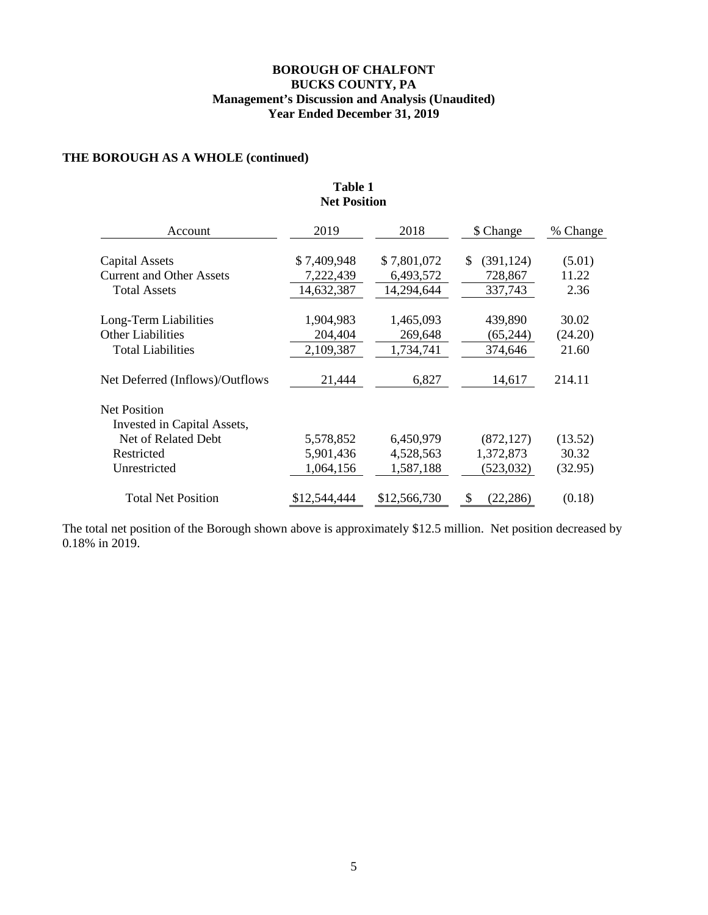**BOROUGH OF CHALFONT**
**BUCKS COUNTY, PA**
**Management's Discussion and Analysis (Unaudited)**
**Year Ended December 31, 2019**

## THE BOROUGH AS A WHOLE (continued)

**Table 1**
**Net Position**

| Account | 2019 | 2018 | $ Change | % Change |
|---|---|---|---|---|
| Capital Assets | $ 7,409,948 | $ 7,801,072 | $ (391,124) | (5.01) |
| Current and Other Assets | 7,222,439 | 6,493,572 | 728,867 | 11.22 |
| Total Assets | 14,632,387 | 14,294,644 | 337,743 | 2.36 |
| Long-Term Liabilities | 1,904,983 | 1,465,093 | 439,890 | 30.02 |
| Other Liabilities | 204,404 | 269,648 | (65,244) | (24.20) |
| Total Liabilities | 2,109,387 | 1,734,741 | 374,646 | 21.60 |
| Net Deferred (Inflows)/Outflows | 21,444 | 6,827 | 14,617 | 214.11 |
| Net Position | | | | |
| Invested in Capital Assets, Net of Related Debt | 5,578,852 | 6,450,979 | (872,127) | (13.52) |
| Restricted | 5,901,436 | 4,528,563 | 1,372,873 | 30.32 |
| Unrestricted | 1,064,156 | 1,587,188 | (523,032) | (32.95) |
| Total Net Position | $12,544,444 | $12,566,730 | $ (22,286) | (0.18) |

The total net position of the Borough shown above is approximately $12.5 million. Net position decreased by 0.18% in 2019.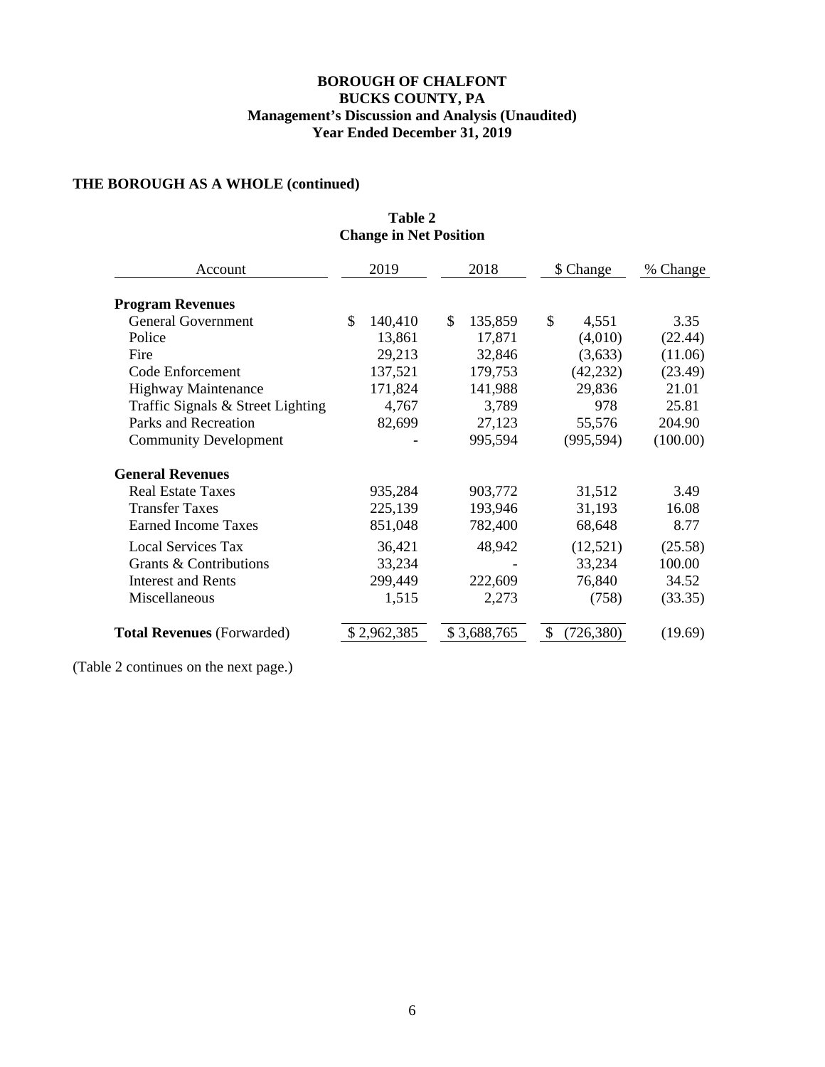**BOROUGH OF CHALFONT**
**BUCKS COUNTY, PA**
**Management's Discussion and Analysis (Unaudited)**
**Year Ended December 31, 2019**

## THE BOROUGH AS A WHOLE (continued)

**Table 2**
**Change in Net Position**

| Account | 2019 | 2018 | $ Change | % Change |
|---|---|---|---|---|
| **Program Revenues** | | | | |
| General Government | $ 140,410 | $ 135,859 | $ 4,551 | 3.35 |
| Police | 13,861 | 17,871 | (4,010) | (22.44) |
| Fire | 29,213 | 32,846 | (3,633) | (11.06) |
| Code Enforcement | 137,521 | 179,753 | (42,232) | (23.49) |
| Highway Maintenance | 171,824 | 141,988 | 29,836 | 21.01 |
| Traffic Signals & Street Lighting | 4,767 | 3,789 | 978 | 25.81 |
| Parks and Recreation | 82,699 | 27,123 | 55,576 | 204.90 |
| Community Development | - | 995,594 | (995,594) | (100.00) |
| **General Revenues** | | | | |
| Real Estate Taxes | 935,284 | 903,772 | 31,512 | 3.49 |
| Transfer Taxes | 225,139 | 193,946 | 31,193 | 16.08 |
| Earned Income Taxes | 851,048 | 782,400 | 68,648 | 8.77 |
| Local Services Tax | 36,421 | 48,942 | (12,521) | (25.58) |
| Grants & Contributions | 33,234 | - | 33,234 | 100.00 |
| Interest and Rents | 299,449 | 222,609 | 76,840 | 34.52 |
| Miscellaneous | 1,515 | 2,273 | (758) | (33.35) |
| **Total Revenues** (Forwarded) | $ 2,962,385 | $ 3,688,765 | $ (726,380) | (19.69) |

(Table 2 continues on the next page.)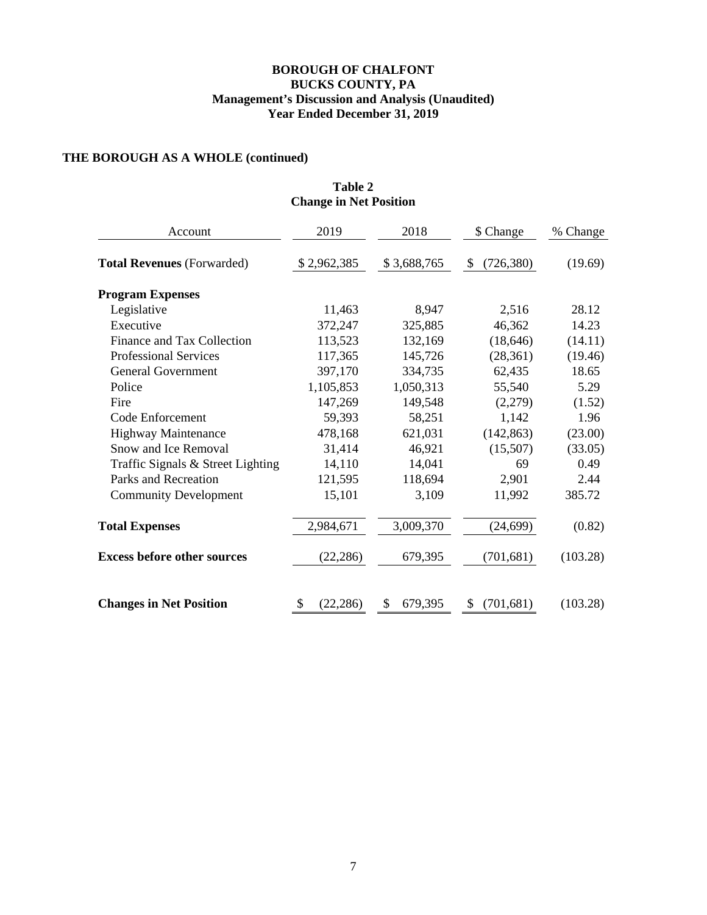**BOROUGH OF CHALFONT**
**BUCKS COUNTY, PA**
**Management's Discussion and Analysis (Unaudited)**
**Year Ended December 31, 2019**

## THE BOROUGH AS A WHOLE (continued)

**Table 2**
**Change in Net Position**

| Account | 2019 | 2018 | \$ Change | % Change |
|---|---|---|---|---|
| **Total Revenues** (Forwarded) | \$ 2,962,385 | \$ 3,688,765 | \$ (726,380) | (19.69) |
| **Program Expenses** | | | | |
| Legislative | 11,463 | 8,947 | 2,516 | 28.12 |
| Executive | 372,247 | 325,885 | 46,362 | 14.23 |
| Finance and Tax Collection | 113,523 | 132,169 | (18,646) | (14.11) |
| Professional Services | 117,365 | 145,726 | (28,361) | (19.46) |
| General Government | 397,170 | 334,735 | 62,435 | 18.65 |
| Police | 1,105,853 | 1,050,313 | 55,540 | 5.29 |
| Fire | 147,269 | 149,548 | (2,279) | (1.52) |
| Code Enforcement | 59,393 | 58,251 | 1,142 | 1.96 |
| Highway Maintenance | 478,168 | 621,031 | (142,863) | (23.00) |
| Snow and Ice Removal | 31,414 | 46,921 | (15,507) | (33.05) |
| Traffic Signals & Street Lighting | 14,110 | 14,041 | 69 | 0.49 |
| Parks and Recreation | 121,595 | 118,694 | 2,901 | 2.44 |
| Community Development | 15,101 | 3,109 | 11,992 | 385.72 |
| **Total Expenses** | 2,984,671 | 3,009,370 | (24,699) | (0.82) |
| **Excess before other sources** | (22,286) | 679,395 | (701,681) | (103.28) |
| **Changes in Net Position** | \$ (22,286) | \$ 679,395 | \$ (701,681) | (103.28) |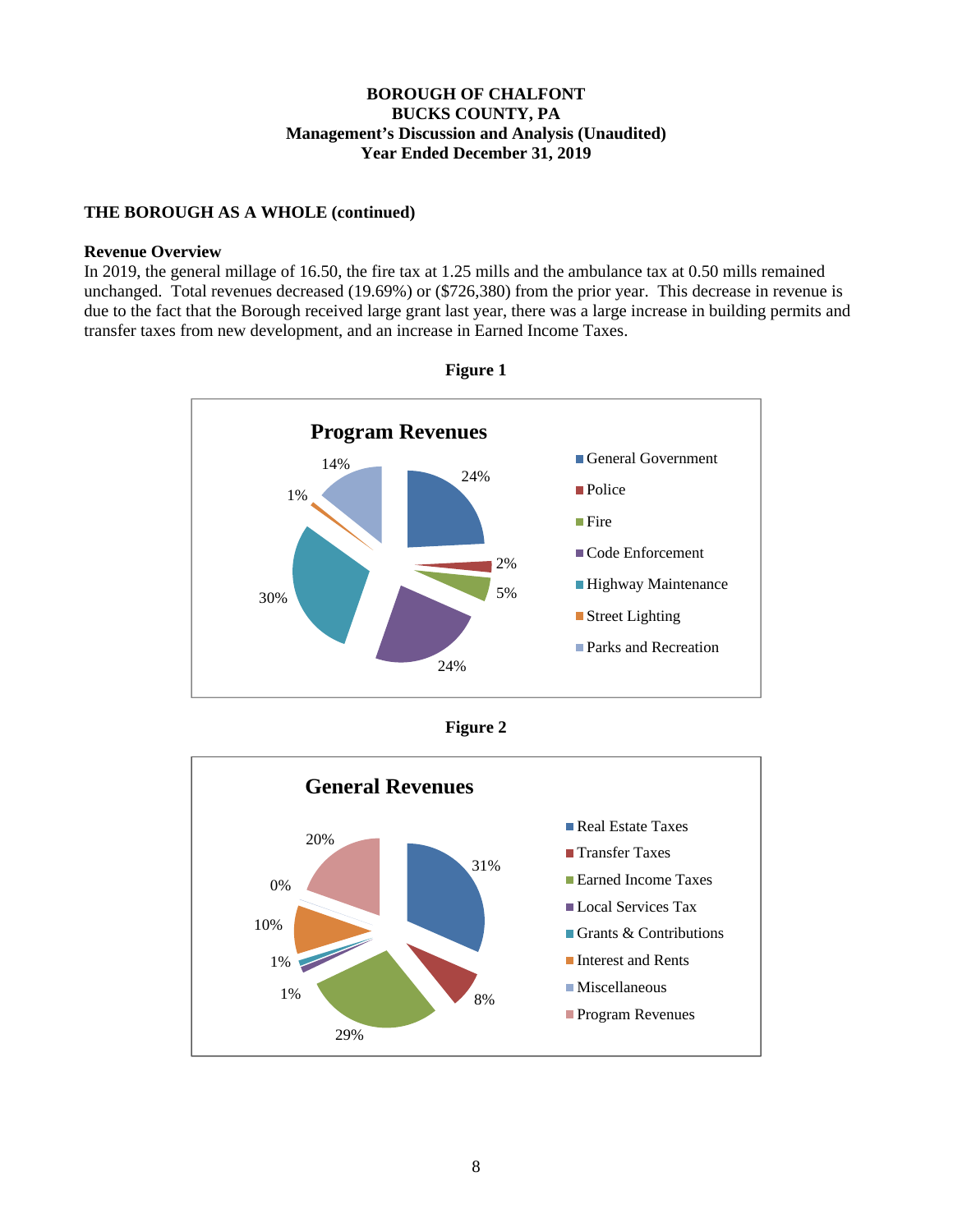**BOROUGH OF CHALFONT**
**BUCKS COUNTY, PA**
**Management's Discussion and Analysis (Unaudited)**
**Year Ended December 31, 2019**

**THE BOROUGH AS A WHOLE (continued)**

**Revenue Overview**

In 2019, the general millage of 16.50, the fire tax at 1.25 mills and the ambulance tax at 0.50 mills remained unchanged. Total revenues decreased (19.69%) or ($726,380) from the prior year. This decrease in revenue is due to the fact that the Borough received large grant last year, there was a large increase in building permits and transfer taxes from new development, and an increase in Earned Income Taxes.

**Figure 1**

**Program Revenues**

| Category | Percentage |
|---|---|
| General Government | 24% |
| Police | 2% |
| Fire | 5% |
| Code Enforcement | 24% |
| Highway Maintenance | 30% |
| Street Lighting | 1% |
| Parks and Recreation | 14% |

**Figure 2**

**General Revenues**

| Category | Percentage |
|---|---|
| Real Estate Taxes | 31% |
| Transfer Taxes | 8% |
| Earned Income Taxes | 29% |
| Local Services Tax | 1% |
| Grants & Contributions | 1% |
| Interest and Rents | 10% |
| Miscellaneous | 0% |
| Program Revenues | 20% |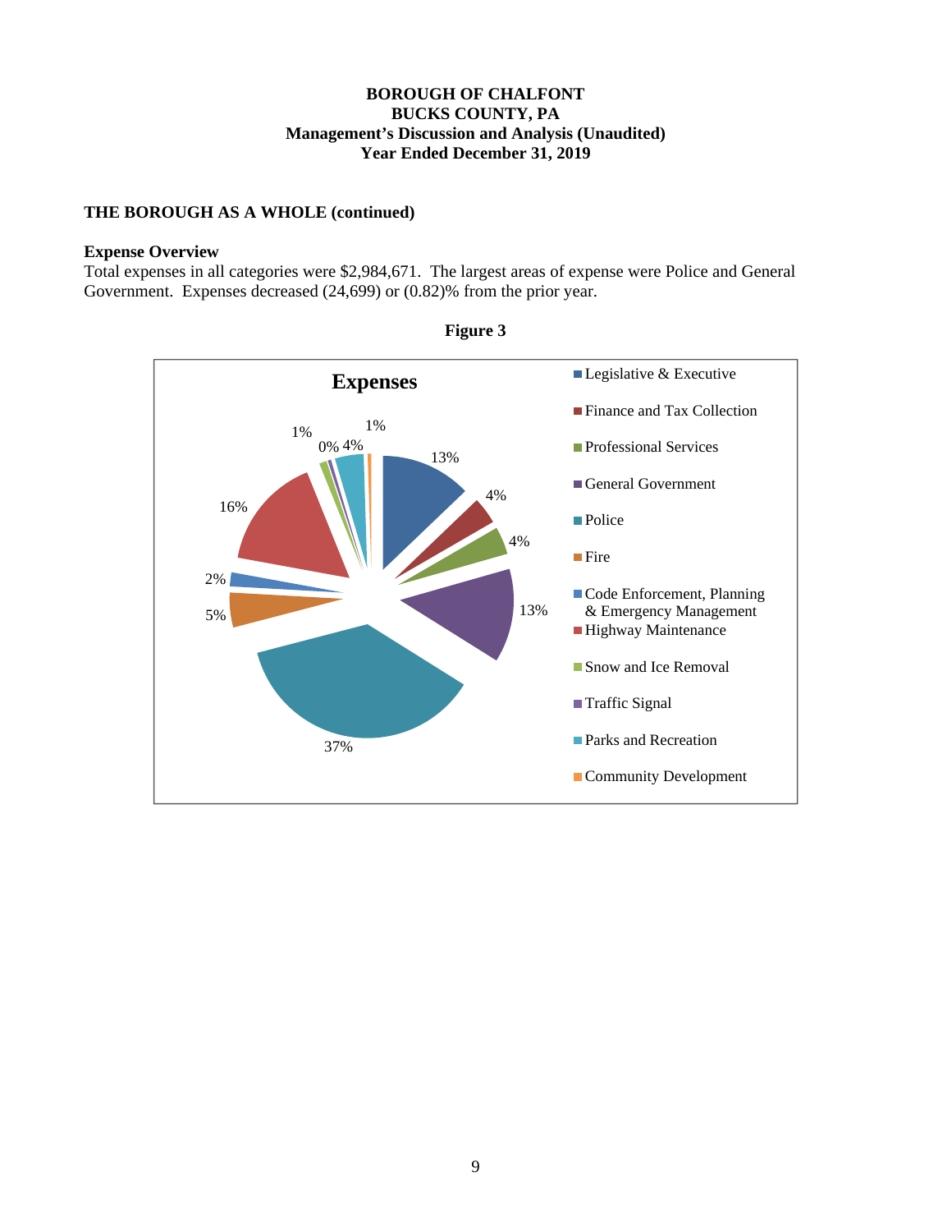**BOROUGH OF CHALFONT**
**BUCKS COUNTY, PA**
**Management's Discussion and Analysis (Unaudited)**
**Year Ended December 31, 2019**

## THE BOROUGH AS A WHOLE (continued)

### Expense Overview

Total expenses in all categories were $2,984,671. The largest areas of expense were Police and General Government. Expenses decreased (24,699) or (0.82)% from the prior year.

**Figure 3**

**Expenses**

| Category | Percentage |
|---|---|
| Legislative & Executive | 13% |
| Finance and Tax Collection | 4% |
| Professional Services | 4% |
| General Government | 13% |
| Police | 37% |
| Fire | 5% |
| Code Enforcement, Planning & Emergency Management | 2% |
| Highway Maintenance | 16% |
| Snow and Ice Removal | 1% |
| Traffic Signal | 0% |
| Parks and Recreation | 4% |
| Community Development | 1% |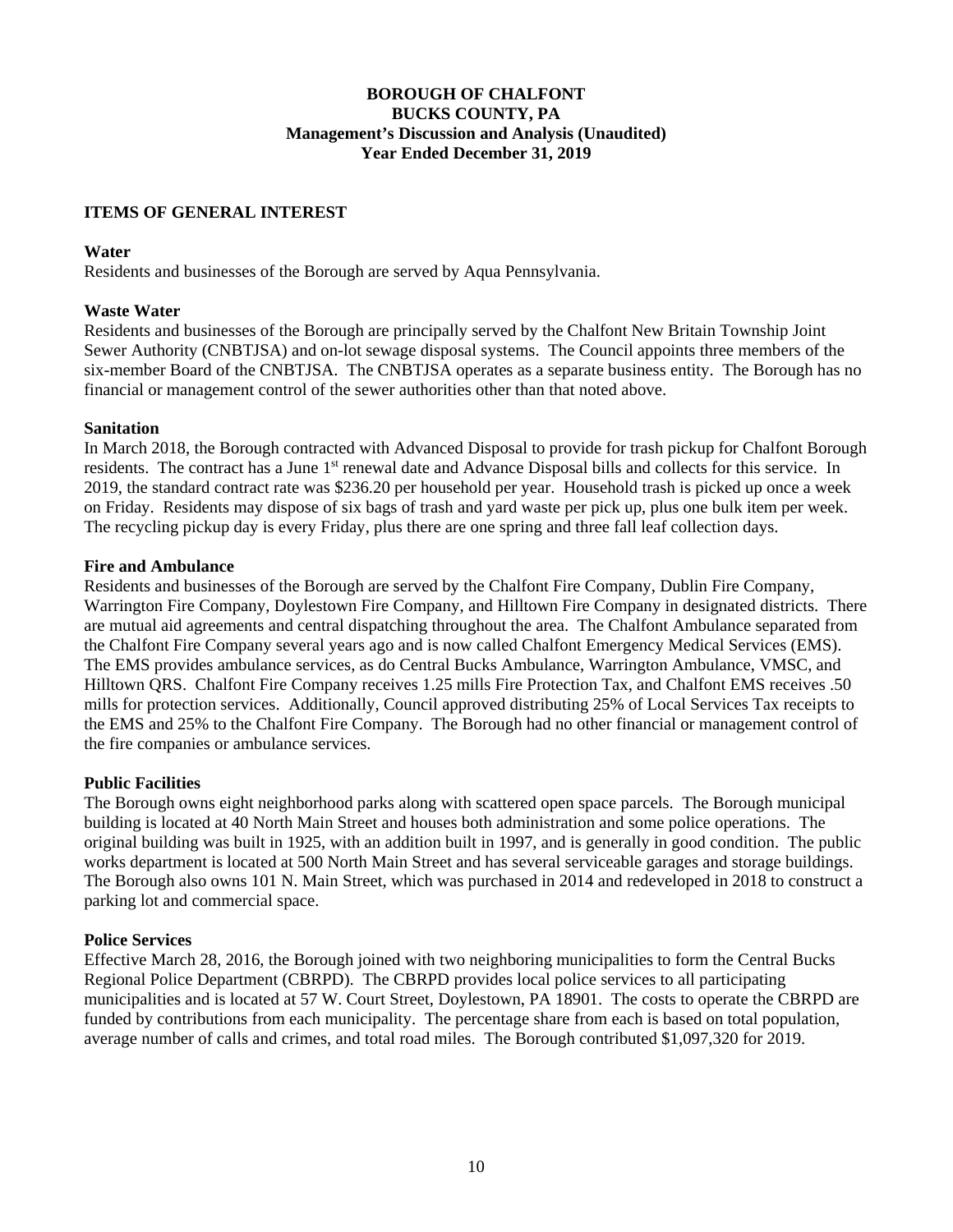**BOROUGH OF CHALFONT**
**BUCKS COUNTY, PA**
**Management's Discussion and Analysis (Unaudited)**
**Year Ended December 31, 2019**

## ITEMS OF GENERAL INTEREST

### Water

Residents and businesses of the Borough are served by Aqua Pennsylvania.

### Waste Water

Residents and businesses of the Borough are principally served by the Chalfont New Britain Township Joint Sewer Authority (CNBTJSA) and on-lot sewage disposal systems. The Council appoints three members of the six-member Board of the CNBTJSA. The CNBTJSA operates as a separate business entity. The Borough has no financial or management control of the sewer authorities other than that noted above.

### Sanitation

In March 2018, the Borough contracted with Advanced Disposal to provide for trash pickup for Chalfont Borough residents. The contract has a June 1st renewal date and Advance Disposal bills and collects for this service. In 2019, the standard contract rate was $236.20 per household per year. Household trash is picked up once a week on Friday. Residents may dispose of six bags of trash and yard waste per pick up, plus one bulk item per week. The recycling pickup day is every Friday, plus there are one spring and three fall leaf collection days.

### Fire and Ambulance

Residents and businesses of the Borough are served by the Chalfont Fire Company, Dublin Fire Company, Warrington Fire Company, Doylestown Fire Company, and Hilltown Fire Company in designated districts. There are mutual aid agreements and central dispatching throughout the area. The Chalfont Ambulance separated from the Chalfont Fire Company several years ago and is now called Chalfont Emergency Medical Services (EMS). The EMS provides ambulance services, as do Central Bucks Ambulance, Warrington Ambulance, VMSC, and Hilltown QRS. Chalfont Fire Company receives 1.25 mills Fire Protection Tax, and Chalfont EMS receives .50 mills for protection services. Additionally, Council approved distributing 25% of Local Services Tax receipts to the EMS and 25% to the Chalfont Fire Company. The Borough had no other financial or management control of the fire companies or ambulance services.

### Public Facilities

The Borough owns eight neighborhood parks along with scattered open space parcels. The Borough municipal building is located at 40 North Main Street and houses both administration and some police operations. The original building was built in 1925, with an addition built in 1997, and is generally in good condition. The public works department is located at 500 North Main Street and has several serviceable garages and storage buildings. The Borough also owns 101 N. Main Street, which was purchased in 2014 and redeveloped in 2018 to construct a parking lot and commercial space.

### Police Services

Effective March 28, 2016, the Borough joined with two neighboring municipalities to form the Central Bucks Regional Police Department (CBRPD). The CBRPD provides local police services to all participating municipalities and is located at 57 W. Court Street, Doylestown, PA 18901. The costs to operate the CBRPD are funded by contributions from each municipality. The percentage share from each is based on total population, average number of calls and crimes, and total road miles. The Borough contributed $1,097,320 for 2019.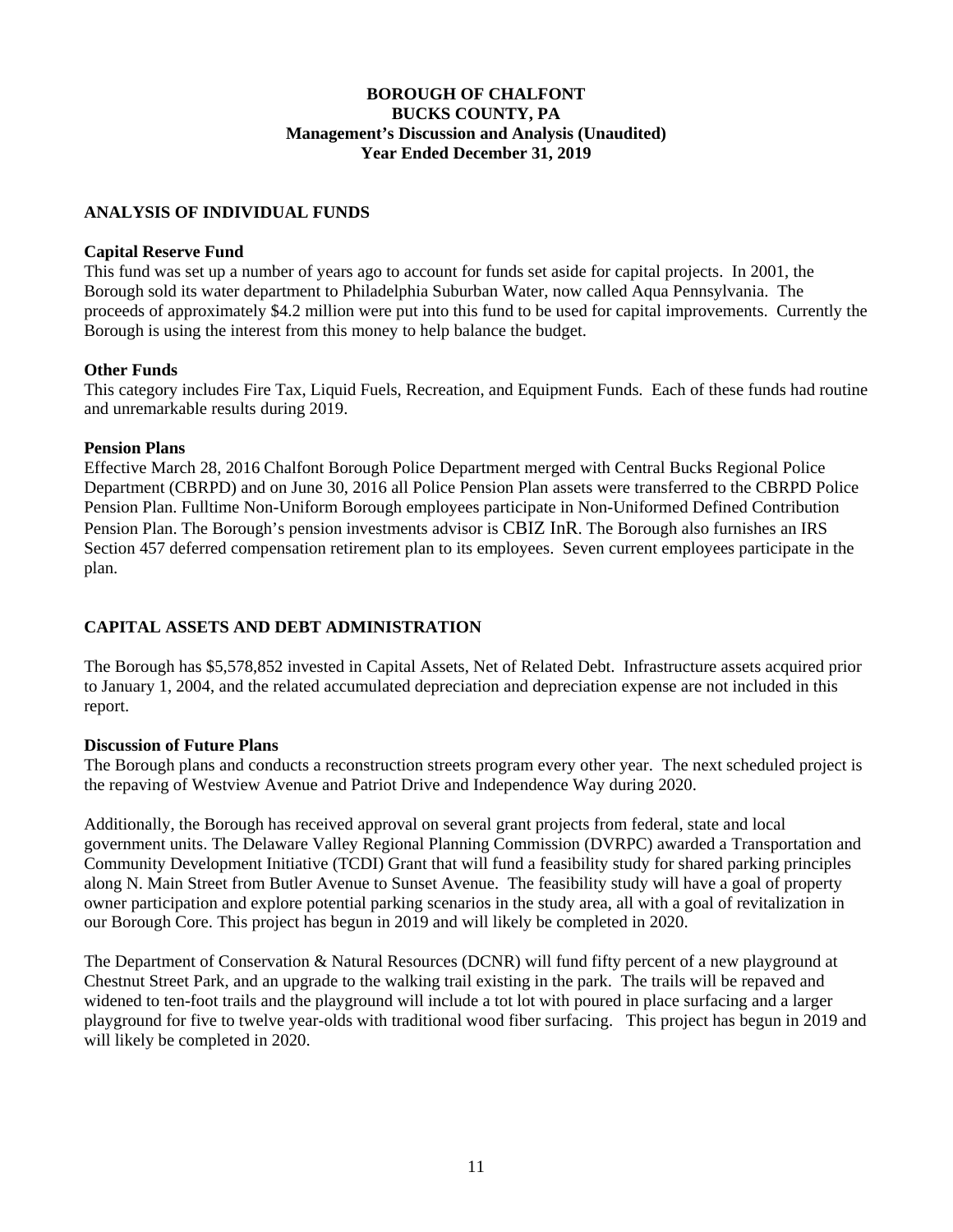# BOROUGH OF CHALFONT
## BUCKS COUNTY, PA
### Management's Discussion and Analysis (Unaudited)
### Year Ended December 31, 2019

## ANALYSIS OF INDIVIDUAL FUNDS

**Capital Reserve Fund**

This fund was set up a number of years ago to account for funds set aside for capital projects. In 2001, the Borough sold its water department to Philadelphia Suburban Water, now called Aqua Pennsylvania. The proceeds of approximately $4.2 million were put into this fund to be used for capital improvements. Currently the Borough is using the interest from this money to help balance the budget.

**Other Funds**

This category includes Fire Tax, Liquid Fuels, Recreation, and Equipment Funds. Each of these funds had routine and unremarkable results during 2019.

**Pension Plans**

Effective March 28, 2016 Chalfont Borough Police Department merged with Central Bucks Regional Police Department (CBRPD) and on June 30, 2016 all Police Pension Plan assets were transferred to the CBRPD Police Pension Plan. Fulltime Non-Uniform Borough employees participate in Non-Uniformed Defined Contribution Pension Plan. The Borough's pension investments advisor is CBIZ InR. The Borough also furnishes an IRS Section 457 deferred compensation retirement plan to its employees. Seven current employees participate in the plan.

## CAPITAL ASSETS AND DEBT ADMINISTRATION

The Borough has $5,578,852 invested in Capital Assets, Net of Related Debt. Infrastructure assets acquired prior to January 1, 2004, and the related accumulated depreciation and depreciation expense are not included in this report.

**Discussion of Future Plans**

The Borough plans and conducts a reconstruction streets program every other year. The next scheduled project is the repaving of Westview Avenue and Patriot Drive and Independence Way during 2020.

Additionally, the Borough has received approval on several grant projects from federal, state and local government units. The Delaware Valley Regional Planning Commission (DVRPC) awarded a Transportation and Community Development Initiative (TCDI) Grant that will fund a feasibility study for shared parking principles along N. Main Street from Butler Avenue to Sunset Avenue. The feasibility study will have a goal of property owner participation and explore potential parking scenarios in the study area, all with a goal of revitalization in our Borough Core. This project has begun in 2019 and will likely be completed in 2020.

The Department of Conservation & Natural Resources (DCNR) will fund fifty percent of a new playground at Chestnut Street Park, and an upgrade to the walking trail existing in the park. The trails will be repaved and widened to ten-foot trails and the playground will include a tot lot with poured in place surfacing and a larger playground for five to twelve year-olds with traditional wood fiber surfacing. This project has begun in 2019 and will likely be completed in 2020.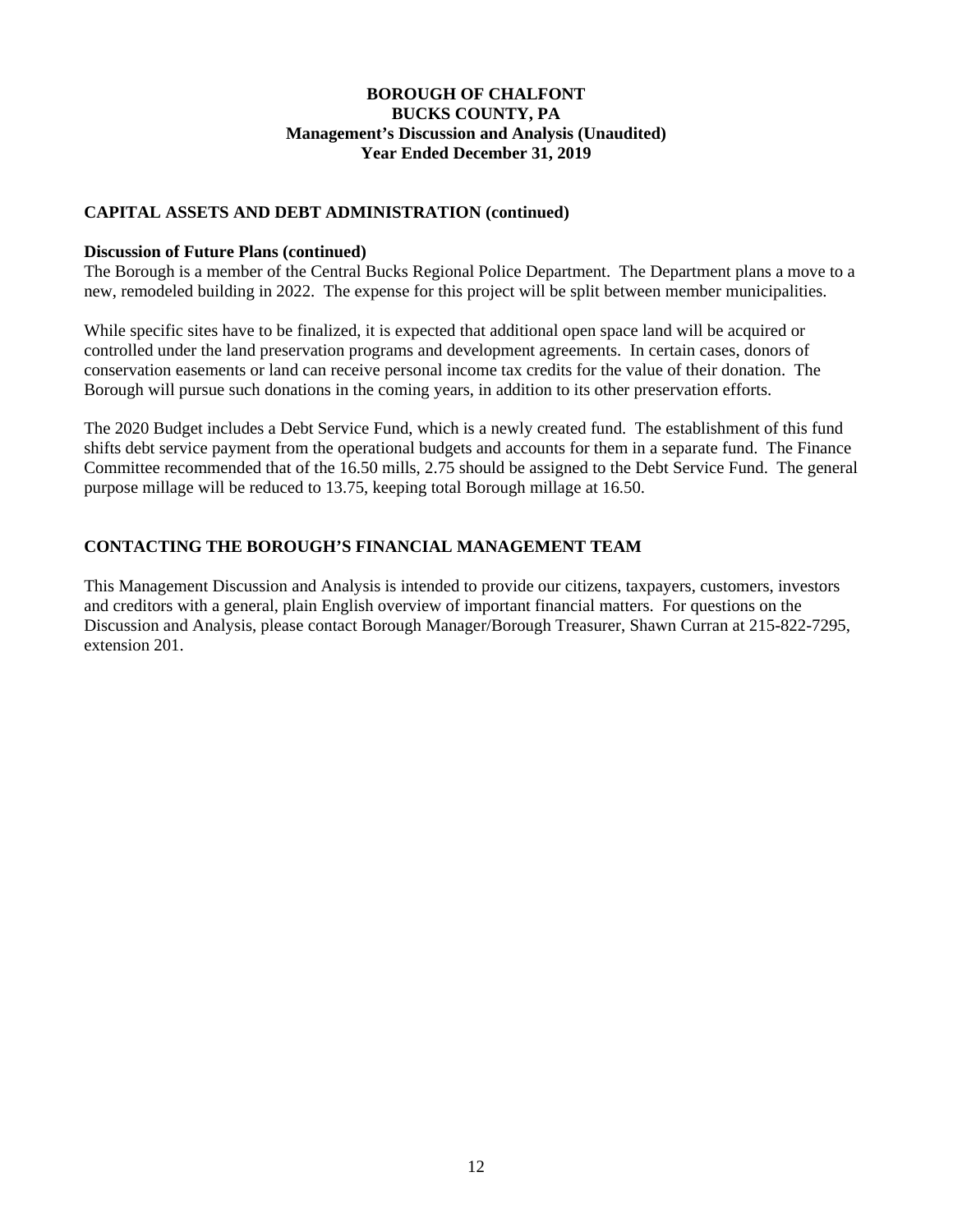## CAPITAL ASSETS AND DEBT ADMINISTRATION (continued)

**Discussion of Future Plans (continued)**

The Borough is a member of the Central Bucks Regional Police Department. The Department plans a move to a new, remodeled building in 2022. The expense for this project will be split between member municipalities.

While specific sites have to be finalized, it is expected that additional open space land will be acquired or controlled under the land preservation programs and development agreements. In certain cases, donors of conservation easements or land can receive personal income tax credits for the value of their donation. The Borough will pursue such donations in the coming years, in addition to its other preservation efforts.

The 2020 Budget includes a Debt Service Fund, which is a newly created fund. The establishment of this fund shifts debt service payment from the operational budgets and accounts for them in a separate fund. The Finance Committee recommended that of the 16.50 mills, 2.75 should be assigned to the Debt Service Fund. The general purpose millage will be reduced to 13.75, keeping total Borough millage at 16.50.

## CONTACTING THE BOROUGH'S FINANCIAL MANAGEMENT TEAM

This Management Discussion and Analysis is intended to provide our citizens, taxpayers, customers, investors and creditors with a general, plain English overview of important financial matters. For questions on the Discussion and Analysis, please contact Borough Manager/Borough Treasurer, Shawn Curran at 215-822-7295, extension 201.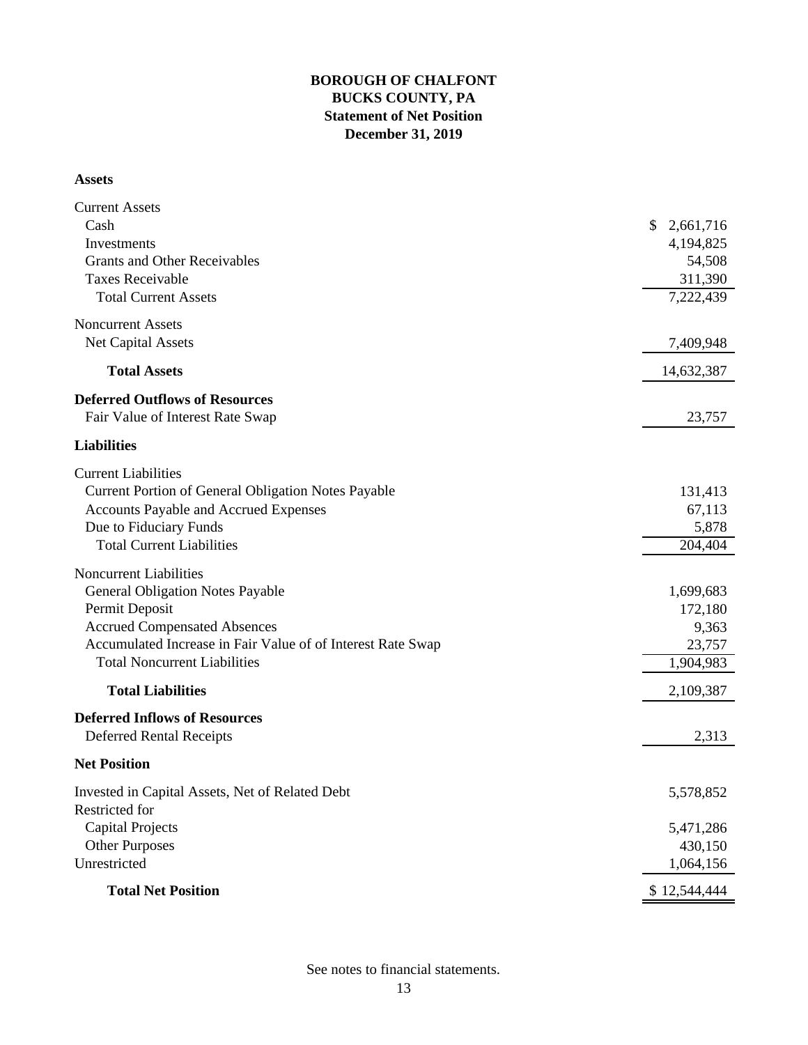# BOROUGH OF CHALFONT
## BUCKS COUNTY, PA
## Statement of Net Position
## December 31, 2019

| | |
|---|---|
| **Assets** | |
| Current Assets | |
| Cash | $ 2,661,716 |
| Investments | 4,194,825 |
| Grants and Other Receivables | 54,508 |
| Taxes Receivable | 311,390 |
| Total Current Assets | 7,222,439 |
| Noncurrent Assets | |
| Net Capital Assets | 7,409,948 |
| **Total Assets** | 14,632,387 |
| **Deferred Outflows of Resources** | |
| Fair Value of Interest Rate Swap | 23,757 |
| **Liabilities** | |
| Current Liabilities | |
| Current Portion of General Obligation Notes Payable | 131,413 |
| Accounts Payable and Accrued Expenses | 67,113 |
| Due to Fiduciary Funds | 5,878 |
| Total Current Liabilities | 204,404 |
| Noncurrent Liabilities | |
| General Obligation Notes Payable | 1,699,683 |
| Permit Deposit | 172,180 |
| Accrued Compensated Absences | 9,363 |
| Accumulated Increase in Fair Value of of Interest Rate Swap | 23,757 |
| Total Noncurrent Liabilities | 1,904,983 |
| **Total Liabilities** | 2,109,387 |
| **Deferred Inflows of Resources** | |
| Deferred Rental Receipts | 2,313 |
| **Net Position** | |
| Invested in Capital Assets, Net of Related Debt | 5,578,852 |
| Restricted for | |
| Capital Projects | 5,471,286 |
| Other Purposes | 430,150 |
| Unrestricted | 1,064,156 |
| **Total Net Position** | $ 12,544,444 |

See notes to financial statements.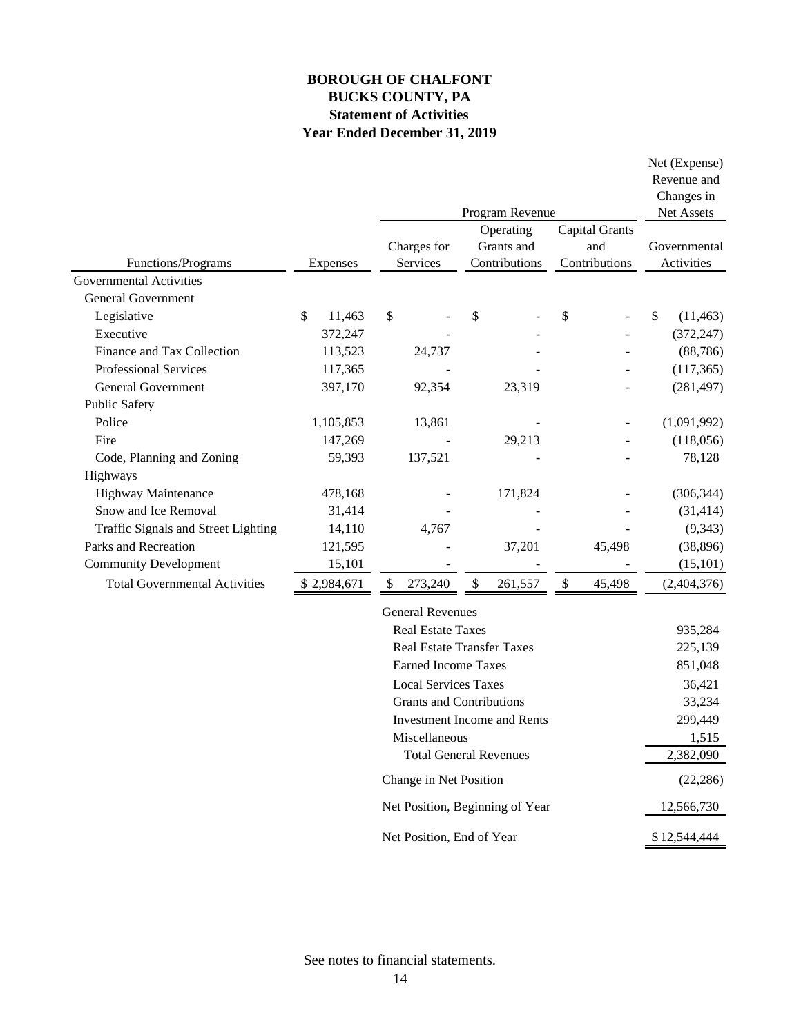# BOROUGH OF CHALFONT
# BUCKS COUNTY, PA
## Statement of Activities
## Year Ended December 31, 2019

| Functions/Programs | Expenses | Program Revenue: Charges for Services | Program Revenue: Operating Grants and Contributions | Program Revenue: Capital Grants and Contributions | Net (Expense) Revenue and Changes in Net Assets: Governmental Activities |
|---|---|---|---|---|---|
| Governmental Activities | | | | | |
| General Government | | | | | |
| Legislative | $ 11,463 | $ - | $ - | $ - | $ (11,463) |
| Executive | 372,247 | - | - | - | (372,247) |
| Finance and Tax Collection | 113,523 | 24,737 | - | - | (88,786) |
| Professional Services | 117,365 | - | - | - | (117,365) |
| General Government | 397,170 | 92,354 | 23,319 | - | (281,497) |
| Public Safety | | | | | |
| Police | 1,105,853 | 13,861 | - | - | (1,091,992) |
| Fire | 147,269 | - | 29,213 | - | (118,056) |
| Code, Planning and Zoning | 59,393 | 137,521 | - | - | 78,128 |
| Highways | | | | | |
| Highway Maintenance | 478,168 | - | 171,824 | - | (306,344) |
| Snow and Ice Removal | 31,414 | - | - | - | (31,414) |
| Traffic Signals and Street Lighting | 14,110 | 4,767 | - | - | (9,343) |
| Parks and Recreation | 121,595 | - | 37,201 | 45,498 | (38,896) |
| Community Development | 15,101 | - | - | - | (15,101) |
| Total Governmental Activities | $ 2,984,671 | $ 273,240 | $ 261,557 | $ 45,498 | (2,404,376) |
| | | General Revenues | | | |
| | | Real Estate Taxes | | | 935,284 |
| | | Real Estate Transfer Taxes | | | 225,139 |
| | | Earned Income Taxes | | | 851,048 |
| | | Local Services Taxes | | | 36,421 |
| | | Grants and Contributions | | | 33,234 |
| | | Investment Income and Rents | | | 299,449 |
| | | Miscellaneous | | | 1,515 |
| | | Total General Revenues | | | 2,382,090 |
| | | Change in Net Position | | | (22,286) |
| | | Net Position, Beginning of Year | | | 12,566,730 |
| | | Net Position, End of Year | | | $ 12,544,444 |

See notes to financial statements.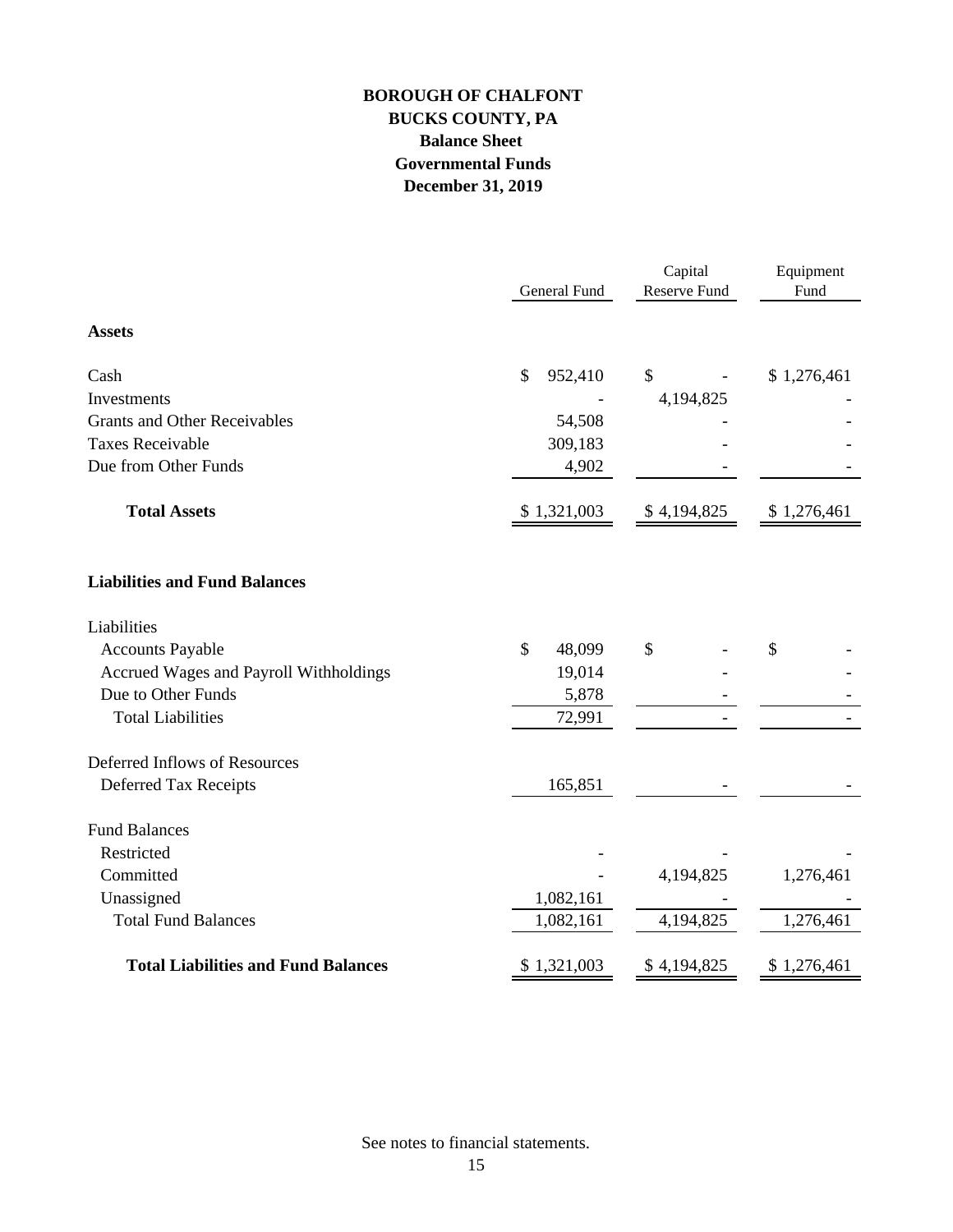# BOROUGH OF CHALFONT
## BUCKS COUNTY, PA
### Balance Sheet
### Governmental Funds
### December 31, 2019

| | General Fund | Capital Reserve Fund | Equipment Fund |
|---|---|---|---|
| **Assets** | | | |
| Cash | $ 952,410 | $ - | $ 1,276,461 |
| Investments | - | 4,194,825 | - |
| Grants and Other Receivables | 54,508 | - | - |
| Taxes Receivable | 309,183 | - | - |
| Due from Other Funds | 4,902 | - | - |
| **Total Assets** | $ 1,321,003 | $ 4,194,825 | $ 1,276,461 |
| **Liabilities and Fund Balances** | | | |
| Liabilities | | | |
| Accounts Payable | $ 48,099 | $ - | $ - |
| Accrued Wages and Payroll Withholdings | 19,014 | - | - |
| Due to Other Funds | 5,878 | - | - |
| Total Liabilities | 72,991 | - | - |
| Deferred Inflows of Resources | | | |
| Deferred Tax Receipts | 165,851 | - | - |
| Fund Balances | | | |
| Restricted | - | - | - |
| Committed | - | 4,194,825 | 1,276,461 |
| Unassigned | 1,082,161 | - | - |
| Total Fund Balances | 1,082,161 | 4,194,825 | 1,276,461 |
| **Total Liabilities and Fund Balances** | $ 1,321,003 | $ 4,194,825 | $ 1,276,461 |

See notes to financial statements.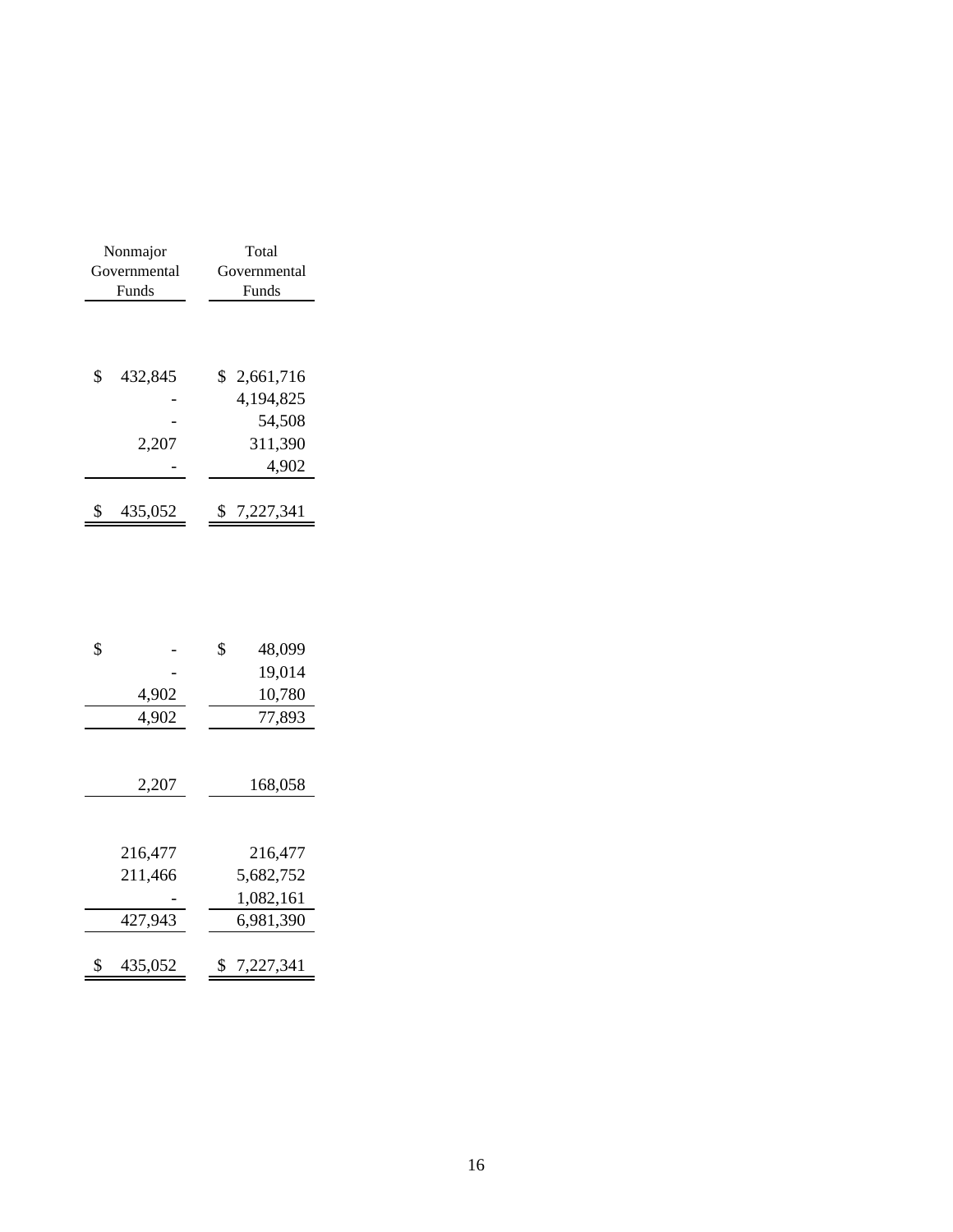| Nonmajor Governmental Funds | Total Governmental Funds |
|---|---|
| | |
| $ 432,845 | $ 2,661,716 |
| - | 4,194,825 |
| - | 54,508 |
| 2,207 | 311,390 |
| - | 4,902 |
| $ 435,052 | $ 7,227,341 |
| | |
| $ - | $ 48,099 |
| - | 19,014 |
| 4,902 | 10,780 |
| 4,902 | 77,893 |
| | |
| 2,207 | 168,058 |
| | |
| 216,477 | 216,477 |
| 211,466 | 5,682,752 |
| - | 1,082,161 |
| 427,943 | 6,981,390 |
| | |
| $ 435,052 | $ 7,227,341 |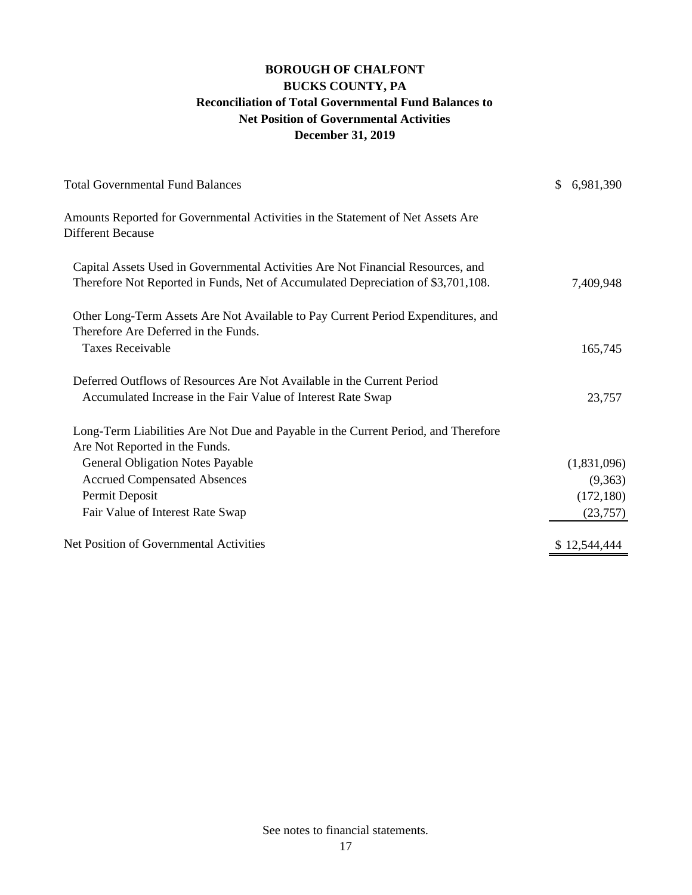**BOROUGH OF CHALFONT**
**BUCKS COUNTY, PA**
**Reconciliation of Total Governmental Fund Balances to**
**Net Position of Governmental Activities**
**December 31, 2019**

| | |
|---|---:|
| Total Governmental Fund Balances | $ 6,981,390 |
| Amounts Reported for Governmental Activities in the Statement of Net Assets Are Different Because | |
| Capital Assets Used in Governmental Activities Are Not Financial Resources, and Therefore Not Reported in Funds, Net of Accumulated Depreciation of $3,701,108. | 7,409,948 |
| Other Long-Term Assets Are Not Available to Pay Current Period Expenditures, and Therefore Are Deferred in the Funds. | |
| Taxes Receivable | 165,745 |
| Deferred Outflows of Resources Are Not Available in the Current Period | |
| Accumulated Increase in the Fair Value of Interest Rate Swap | 23,757 |
| Long-Term Liabilities Are Not Due and Payable in the Current Period, and Therefore Are Not Reported in the Funds. | |
| General Obligation Notes Payable | (1,831,096) |
| Accrued Compensated Absences | (9,363) |
| Permit Deposit | (172,180) |
| Fair Value of Interest Rate Swap | (23,757) |
| Net Position of Governmental Activities | $ 12,544,444 |

See notes to financial statements.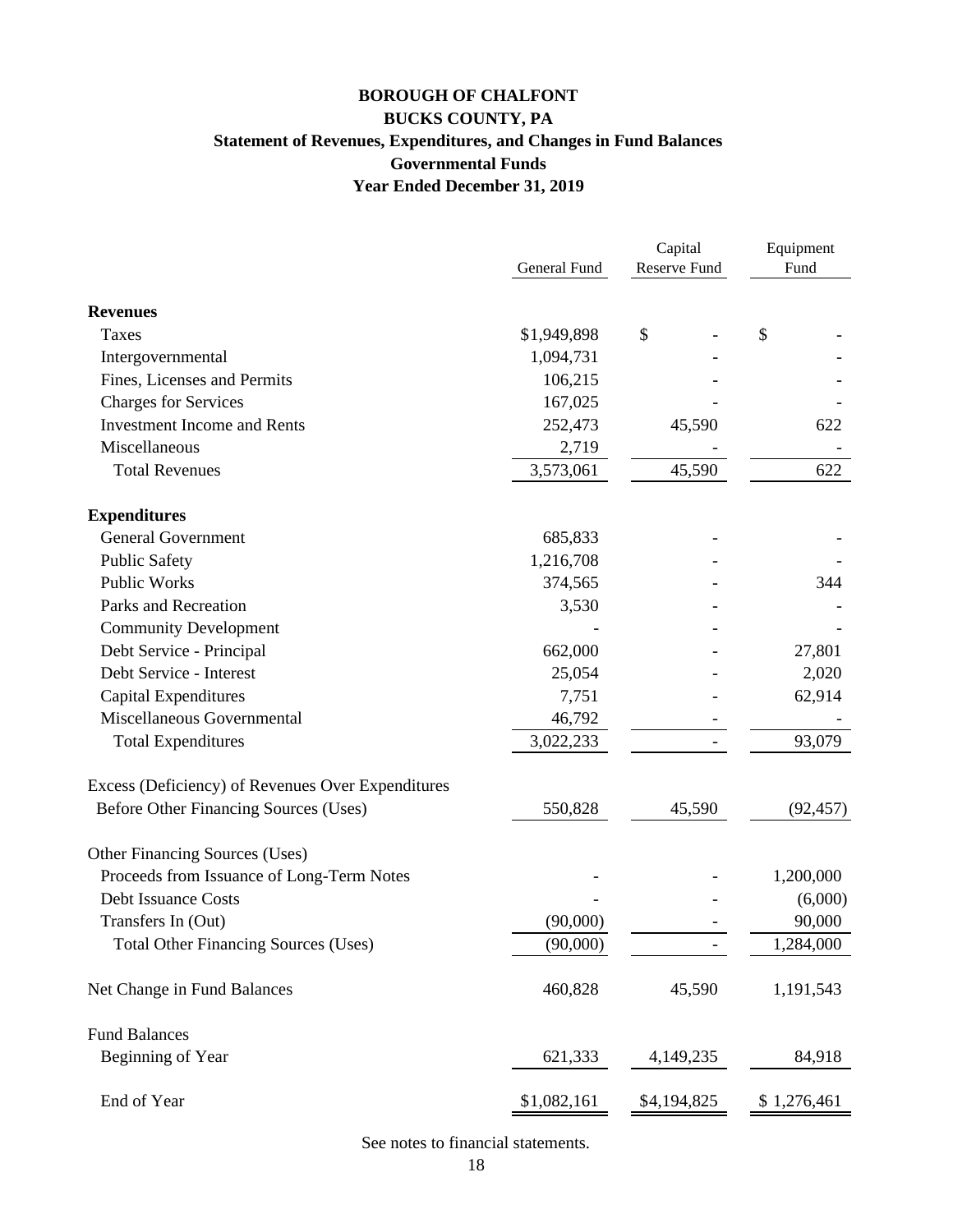# BOROUGH OF CHALFONT

## BUCKS COUNTY, PA

## Statement of Revenues, Expenditures, and Changes in Fund Balances

## Governmental Funds

## Year Ended December 31, 2019

| | General Fund | Capital Reserve Fund | Equipment Fund |
|---|---|---|---|
| **Revenues** | | | |
| Taxes | $1,949,898 | $ - | $ - |
| Intergovernmental | 1,094,731 | - | - |
| Fines, Licenses and Permits | 106,215 | - | - |
| Charges for Services | 167,025 | - | - |
| Investment Income and Rents | 252,473 | 45,590 | 622 |
| Miscellaneous | 2,719 | - | - |
| Total Revenues | 3,573,061 | 45,590 | 622 |
| **Expenditures** | | | |
| General Government | 685,833 | - | - |
| Public Safety | 1,216,708 | - | - |
| Public Works | 374,565 | - | 344 |
| Parks and Recreation | 3,530 | - | - |
| Community Development | - | - | - |
| Debt Service - Principal | 662,000 | - | 27,801 |
| Debt Service - Interest | 25,054 | - | 2,020 |
| Capital Expenditures | 7,751 | - | 62,914 |
| Miscellaneous Governmental | 46,792 | - | - |
| Total Expenditures | 3,022,233 | - | 93,079 |
| Excess (Deficiency) of Revenues Over Expenditures Before Other Financing Sources (Uses) | 550,828 | 45,590 | (92,457) |
| Other Financing Sources (Uses) | | | |
| Proceeds from Issuance of Long-Term Notes | - | - | 1,200,000 |
| Debt Issuance Costs | - | - | (6,000) |
| Transfers In (Out) | (90,000) | - | 90,000 |
| Total Other Financing Sources (Uses) | (90,000) | - | 1,284,000 |
| Net Change in Fund Balances | 460,828 | 45,590 | 1,191,543 |
| Fund Balances | | | |
| Beginning of Year | 621,333 | 4,149,235 | 84,918 |
| End of Year | $1,082,161 | $4,194,825 | $ 1,276,461 |

See notes to financial statements.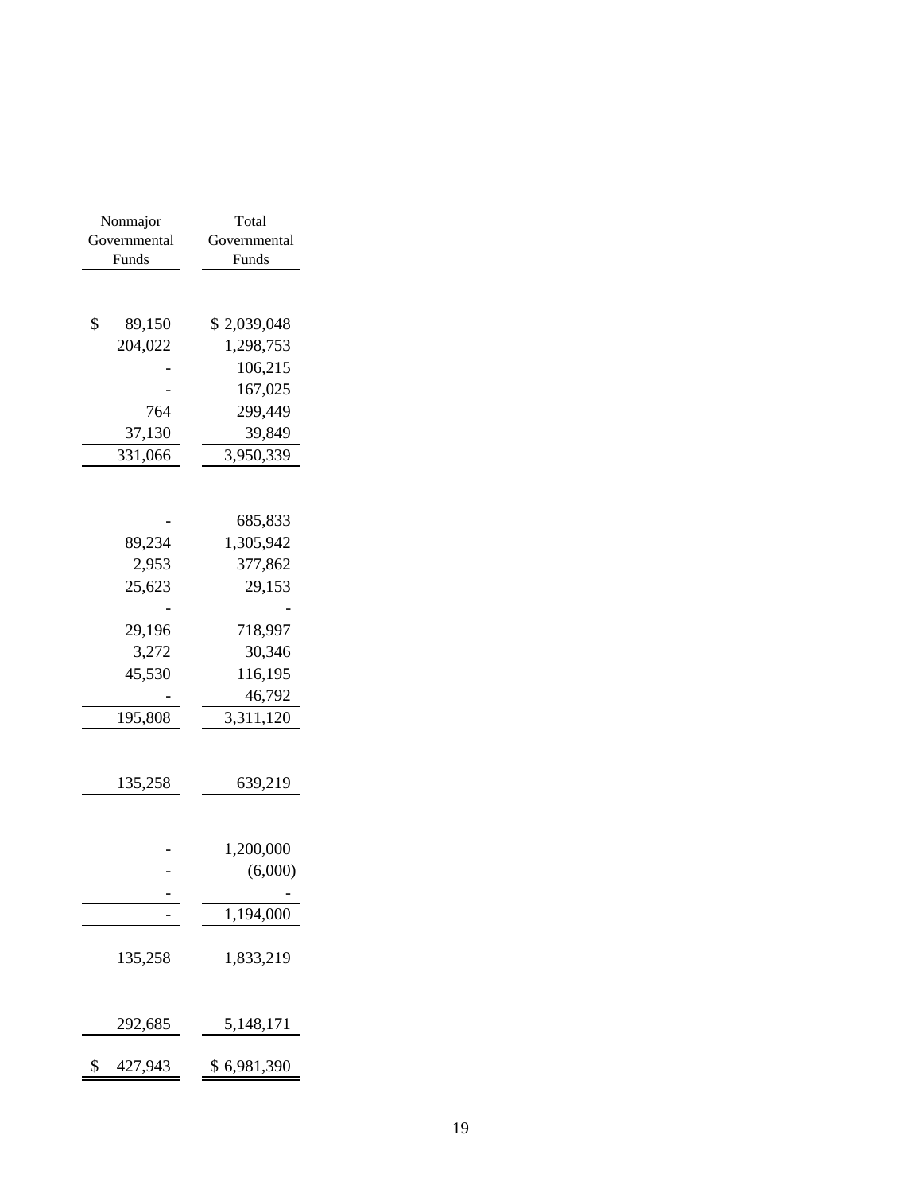| Nonmajor Governmental Funds | Total Governmental Funds |
|---|---|
| | |
| $ 89,150 | $ 2,039,048 |
| 204,022 | 1,298,753 |
| - | 106,215 |
| - | 167,025 |
| 764 | 299,449 |
| 37,130 | 39,849 |
| 331,066 | 3,950,339 |
| | |
| - | 685,833 |
| 89,234 | 1,305,942 |
| 2,953 | 377,862 |
| 25,623 | 29,153 |
| - | - |
| 29,196 | 718,997 |
| 3,272 | 30,346 |
| 45,530 | 116,195 |
| - | 46,792 |
| 195,808 | 3,311,120 |
| | |
| 135,258 | 639,219 |
| | |
| - | 1,200,000 |
| - | (6,000) |
| - | - |
| - | 1,194,000 |
| | |
| 135,258 | 1,833,219 |
| | |
| 292,685 | 5,148,171 |
| | |
| $ 427,943 | $ 6,981,390 |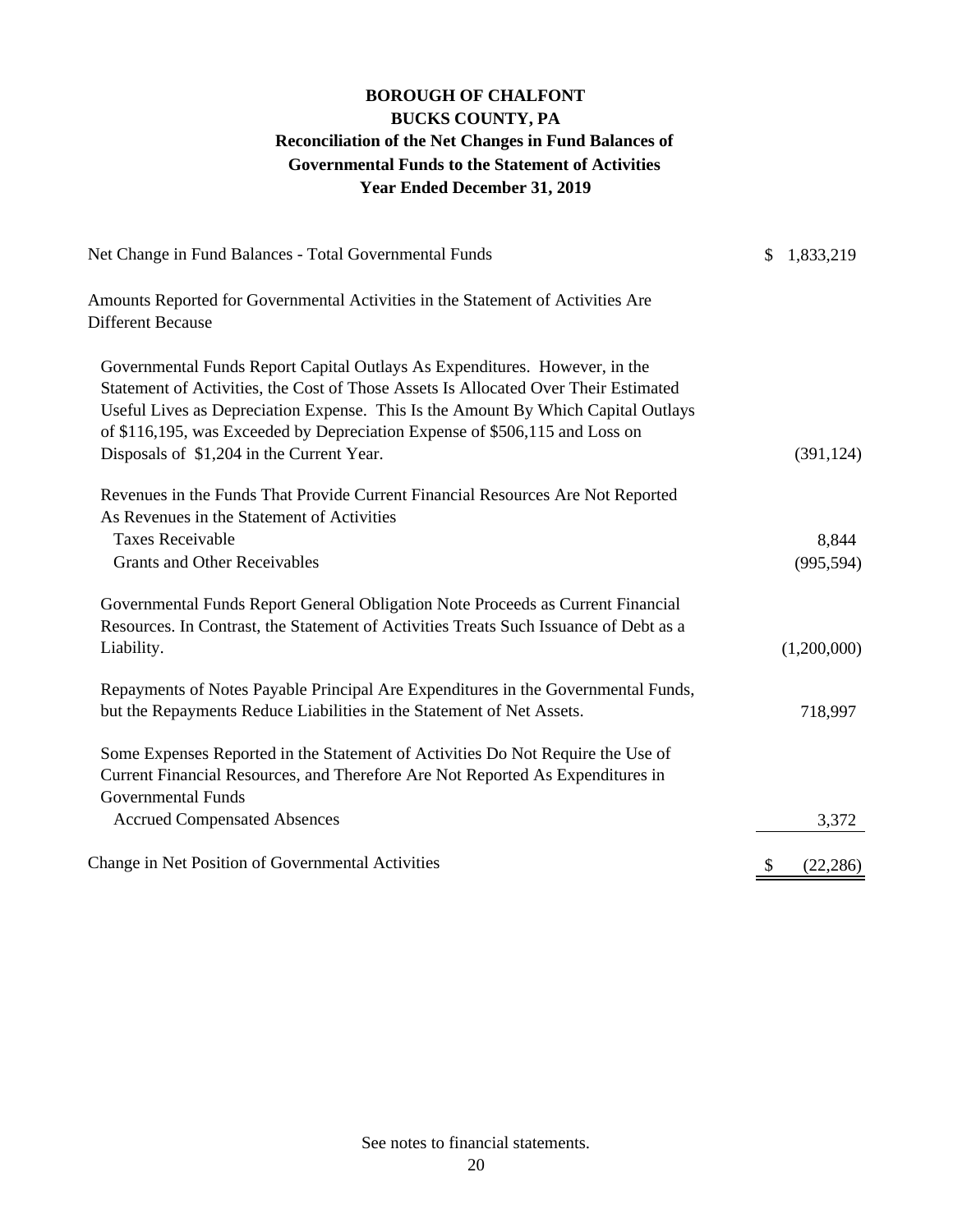# BOROUGH OF CHALFONT
## BUCKS COUNTY, PA
## Reconciliation of the Net Changes in Fund Balances of Governmental Funds to the Statement of Activities
## Year Ended December 31, 2019

| | |
|---|---|
| Net Change in Fund Balances - Total Governmental Funds | $ 1,833,219 |
| Amounts Reported for Governmental Activities in the Statement of Activities Are Different Because | |
| Governmental Funds Report Capital Outlays As Expenditures. However, in the Statement of Activities, the Cost of Those Assets Is Allocated Over Their Estimated Useful Lives as Depreciation Expense. This Is the Amount By Which Capital Outlays of $116,195, was Exceeded by Depreciation Expense of $506,115 and Loss on Disposals of $1,204 in the Current Year. | (391,124) |
| Revenues in the Funds That Provide Current Financial Resources Are Not Reported As Revenues in the Statement of Activities | |
| Taxes Receivable | 8,844 |
| Grants and Other Receivables | (995,594) |
| Governmental Funds Report General Obligation Note Proceeds as Current Financial Resources. In Contrast, the Statement of Activities Treats Such Issuance of Debt as a Liability. | (1,200,000) |
| Repayments of Notes Payable Principal Are Expenditures in the Governmental Funds, but the Repayments Reduce Liabilities in the Statement of Net Assets. | 718,997 |
| Some Expenses Reported in the Statement of Activities Do Not Require the Use of Current Financial Resources, and Therefore Are Not Reported As Expenditures in Governmental Funds | |
| Accrued Compensated Absences | 3,372 |
| Change in Net Position of Governmental Activities | $ (22,286) |

See notes to financial statements.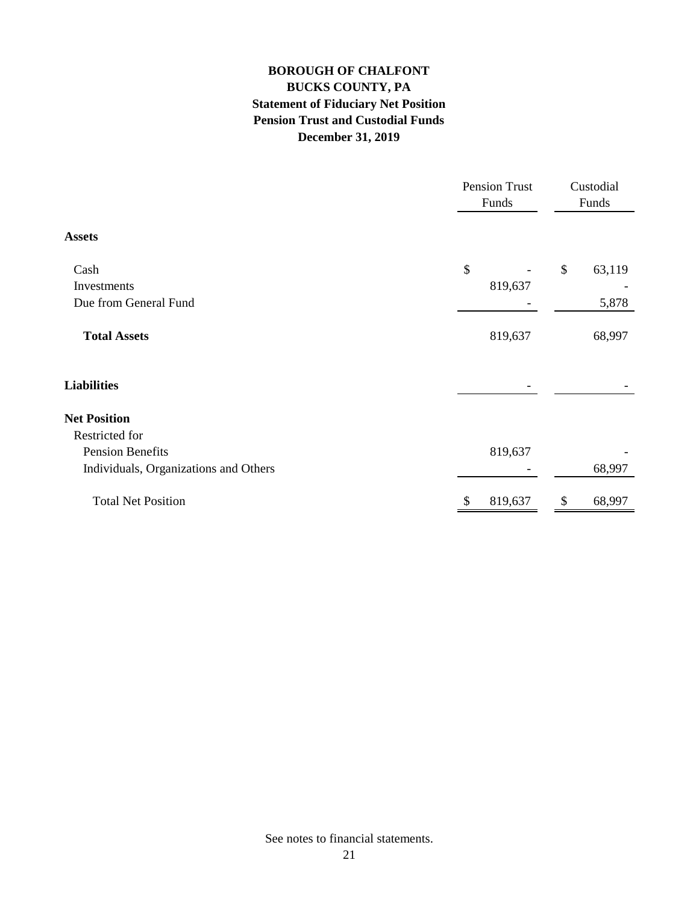# BOROUGH OF CHALFONT
## BUCKS COUNTY, PA
## Statement of Fiduciary Net Position
## Pension Trust and Custodial Funds
## December 31, 2019

| | Pension Trust Funds | Custodial Funds |
|---|---|---|
| **Assets** | | |
| Cash | $ - | $ 63,119 |
| Investments | 819,637 | - |
| Due from General Fund | - | 5,878 |
| **Total Assets** | 819,637 | 68,997 |
| **Liabilities** | - | - |
| **Net Position** | | |
| Restricted for | | |
| Pension Benefits | 819,637 | - |
| Individuals, Organizations and Others | - | 68,997 |
| Total Net Position | $ 819,637 | $ 68,997 |

See notes to financial statements.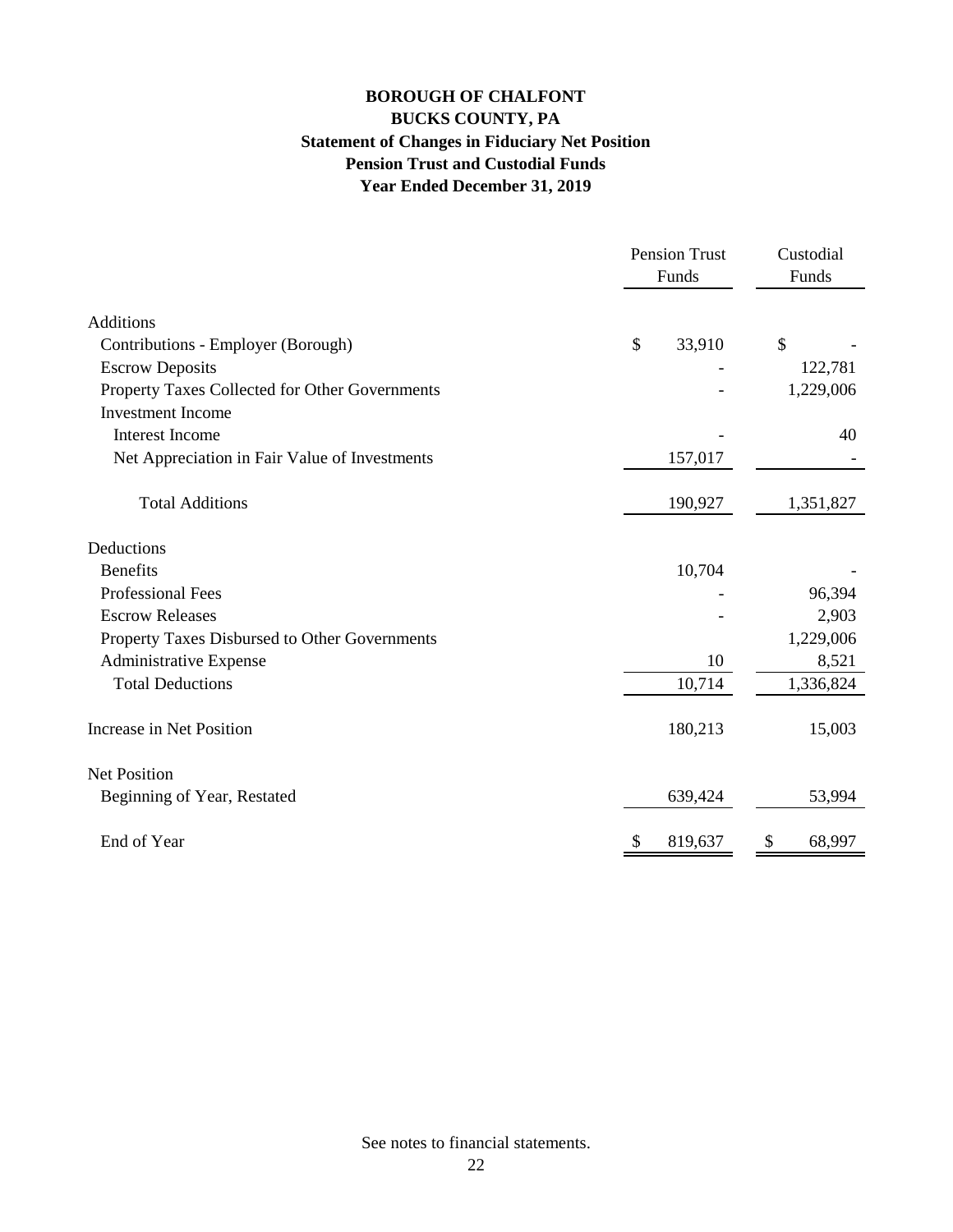# BOROUGH OF CHALFONT
## BUCKS COUNTY, PA
### Statement of Changes in Fiduciary Net Position
### Pension Trust and Custodial Funds
### Year Ended December 31, 2019

| | Pension Trust Funds | Custodial Funds |
|---|---|---|
| **Additions** | | |
| Contributions - Employer (Borough) | $ 33,910 | $ - |
| Escrow Deposits | - | 122,781 |
| Property Taxes Collected for Other Governments | - | 1,229,006 |
| Investment Income | | |
| Interest Income | - | 40 |
| Net Appreciation in Fair Value of Investments | 157,017 | - |
| Total Additions | 190,927 | 1,351,827 |
| **Deductions** | | |
| Benefits | 10,704 | - |
| Professional Fees | - | 96,394 |
| Escrow Releases | - | 2,903 |
| Property Taxes Disbursed to Other Governments | | 1,229,006 |
| Administrative Expense | 10 | 8,521 |
| Total Deductions | 10,714 | 1,336,824 |
| Increase in Net Position | 180,213 | 15,003 |
| **Net Position** | | |
| Beginning of Year, Restated | 639,424 | 53,994 |
| End of Year | $ 819,637 | $ 68,997 |

See notes to financial statements.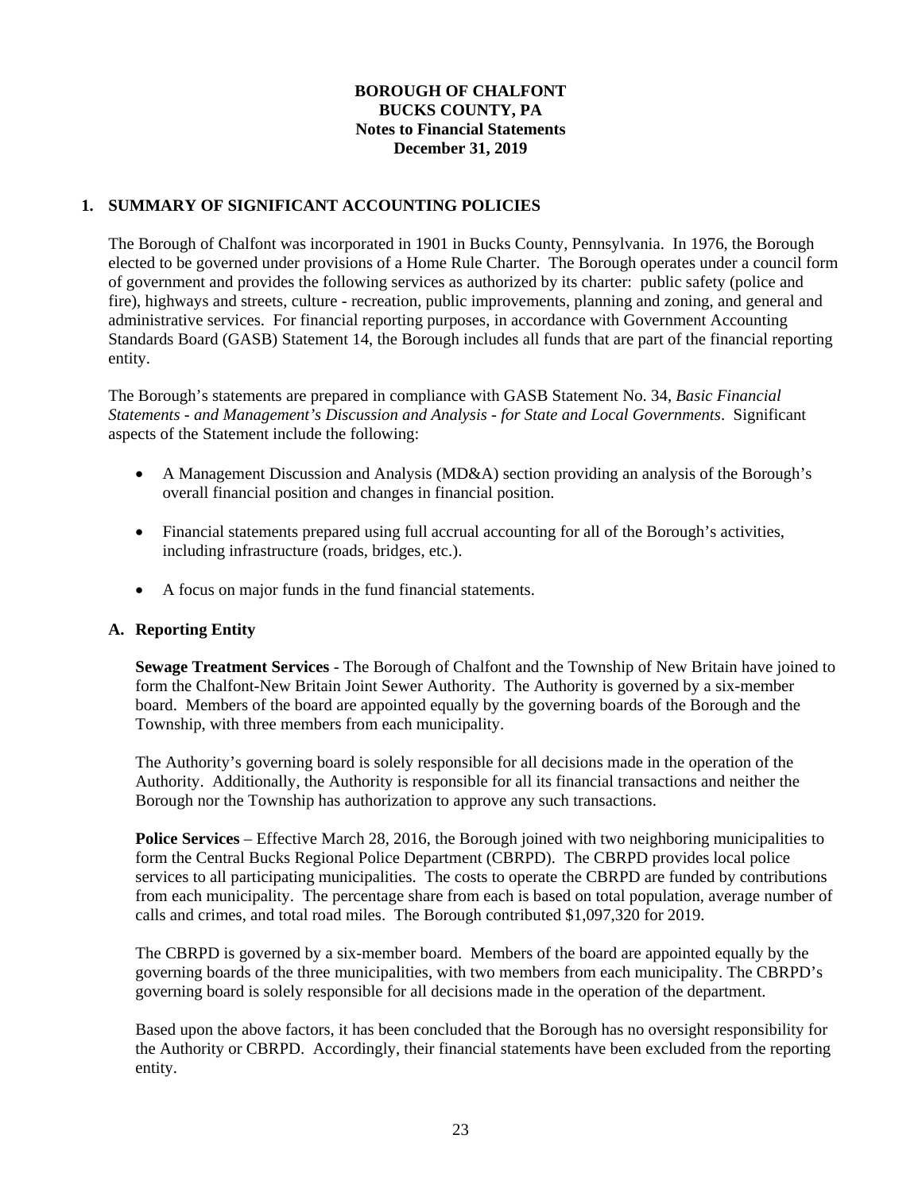**BOROUGH OF CHALFONT**
**BUCKS COUNTY, PA**
**Notes to Financial Statements**
**December 31, 2019**

## 1. SUMMARY OF SIGNIFICANT ACCOUNTING POLICIES

The Borough of Chalfont was incorporated in 1901 in Bucks County, Pennsylvania. In 1976, the Borough elected to be governed under provisions of a Home Rule Charter. The Borough operates under a council form of government and provides the following services as authorized by its charter: public safety (police and fire), highways and streets, culture - recreation, public improvements, planning and zoning, and general and administrative services. For financial reporting purposes, in accordance with Government Accounting Standards Board (GASB) Statement 14, the Borough includes all funds that are part of the financial reporting entity.

The Borough's statements are prepared in compliance with GASB Statement No. 34, *Basic Financial Statements - and Management's Discussion and Analysis - for State and Local Governments*. Significant aspects of the Statement include the following:

- A Management Discussion and Analysis (MD&A) section providing an analysis of the Borough's overall financial position and changes in financial position.
- Financial statements prepared using full accrual accounting for all of the Borough's activities, including infrastructure (roads, bridges, etc.).
- A focus on major funds in the fund financial statements.

### A. Reporting Entity

**Sewage Treatment Services** - The Borough of Chalfont and the Township of New Britain have joined to form the Chalfont-New Britain Joint Sewer Authority. The Authority is governed by a six-member board. Members of the board are appointed equally by the governing boards of the Borough and the Township, with three members from each municipality.

The Authority's governing board is solely responsible for all decisions made in the operation of the Authority. Additionally, the Authority is responsible for all its financial transactions and neither the Borough nor the Township has authorization to approve any such transactions.

**Police Services** – Effective March 28, 2016, the Borough joined with two neighboring municipalities to form the Central Bucks Regional Police Department (CBRPD). The CBRPD provides local police services to all participating municipalities. The costs to operate the CBRPD are funded by contributions from each municipality. The percentage share from each is based on total population, average number of calls and crimes, and total road miles. The Borough contributed $1,097,320 for 2019.

The CBRPD is governed by a six-member board. Members of the board are appointed equally by the governing boards of the three municipalities, with two members from each municipality. The CBRPD's governing board is solely responsible for all decisions made in the operation of the department.

Based upon the above factors, it has been concluded that the Borough has no oversight responsibility for the Authority or CBRPD. Accordingly, their financial statements have been excluded from the reporting entity.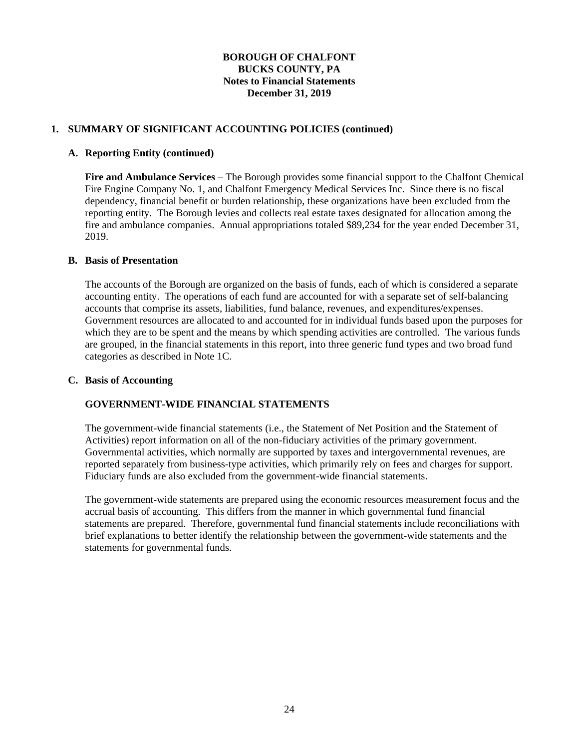# BOROUGH OF CHALFONT
# BUCKS COUNTY, PA
# Notes to Financial Statements
# December 31, 2019

## 1. SUMMARY OF SIGNIFICANT ACCOUNTING POLICIES (continued)

### A. Reporting Entity (continued)

**Fire and Ambulance Services** – The Borough provides some financial support to the Chalfont Chemical Fire Engine Company No. 1, and Chalfont Emergency Medical Services Inc. Since there is no fiscal dependency, financial benefit or burden relationship, these organizations have been excluded from the reporting entity. The Borough levies and collects real estate taxes designated for allocation among the fire and ambulance companies. Annual appropriations totaled $89,234 for the year ended December 31, 2019.

### B. Basis of Presentation

The accounts of the Borough are organized on the basis of funds, each of which is considered a separate accounting entity. The operations of each fund are accounted for with a separate set of self-balancing accounts that comprise its assets, liabilities, fund balance, revenues, and expenditures/expenses. Government resources are allocated to and accounted for in individual funds based upon the purposes for which they are to be spent and the means by which spending activities are controlled. The various funds are grouped, in the financial statements in this report, into three generic fund types and two broad fund categories as described in Note 1C.

### C. Basis of Accounting

#### GOVERNMENT-WIDE FINANCIAL STATEMENTS

The government-wide financial statements (i.e., the Statement of Net Position and the Statement of Activities) report information on all of the non-fiduciary activities of the primary government. Governmental activities, which normally are supported by taxes and intergovernmental revenues, are reported separately from business-type activities, which primarily rely on fees and charges for support. Fiduciary funds are also excluded from the government-wide financial statements.

The government-wide statements are prepared using the economic resources measurement focus and the accrual basis of accounting. This differs from the manner in which governmental fund financial statements are prepared. Therefore, governmental fund financial statements include reconciliations with brief explanations to better identify the relationship between the government-wide statements and the statements for governmental funds.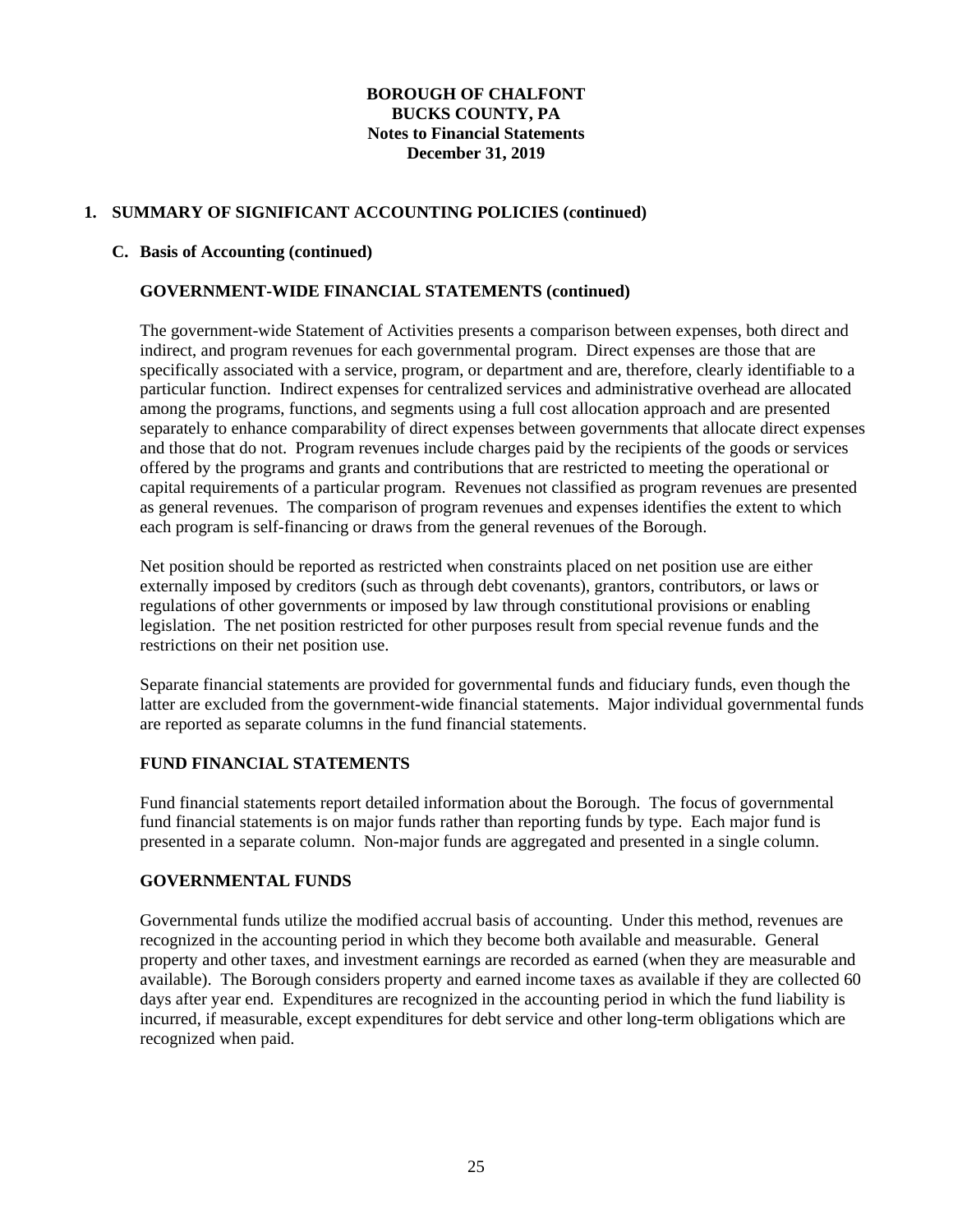**BOROUGH OF CHALFONT**
**BUCKS COUNTY, PA**
**Notes to Financial Statements**
**December 31, 2019**

## 1. SUMMARY OF SIGNIFICANT ACCOUNTING POLICIES (continued)

### C. Basis of Accounting (continued)

#### GOVERNMENT-WIDE FINANCIAL STATEMENTS (continued)

The government-wide Statement of Activities presents a comparison between expenses, both direct and indirect, and program revenues for each governmental program. Direct expenses are those that are specifically associated with a service, program, or department and are, therefore, clearly identifiable to a particular function. Indirect expenses for centralized services and administrative overhead are allocated among the programs, functions, and segments using a full cost allocation approach and are presented separately to enhance comparability of direct expenses between governments that allocate direct expenses and those that do not. Program revenues include charges paid by the recipients of the goods or services offered by the programs and grants and contributions that are restricted to meeting the operational or capital requirements of a particular program. Revenues not classified as program revenues are presented as general revenues. The comparison of program revenues and expenses identifies the extent to which each program is self-financing or draws from the general revenues of the Borough.

Net position should be reported as restricted when constraints placed on net position use are either externally imposed by creditors (such as through debt covenants), grantors, contributors, or laws or regulations of other governments or imposed by law through constitutional provisions or enabling legislation. The net position restricted for other purposes result from special revenue funds and the restrictions on their net position use.

Separate financial statements are provided for governmental funds and fiduciary funds, even though the latter are excluded from the government-wide financial statements. Major individual governmental funds are reported as separate columns in the fund financial statements.

#### FUND FINANCIAL STATEMENTS

Fund financial statements report detailed information about the Borough. The focus of governmental fund financial statements is on major funds rather than reporting funds by type. Each major fund is presented in a separate column. Non-major funds are aggregated and presented in a single column.

#### GOVERNMENTAL FUNDS

Governmental funds utilize the modified accrual basis of accounting. Under this method, revenues are recognized in the accounting period in which they become both available and measurable. General property and other taxes, and investment earnings are recorded as earned (when they are measurable and available). The Borough considers property and earned income taxes as available if they are collected 60 days after year end. Expenditures are recognized in the accounting period in which the fund liability is incurred, if measurable, except expenditures for debt service and other long-term obligations which are recognized when paid.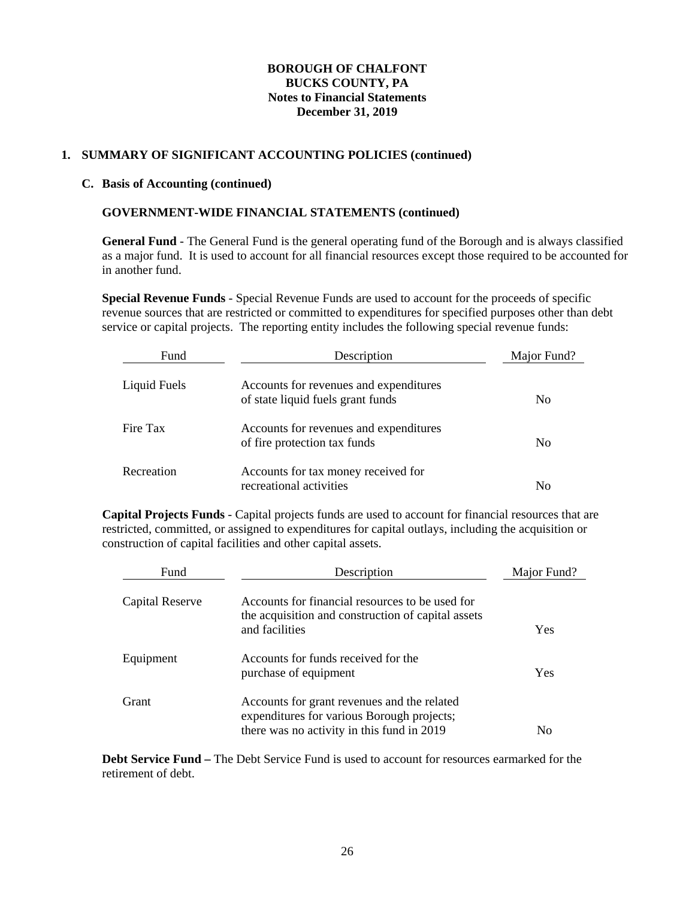# BOROUGH OF CHALFONT
# BUCKS COUNTY, PA
## Notes to Financial Statements
## December 31, 2019

## 1. SUMMARY OF SIGNIFICANT ACCOUNTING POLICIES (continued)

### C. Basis of Accounting (continued)

### GOVERNMENT-WIDE FINANCIAL STATEMENTS (continued)

**General Fund** - The General Fund is the general operating fund of the Borough and is always classified as a major fund. It is used to account for all financial resources except those required to be accounted for in another fund.

**Special Revenue Funds** - Special Revenue Funds are used to account for the proceeds of specific revenue sources that are restricted or committed to expenditures for specified purposes other than debt service or capital projects. The reporting entity includes the following special revenue funds:

| Fund | Description | Major Fund? |
|---|---|---|
| Liquid Fuels | Accounts for revenues and expenditures of state liquid fuels grant funds | No |
| Fire Tax | Accounts for revenues and expenditures of fire protection tax funds | No |
| Recreation | Accounts for tax money received for recreational activities | No |

**Capital Projects Funds** - Capital projects funds are used to account for financial resources that are restricted, committed, or assigned to expenditures for capital outlays, including the acquisition or construction of capital facilities and other capital assets.

| Fund | Description | Major Fund? |
|---|---|---|
| Capital Reserve | Accounts for financial resources to be used for the acquisition and construction of capital assets and facilities | Yes |
| Equipment | Accounts for funds received for the purchase of equipment | Yes |
| Grant | Accounts for grant revenues and the related expenditures for various Borough projects; there was no activity in this fund in 2019 | No |

**Debt Service Fund –** The Debt Service Fund is used to account for resources earmarked for the retirement of debt.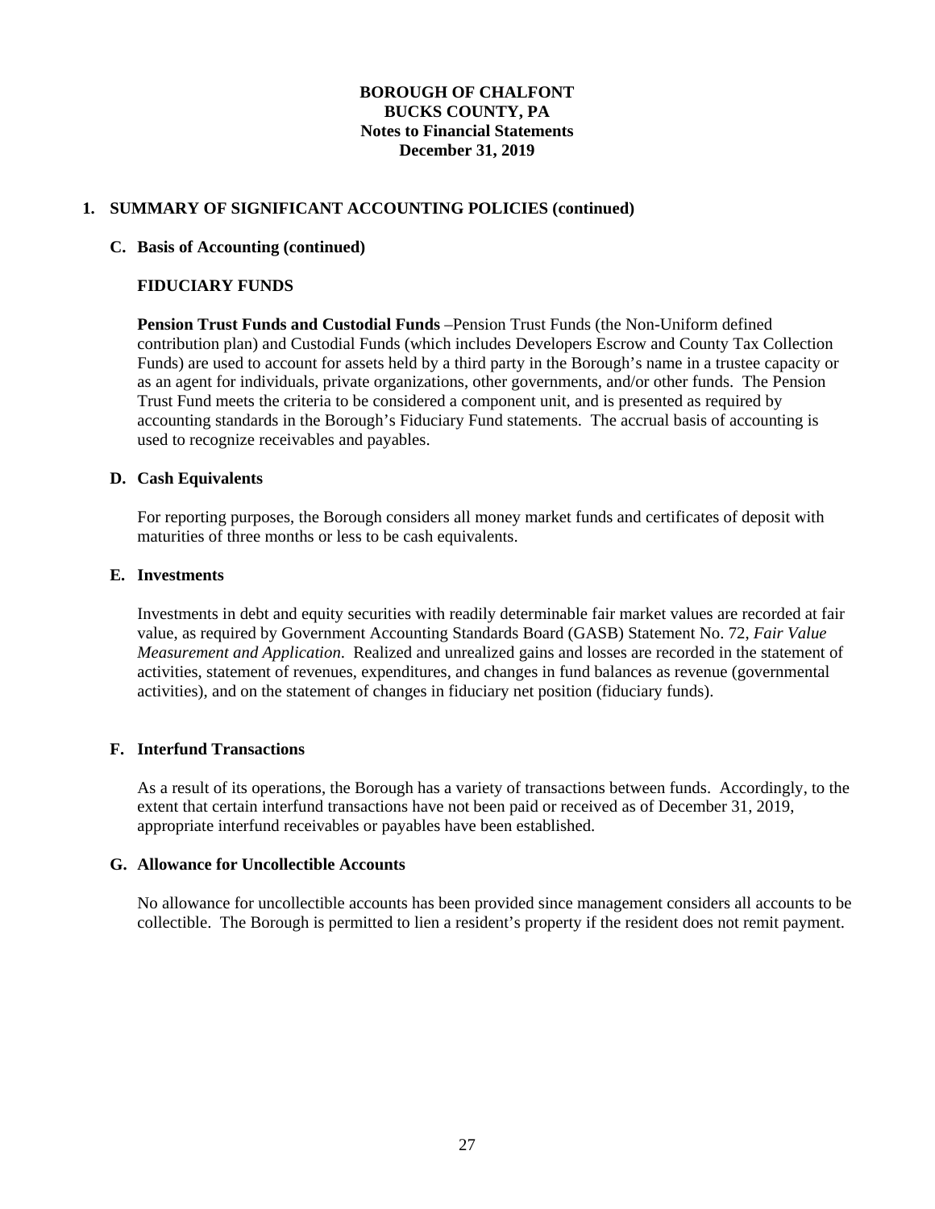# BOROUGH OF CHALFONT
## BUCKS COUNTY, PA
## Notes to Financial Statements
## December 31, 2019

### 1. SUMMARY OF SIGNIFICANT ACCOUNTING POLICIES (continued)

#### C. Basis of Accounting (continued)

**FIDUCIARY FUNDS**

**Pension Trust Funds and Custodial Funds** –Pension Trust Funds (the Non-Uniform defined contribution plan) and Custodial Funds (which includes Developers Escrow and County Tax Collection Funds) are used to account for assets held by a third party in the Borough's name in a trustee capacity or as an agent for individuals, private organizations, other governments, and/or other funds. The Pension Trust Fund meets the criteria to be considered a component unit, and is presented as required by accounting standards in the Borough's Fiduciary Fund statements. The accrual basis of accounting is used to recognize receivables and payables.

#### D. Cash Equivalents

For reporting purposes, the Borough considers all money market funds and certificates of deposit with maturities of three months or less to be cash equivalents.

#### E. Investments

Investments in debt and equity securities with readily determinable fair market values are recorded at fair value, as required by Government Accounting Standards Board (GASB) Statement No. 72, *Fair Value Measurement and Application*. Realized and unrealized gains and losses are recorded in the statement of activities, statement of revenues, expenditures, and changes in fund balances as revenue (governmental activities), and on the statement of changes in fiduciary net position (fiduciary funds).

#### F. Interfund Transactions

As a result of its operations, the Borough has a variety of transactions between funds. Accordingly, to the extent that certain interfund transactions have not been paid or received as of December 31, 2019, appropriate interfund receivables or payables have been established.

#### G. Allowance for Uncollectible Accounts

No allowance for uncollectible accounts has been provided since management considers all accounts to be collectible. The Borough is permitted to lien a resident's property if the resident does not remit payment.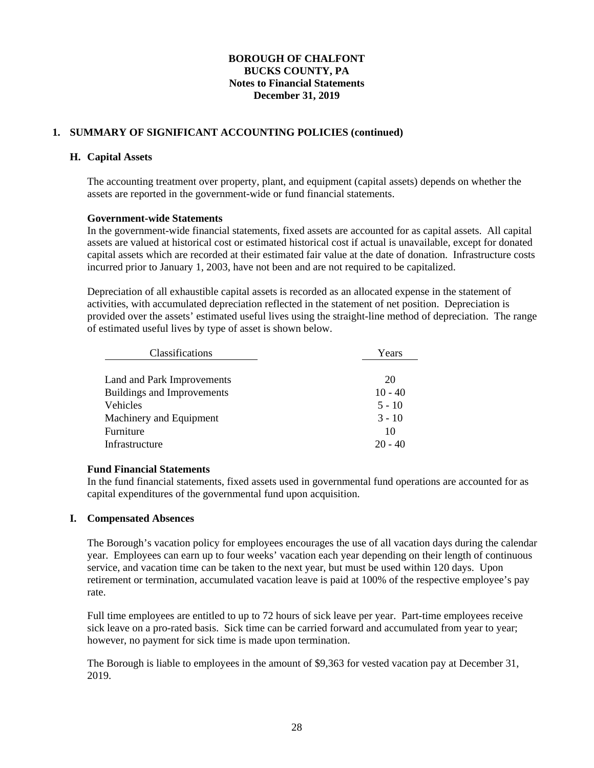**BOROUGH OF CHALFONT**
**BUCKS COUNTY, PA**
**Notes to Financial Statements**
**December 31, 2019**

## 1. SUMMARY OF SIGNIFICANT ACCOUNTING POLICIES (continued)

### H. Capital Assets

The accounting treatment over property, plant, and equipment (capital assets) depends on whether the assets are reported in the government-wide or fund financial statements.

**Government-wide Statements**
In the government-wide financial statements, fixed assets are accounted for as capital assets. All capital assets are valued at historical cost or estimated historical cost if actual is unavailable, except for donated capital assets which are recorded at their estimated fair value at the date of donation. Infrastructure costs incurred prior to January 1, 2003, have not been and are not required to be capitalized.

Depreciation of all exhaustible capital assets is recorded as an allocated expense in the statement of activities, with accumulated depreciation reflected in the statement of net position. Depreciation is provided over the assets' estimated useful lives using the straight-line method of depreciation. The range of estimated useful lives by type of asset is shown below.

| Classifications | Years |
|---|---|
| Land and Park Improvements | 20 |
| Buildings and Improvements | 10 - 40 |
| Vehicles | 5 - 10 |
| Machinery and Equipment | 3 - 10 |
| Furniture | 10 |
| Infrastructure | 20 - 40 |

**Fund Financial Statements**
In the fund financial statements, fixed assets used in governmental fund operations are accounted for as capital expenditures of the governmental fund upon acquisition.

### I. Compensated Absences

The Borough's vacation policy for employees encourages the use of all vacation days during the calendar year. Employees can earn up to four weeks' vacation each year depending on their length of continuous service, and vacation time can be taken to the next year, but must be used within 120 days. Upon retirement or termination, accumulated vacation leave is paid at 100% of the respective employee's pay rate.

Full time employees are entitled to up to 72 hours of sick leave per year. Part-time employees receive sick leave on a pro-rated basis. Sick time can be carried forward and accumulated from year to year; however, no payment for sick time is made upon termination.

The Borough is liable to employees in the amount of $9,363 for vested vacation pay at December 31, 2019.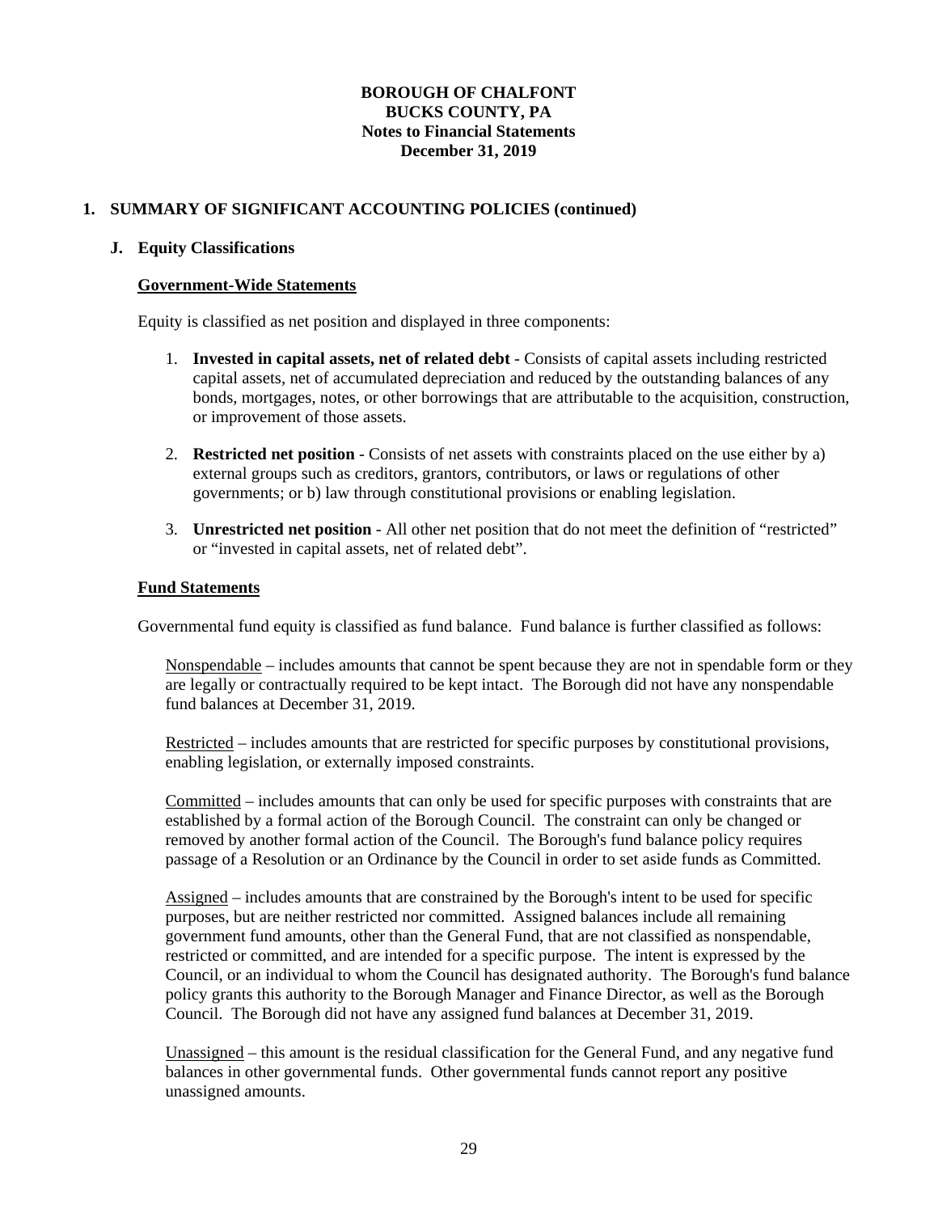# BOROUGH OF CHALFONT
## BUCKS COUNTY, PA
## Notes to Financial Statements
## December 31, 2019

## 1. SUMMARY OF SIGNIFICANT ACCOUNTING POLICIES (continued)

### J. Equity Classifications

**Government-Wide Statements**

Equity is classified as net position and displayed in three components:

1. **Invested in capital assets, net of related debt** - Consists of capital assets including restricted capital assets, net of accumulated depreciation and reduced by the outstanding balances of any bonds, mortgages, notes, or other borrowings that are attributable to the acquisition, construction, or improvement of those assets.

2. **Restricted net position** - Consists of net assets with constraints placed on the use either by a) external groups such as creditors, grantors, contributors, or laws or regulations of other governments; or b) law through constitutional provisions or enabling legislation.

3. **Unrestricted net position** - All other net position that do not meet the definition of "restricted" or "invested in capital assets, net of related debt".

**Fund Statements**

Governmental fund equity is classified as fund balance. Fund balance is further classified as follows:

Nonspendable – includes amounts that cannot be spent because they are not in spendable form or they are legally or contractually required to be kept intact. The Borough did not have any nonspendable fund balances at December 31, 2019.

Restricted – includes amounts that are restricted for specific purposes by constitutional provisions, enabling legislation, or externally imposed constraints.

Committed – includes amounts that can only be used for specific purposes with constraints that are established by a formal action of the Borough Council. The constraint can only be changed or removed by another formal action of the Council. The Borough's fund balance policy requires passage of a Resolution or an Ordinance by the Council in order to set aside funds as Committed.

Assigned – includes amounts that are constrained by the Borough's intent to be used for specific purposes, but are neither restricted nor committed. Assigned balances include all remaining government fund amounts, other than the General Fund, that are not classified as nonspendable, restricted or committed, and are intended for a specific purpose. The intent is expressed by the Council, or an individual to whom the Council has designated authority. The Borough's fund balance policy grants this authority to the Borough Manager and Finance Director, as well as the Borough Council. The Borough did not have any assigned fund balances at December 31, 2019.

Unassigned – this amount is the residual classification for the General Fund, and any negative fund balances in other governmental funds. Other governmental funds cannot report any positive unassigned amounts.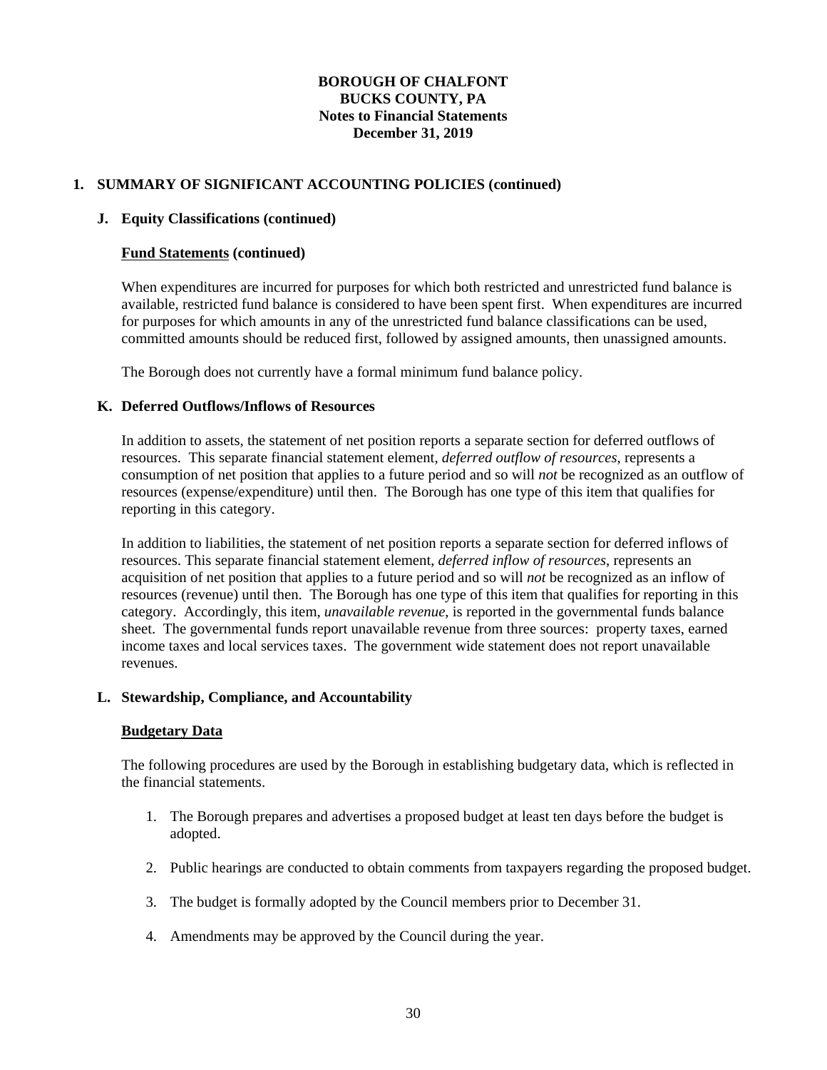**BOROUGH OF CHALFONT**
**BUCKS COUNTY, PA**
**Notes to Financial Statements**
**December 31, 2019**

## 1. SUMMARY OF SIGNIFICANT ACCOUNTING POLICIES (continued)

### J. Equity Classifications (continued)

**Fund Statements (continued)**

When expenditures are incurred for purposes for which both restricted and unrestricted fund balance is available, restricted fund balance is considered to have been spent first. When expenditures are incurred for purposes for which amounts in any of the unrestricted fund balance classifications can be used, committed amounts should be reduced first, followed by assigned amounts, then unassigned amounts.

The Borough does not currently have a formal minimum fund balance policy.

### K. Deferred Outflows/Inflows of Resources

In addition to assets, the statement of net position reports a separate section for deferred outflows of resources. This separate financial statement element, *deferred outflow of resources*, represents a consumption of net position that applies to a future period and so will *not* be recognized as an outflow of resources (expense/expenditure) until then. The Borough has one type of this item that qualifies for reporting in this category.

In addition to liabilities, the statement of net position reports a separate section for deferred inflows of resources. This separate financial statement element, *deferred inflow of resources*, represents an acquisition of net position that applies to a future period and so will *not* be recognized as an inflow of resources (revenue) until then. The Borough has one type of this item that qualifies for reporting in this category. Accordingly, this item, *unavailable revenue*, is reported in the governmental funds balance sheet. The governmental funds report unavailable revenue from three sources: property taxes, earned income taxes and local services taxes. The government wide statement does not report unavailable revenues.

### L. Stewardship, Compliance, and Accountability

**Budgetary Data**

The following procedures are used by the Borough in establishing budgetary data, which is reflected in the financial statements.

1. The Borough prepares and advertises a proposed budget at least ten days before the budget is adopted.
2. Public hearings are conducted to obtain comments from taxpayers regarding the proposed budget.
3. The budget is formally adopted by the Council members prior to December 31.
4. Amendments may be approved by the Council during the year.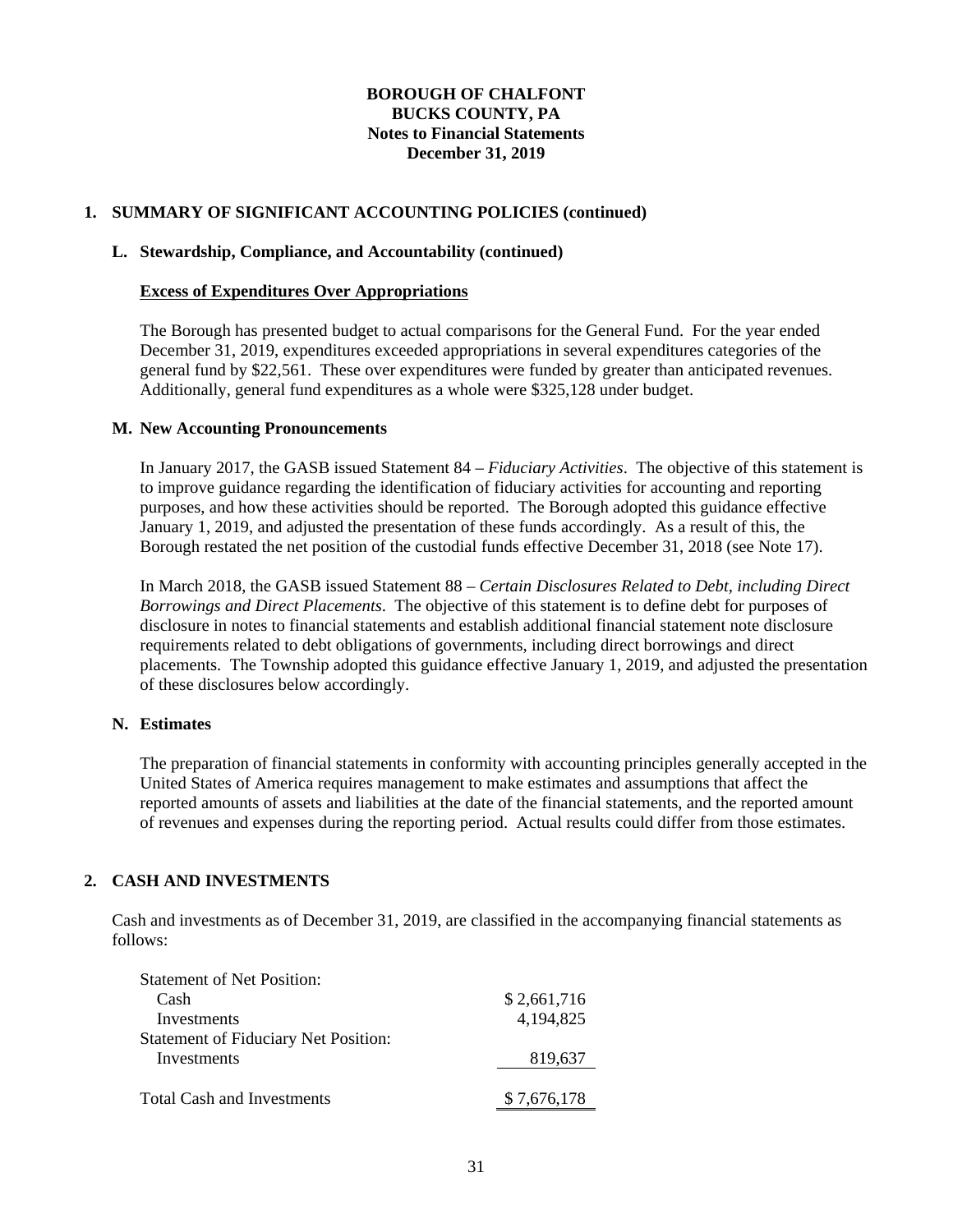# BOROUGH OF CHALFONT
## BUCKS COUNTY, PA
## Notes to Financial Statements
## December 31, 2019

## 1. SUMMARY OF SIGNIFICANT ACCOUNTING POLICIES (continued)

### L. Stewardship, Compliance, and Accountability (continued)

**Excess of Expenditures Over Appropriations**

The Borough has presented budget to actual comparisons for the General Fund. For the year ended December 31, 2019, expenditures exceeded appropriations in several expenditures categories of the general fund by $22,561. These over expenditures were funded by greater than anticipated revenues. Additionally, general fund expenditures as a whole were $325,128 under budget.

### M. New Accounting Pronouncements

In January 2017, the GASB issued Statement 84 – *Fiduciary Activities*. The objective of this statement is to improve guidance regarding the identification of fiduciary activities for accounting and reporting purposes, and how these activities should be reported. The Borough adopted this guidance effective January 1, 2019, and adjusted the presentation of these funds accordingly. As a result of this, the Borough restated the net position of the custodial funds effective December 31, 2018 (see Note 17).

In March 2018, the GASB issued Statement 88 – *Certain Disclosures Related to Debt, including Direct Borrowings and Direct Placements*. The objective of this statement is to define debt for purposes of disclosure in notes to financial statements and establish additional financial statement note disclosure requirements related to debt obligations of governments, including direct borrowings and direct placements. The Township adopted this guidance effective January 1, 2019, and adjusted the presentation of these disclosures below accordingly.

### N. Estimates

The preparation of financial statements in conformity with accounting principles generally accepted in the United States of America requires management to make estimates and assumptions that affect the reported amounts of assets and liabilities at the date of the financial statements, and the reported amount of revenues and expenses during the reporting period. Actual results could differ from those estimates.

## 2. CASH AND INVESTMENTS

Cash and investments as of December 31, 2019, are classified in the accompanying financial statements as follows:

| | |
|---|---|
| Statement of Net Position: | |
| Cash | $ 2,661,716 |
| Investments | 4,194,825 |
| Statement of Fiduciary Net Position: | |
| Investments | 819,637 |
| Total Cash and Investments | $ 7,676,178 |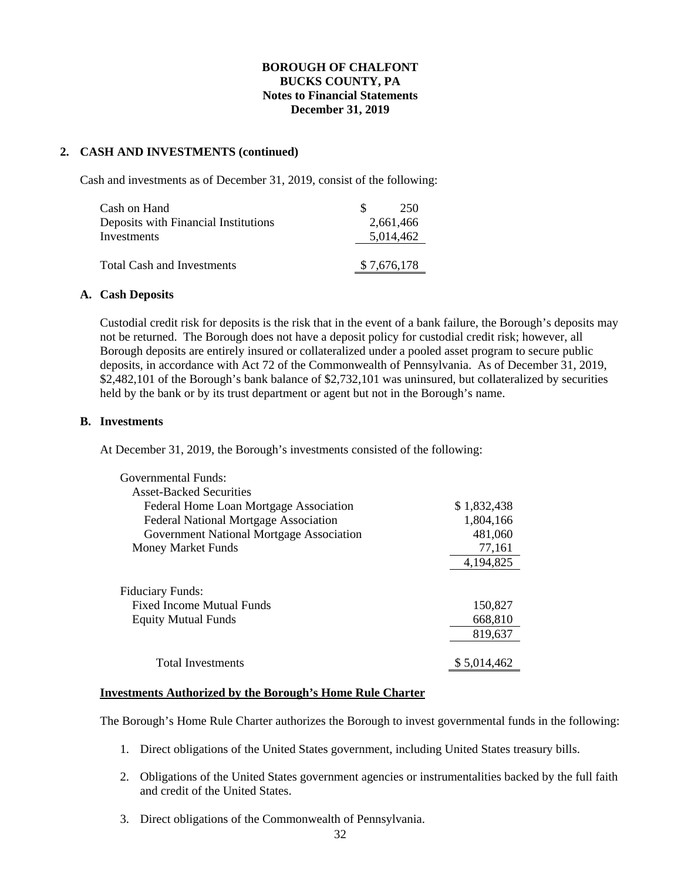**BOROUGH OF CHALFONT**
**BUCKS COUNTY, PA**
**Notes to Financial Statements**
**December 31, 2019**

## 2. CASH AND INVESTMENTS (continued)

Cash and investments as of December 31, 2019, consist of the following:

| | |
|---|---|
| Cash on Hand | $ 250 |
| Deposits with Financial Institutions | 2,661,466 |
| Investments | 5,014,462 |
| Total Cash and Investments | $ 7,676,178 |

### A. Cash Deposits

Custodial credit risk for deposits is the risk that in the event of a bank failure, the Borough's deposits may not be returned. The Borough does not have a deposit policy for custodial credit risk; however, all Borough deposits are entirely insured or collateralized under a pooled asset program to secure public deposits, in accordance with Act 72 of the Commonwealth of Pennsylvania. As of December 31, 2019, $2,482,101 of the Borough's bank balance of $2,732,101 was uninsured, but collateralized by securities held by the bank or by its trust department or agent but not in the Borough's name.

### B. Investments

At December 31, 2019, the Borough's investments consisted of the following:

| | |
|---|---|
| Governmental Funds: | |
| Asset-Backed Securities | |
| Federal Home Loan Mortgage Association | $ 1,832,438 |
| Federal National Mortgage Association | 1,804,166 |
| Government National Mortgage Association | 481,060 |
| Money Market Funds | 77,161 |
| | 4,194,825 |
| Fiduciary Funds: | |
| Fixed Income Mutual Funds | 150,827 |
| Equity Mutual Funds | 668,810 |
| | 819,637 |
| Total Investments | $ 5,014,462 |

**Investments Authorized by the Borough's Home Rule Charter**

The Borough's Home Rule Charter authorizes the Borough to invest governmental funds in the following:

1. Direct obligations of the United States government, including United States treasury bills.
2. Obligations of the United States government agencies or instrumentalities backed by the full faith and credit of the United States.
3. Direct obligations of the Commonwealth of Pennsylvania.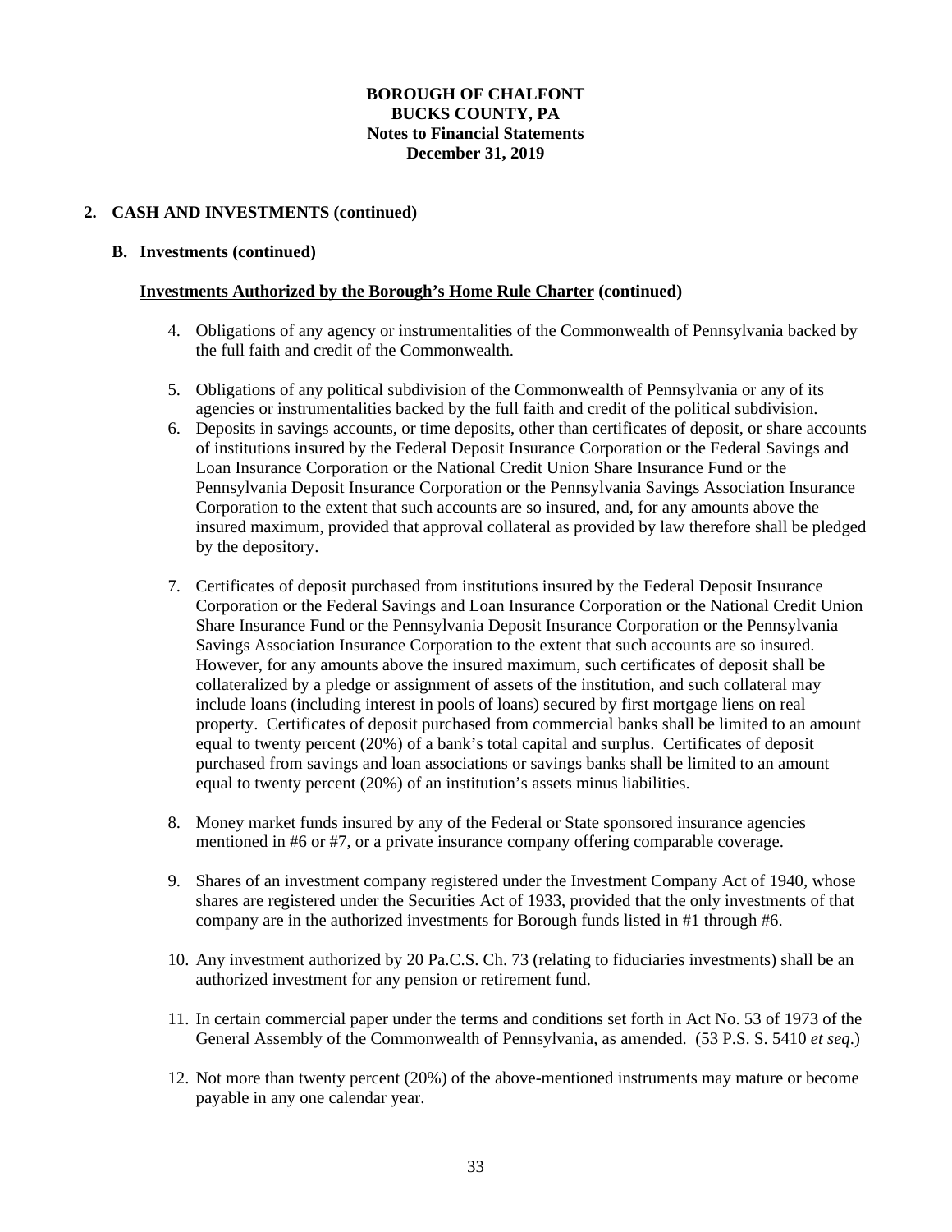## 2. CASH AND INVESTMENTS (continued)

### B. Investments (continued)

**Investments Authorized by the Borough's Home Rule Charter (continued)**

4. Obligations of any agency or instrumentalities of the Commonwealth of Pennsylvania backed by the full faith and credit of the Commonwealth.

5. Obligations of any political subdivision of the Commonwealth of Pennsylvania or any of its agencies or instrumentalities backed by the full faith and credit of the political subdivision.

6. Deposits in savings accounts, or time deposits, other than certificates of deposit, or share accounts of institutions insured by the Federal Deposit Insurance Corporation or the Federal Savings and Loan Insurance Corporation or the National Credit Union Share Insurance Fund or the Pennsylvania Deposit Insurance Corporation or the Pennsylvania Savings Association Insurance Corporation to the extent that such accounts are so insured, and, for any amounts above the insured maximum, provided that approval collateral as provided by law therefore shall be pledged by the depository.

7. Certificates of deposit purchased from institutions insured by the Federal Deposit Insurance Corporation or the Federal Savings and Loan Insurance Corporation or the National Credit Union Share Insurance Fund or the Pennsylvania Deposit Insurance Corporation or the Pennsylvania Savings Association Insurance Corporation to the extent that such accounts are so insured. However, for any amounts above the insured maximum, such certificates of deposit shall be collateralized by a pledge or assignment of assets of the institution, and such collateral may include loans (including interest in pools of loans) secured by first mortgage liens on real property. Certificates of deposit purchased from commercial banks shall be limited to an amount equal to twenty percent (20%) of a bank's total capital and surplus. Certificates of deposit purchased from savings and loan associations or savings banks shall be limited to an amount equal to twenty percent (20%) of an institution's assets minus liabilities.

8. Money market funds insured by any of the Federal or State sponsored insurance agencies mentioned in #6 or #7, or a private insurance company offering comparable coverage.

9. Shares of an investment company registered under the Investment Company Act of 1940, whose shares are registered under the Securities Act of 1933, provided that the only investments of that company are in the authorized investments for Borough funds listed in #1 through #6.

10. Any investment authorized by 20 Pa.C.S. Ch. 73 (relating to fiduciaries investments) shall be an authorized investment for any pension or retirement fund.

11. In certain commercial paper under the terms and conditions set forth in Act No. 53 of 1973 of the General Assembly of the Commonwealth of Pennsylvania, as amended. (53 P.S. S. 5410 *et seq*.)

12. Not more than twenty percent (20%) of the above-mentioned instruments may mature or become payable in any one calendar year.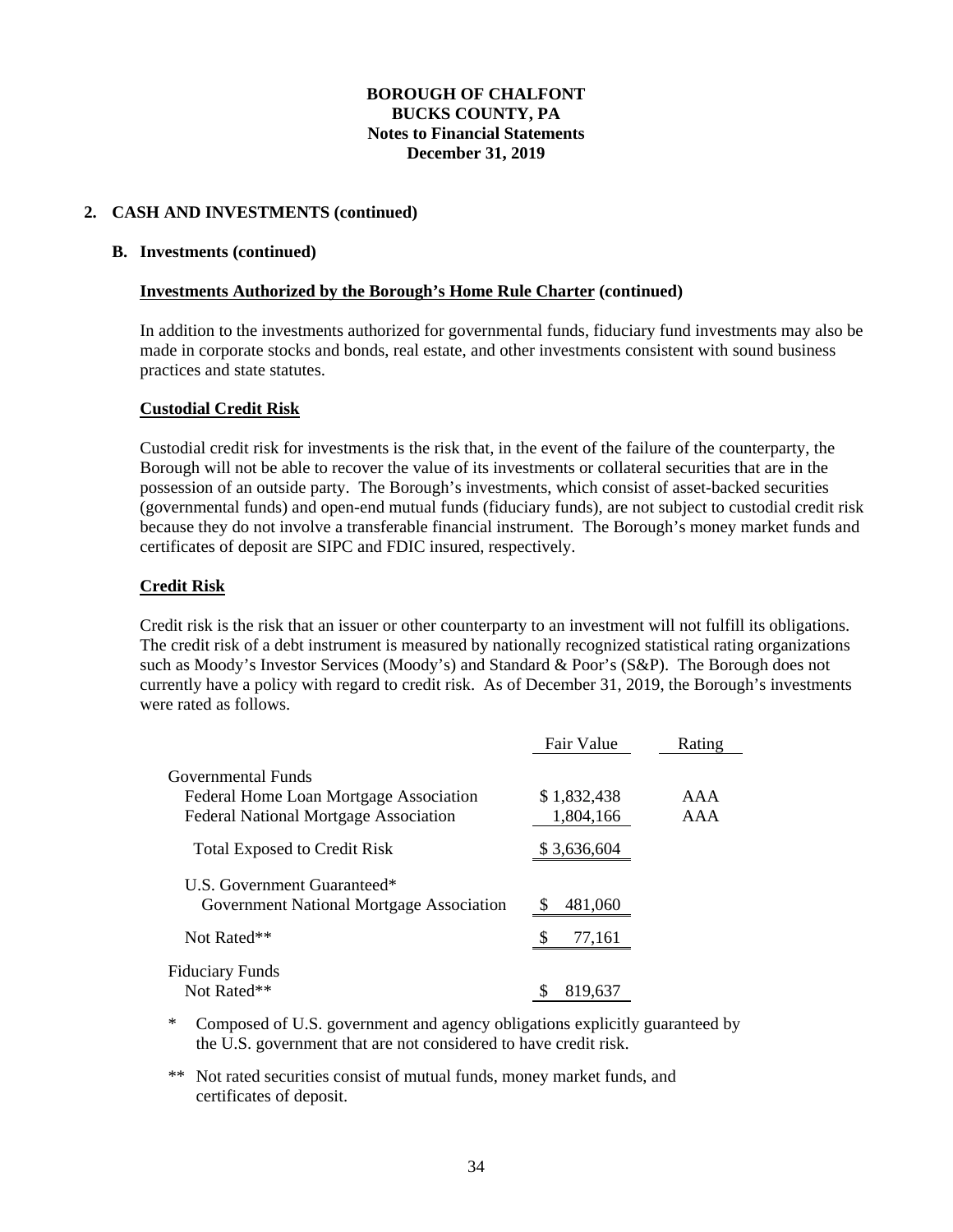**BOROUGH OF CHALFONT**
**BUCKS COUNTY, PA**
**Notes to Financial Statements**
**December 31, 2019**

## 2. CASH AND INVESTMENTS (continued)

### B. Investments (continued)

**Investments Authorized by the Borough's Home Rule Charter (continued)**

In addition to the investments authorized for governmental funds, fiduciary fund investments may also be made in corporate stocks and bonds, real estate, and other investments consistent with sound business practices and state statutes.

**Custodial Credit Risk**

Custodial credit risk for investments is the risk that, in the event of the failure of the counterparty, the Borough will not be able to recover the value of its investments or collateral securities that are in the possession of an outside party. The Borough's investments, which consist of asset-backed securities (governmental funds) and open-end mutual funds (fiduciary funds), are not subject to custodial credit risk because they do not involve a transferable financial instrument. The Borough's money market funds and certificates of deposit are SIPC and FDIC insured, respectively.

**Credit Risk**

Credit risk is the risk that an issuer or other counterparty to an investment will not fulfill its obligations. The credit risk of a debt instrument is measured by nationally recognized statistical rating organizations such as Moody's Investor Services (Moody's) and Standard & Poor's (S&P). The Borough does not currently have a policy with regard to credit risk. As of December 31, 2019, the Borough's investments were rated as follows.

| | Fair Value | Rating |
|---|---|---|
| Governmental Funds | | |
| Federal Home Loan Mortgage Association | $ 1,832,438 | AAA |
| Federal National Mortgage Association | 1,804,166 | AAA |
| Total Exposed to Credit Risk | $ 3,636,604 | |
| U.S. Government Guaranteed* | | |
| Government National Mortgage Association | $ 481,060 | |
| Not Rated** | $ 77,161 | |
| Fiduciary Funds | | |
| Not Rated** | $ 819,637 | |

\* Composed of U.S. government and agency obligations explicitly guaranteed by the U.S. government that are not considered to have credit risk.

\** Not rated securities consist of mutual funds, money market funds, and certificates of deposit.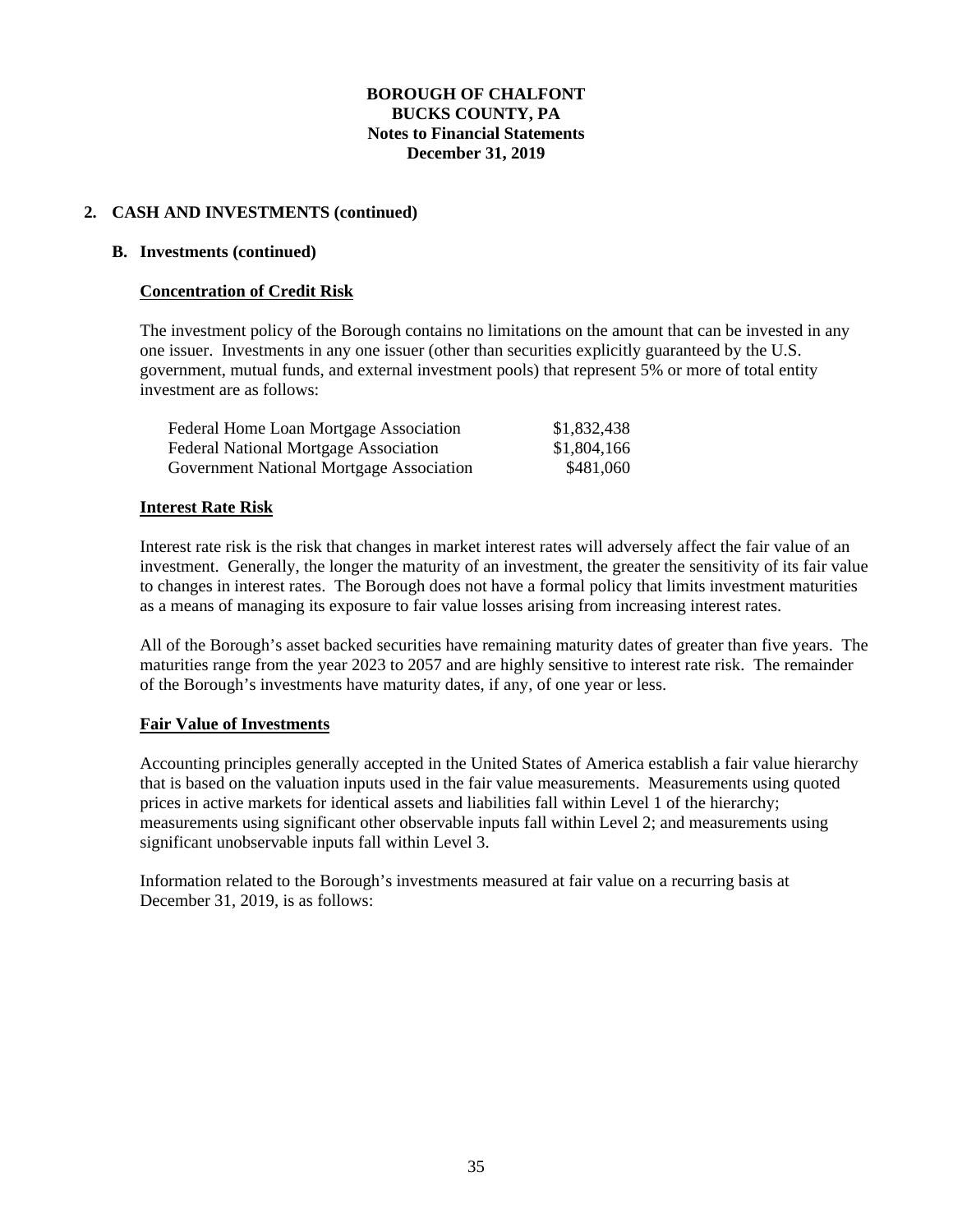**BOROUGH OF CHALFONT**
**BUCKS COUNTY, PA**
**Notes to Financial Statements**
**December 31, 2019**

## 2. CASH AND INVESTMENTS (continued)

### B. Investments (continued)

#### Concentration of Credit Risk

The investment policy of the Borough contains no limitations on the amount that can be invested in any one issuer. Investments in any one issuer (other than securities explicitly guaranteed by the U.S. government, mutual funds, and external investment pools) that represent 5% or more of total entity investment are as follows:

| | |
|---|---:|
| Federal Home Loan Mortgage Association | $1,832,438 |
| Federal National Mortgage Association | $1,804,166 |
| Government National Mortgage Association | $481,060 |

#### Interest Rate Risk

Interest rate risk is the risk that changes in market interest rates will adversely affect the fair value of an investment. Generally, the longer the maturity of an investment, the greater the sensitivity of its fair value to changes in interest rates. The Borough does not have a formal policy that limits investment maturities as a means of managing its exposure to fair value losses arising from increasing interest rates.

All of the Borough's asset backed securities have remaining maturity dates of greater than five years. The maturities range from the year 2023 to 2057 and are highly sensitive to interest rate risk. The remainder of the Borough's investments have maturity dates, if any, of one year or less.

#### Fair Value of Investments

Accounting principles generally accepted in the United States of America establish a fair value hierarchy that is based on the valuation inputs used in the fair value measurements. Measurements using quoted prices in active markets for identical assets and liabilities fall within Level 1 of the hierarchy; measurements using significant other observable inputs fall within Level 2; and measurements using significant unobservable inputs fall within Level 3.

Information related to the Borough's investments measured at fair value on a recurring basis at December 31, 2019, is as follows: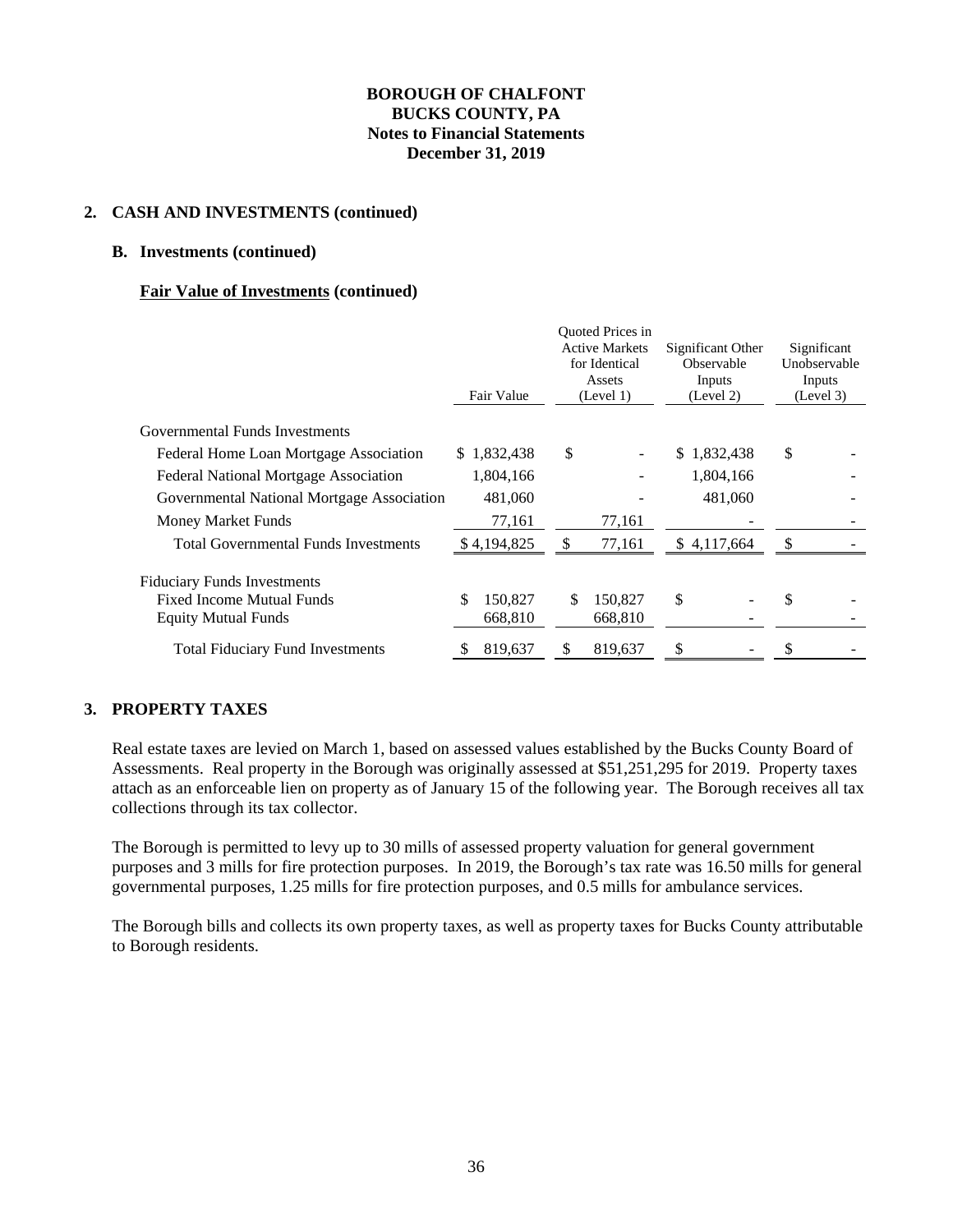**BOROUGH OF CHALFONT**
**BUCKS COUNTY, PA**
**Notes to Financial Statements**
**December 31, 2019**

## 2. CASH AND INVESTMENTS (continued)

### B. Investments (continued)

**Fair Value of Investments (continued)**

| | Fair Value | Quoted Prices in Active Markets for Identical Assets (Level 1) | Significant Other Observable Inputs (Level 2) | Significant Unobservable Inputs (Level 3) |
|---|---|---|---|---|
| Governmental Funds Investments | | | | |
| Federal Home Loan Mortgage Association | $ 1,832,438 | $ - | $ 1,832,438 | $ - |
| Federal National Mortgage Association | 1,804,166 | - | 1,804,166 | - |
| Governmental National Mortgage Association | 481,060 | - | 481,060 | - |
| Money Market Funds | 77,161 | 77,161 | - | - |
| Total Governmental Funds Investments | $ 4,194,825 | $ 77,161 | $ 4,117,664 | $ - |
| Fiduciary Funds Investments | | | | |
| Fixed Income Mutual Funds | $ 150,827 | $ 150,827 | $ - | $ - |
| Equity Mutual Funds | 668,810 | 668,810 | - | - |
| Total Fiduciary Fund Investments | $ 819,637 | $ 819,637 | $ - | $ - |

## 3. PROPERTY TAXES

Real estate taxes are levied on March 1, based on assessed values established by the Bucks County Board of Assessments. Real property in the Borough was originally assessed at $51,251,295 for 2019. Property taxes attach as an enforceable lien on property as of January 15 of the following year. The Borough receives all tax collections through its tax collector.

The Borough is permitted to levy up to 30 mills of assessed property valuation for general government purposes and 3 mills for fire protection purposes. In 2019, the Borough's tax rate was 16.50 mills for general governmental purposes, 1.25 mills for fire protection purposes, and 0.5 mills for ambulance services.

The Borough bills and collects its own property taxes, as well as property taxes for Bucks County attributable to Borough residents.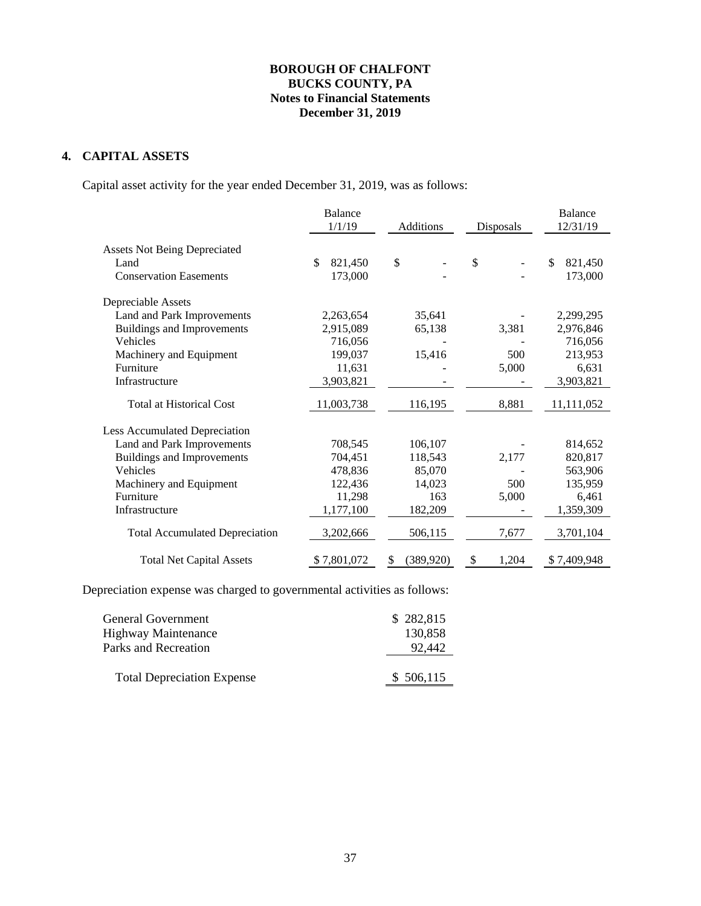# BOROUGH OF CHALFONT
# BUCKS COUNTY, PA
# Notes to Financial Statements
# December 31, 2019

## 4. CAPITAL ASSETS

Capital asset activity for the year ended December 31, 2019, was as follows:

| | Balance 1/1/19 | Additions | Disposals | Balance 12/31/19 |
|---|---|---|---|---|
| **Assets Not Being Depreciated** | | | | |
| Land | $ 821,450 | $ - | $ - | $ 821,450 |
| Conservation Easements | 173,000 | - | - | 173,000 |
| **Depreciable Assets** | | | | |
| Land and Park Improvements | 2,263,654 | 35,641 | - | 2,299,295 |
| Buildings and Improvements | 2,915,089 | 65,138 | 3,381 | 2,976,846 |
| Vehicles | 716,056 | - | - | 716,056 |
| Machinery and Equipment | 199,037 | 15,416 | 500 | 213,953 |
| Furniture | 11,631 | - | 5,000 | 6,631 |
| Infrastructure | 3,903,821 | - | - | 3,903,821 |
| Total at Historical Cost | 11,003,738 | 116,195 | 8,881 | 11,111,052 |
| **Less Accumulated Depreciation** | | | | |
| Land and Park Improvements | 708,545 | 106,107 | - | 814,652 |
| Buildings and Improvements | 704,451 | 118,543 | 2,177 | 820,817 |
| Vehicles | 478,836 | 85,070 | - | 563,906 |
| Machinery and Equipment | 122,436 | 14,023 | 500 | 135,959 |
| Furniture | 11,298 | 163 | 5,000 | 6,461 |
| Infrastructure | 1,177,100 | 182,209 | - | 1,359,309 |
| Total Accumulated Depreciation | 3,202,666 | 506,115 | 7,677 | 3,701,104 |
| Total Net Capital Assets | $ 7,801,072 | $ (389,920) | $ 1,204 | $ 7,409,948 |

Depreciation expense was charged to governmental activities as follows:

| | |
|---|---|
| General Government | $ 282,815 |
| Highway Maintenance | 130,858 |
| Parks and Recreation | 92,442 |
| Total Depreciation Expense | $ 506,115 |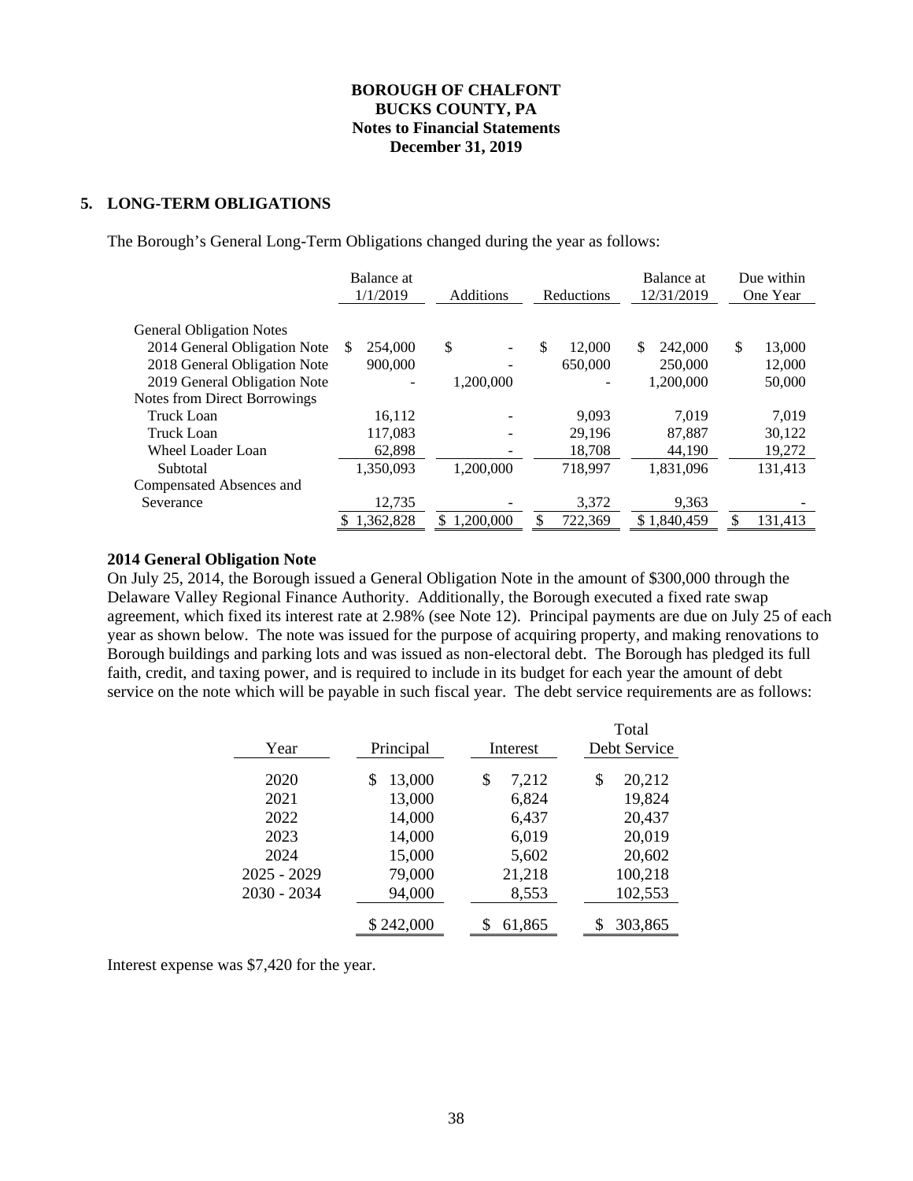**BOROUGH OF CHALFONT**
**BUCKS COUNTY, PA**
**Notes to Financial Statements**
**December 31, 2019**

## 5. LONG-TERM OBLIGATIONS

The Borough's General Long-Term Obligations changed during the year as follows:

| | Balance at 1/1/2019 | Additions | Reductions | Balance at 12/31/2019 | Due within One Year |
|---|---|---|---|---|---|
| General Obligation Notes | | | | | |
| 2014 General Obligation Note | $ 254,000 | $ - | $ 12,000 | $ 242,000 | $ 13,000 |
| 2018 General Obligation Note | 900,000 | - | 650,000 | 250,000 | 12,000 |
| 2019 General Obligation Note | - | 1,200,000 | - | 1,200,000 | 50,000 |
| Notes from Direct Borrowings | | | | | |
| Truck Loan | 16,112 | - | 9,093 | 7,019 | 7,019 |
| Truck Loan | 117,083 | - | 29,196 | 87,887 | 30,122 |
| Wheel Loader Loan | 62,898 | - | 18,708 | 44,190 | 19,272 |
| Subtotal | 1,350,093 | 1,200,000 | 718,997 | 1,831,096 | 131,413 |
| Compensated Absences and Severance | 12,735 | - | 3,372 | 9,363 | - |
| | $ 1,362,828 | $ 1,200,000 | $ 722,369 | $ 1,840,459 | $ 131,413 |

**2014 General Obligation Note**

On July 25, 2014, the Borough issued a General Obligation Note in the amount of $300,000 through the Delaware Valley Regional Finance Authority. Additionally, the Borough executed a fixed rate swap agreement, which fixed its interest rate at 2.98% (see Note 12). Principal payments are due on July 25 of each year as shown below. The note was issued for the purpose of acquiring property, and making renovations to Borough buildings and parking lots and was issued as non-electoral debt. The Borough has pledged its full faith, credit, and taxing power, and is required to include in its budget for each year the amount of debt service on the note which will be payable in such fiscal year. The debt service requirements are as follows:

| Year | Principal | Interest | Total Debt Service |
|---|---|---|---|
| 2020 | $ 13,000 | $ 7,212 | $ 20,212 |
| 2021 | 13,000 | 6,824 | 19,824 |
| 2022 | 14,000 | 6,437 | 20,437 |
| 2023 | 14,000 | 6,019 | 20,019 |
| 2024 | 15,000 | 5,602 | 20,602 |
| 2025 - 2029 | 79,000 | 21,218 | 100,218 |
| 2030 - 2034 | 94,000 | 8,553 | 102,553 |
| | $ 242,000 | $ 61,865 | $ 303,865 |

Interest expense was $7,420 for the year.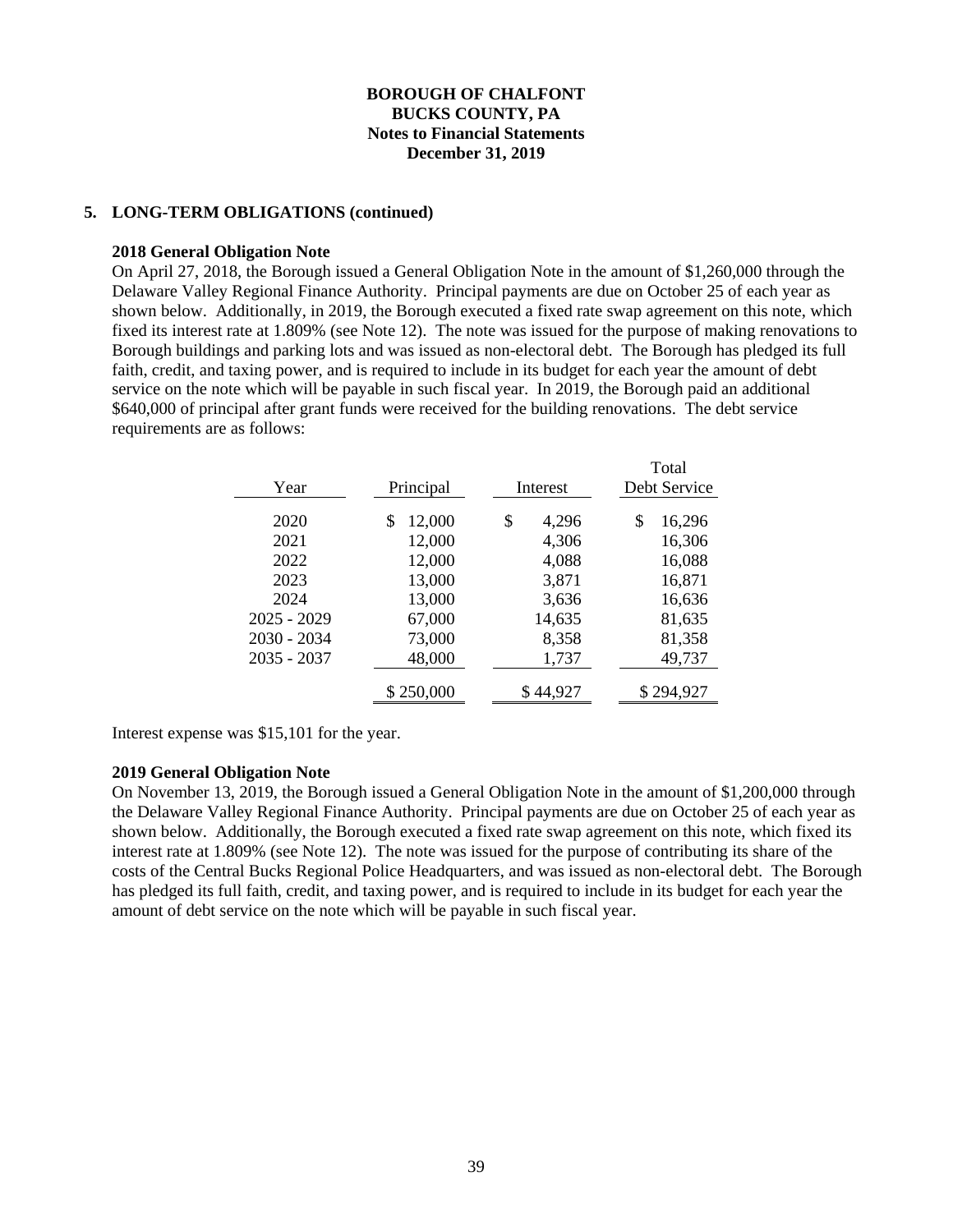## 5. LONG-TERM OBLIGATIONS (continued)

### 2018 General Obligation Note

On April 27, 2018, the Borough issued a General Obligation Note in the amount of $1,260,000 through the Delaware Valley Regional Finance Authority. Principal payments are due on October 25 of each year as shown below. Additionally, in 2019, the Borough executed a fixed rate swap agreement on this note, which fixed its interest rate at 1.809% (see Note 12). The note was issued for the purpose of making renovations to Borough buildings and parking lots and was issued as non-electoral debt. The Borough has pledged its full faith, credit, and taxing power, and is required to include in its budget for each year the amount of debt service on the note which will be payable in such fiscal year. In 2019, the Borough paid an additional $640,000 of principal after grant funds were received for the building renovations. The debt service requirements are as follows:

| Year | Principal | Interest | Total Debt Service |
|---|---|---|---|
| 2020 | $ 12,000 | $ 4,296 | $ 16,296 |
| 2021 | 12,000 | 4,306 | 16,306 |
| 2022 | 12,000 | 4,088 | 16,088 |
| 2023 | 13,000 | 3,871 | 16,871 |
| 2024 | 13,000 | 3,636 | 16,636 |
| 2025 - 2029 | 67,000 | 14,635 | 81,635 |
| 2030 - 2034 | 73,000 | 8,358 | 81,358 |
| 2035 - 2037 | 48,000 | 1,737 | 49,737 |
| | $ 250,000 | $ 44,927 | $ 294,927 |

Interest expense was $15,101 for the year.

### 2019 General Obligation Note

On November 13, 2019, the Borough issued a General Obligation Note in the amount of $1,200,000 through the Delaware Valley Regional Finance Authority. Principal payments are due on October 25 of each year as shown below. Additionally, the Borough executed a fixed rate swap agreement on this note, which fixed its interest rate at 1.809% (see Note 12). The note was issued for the purpose of contributing its share of the costs of the Central Bucks Regional Police Headquarters, and was issued as non-electoral debt. The Borough has pledged its full faith, credit, and taxing power, and is required to include in its budget for each year the amount of debt service on the note which will be payable in such fiscal year.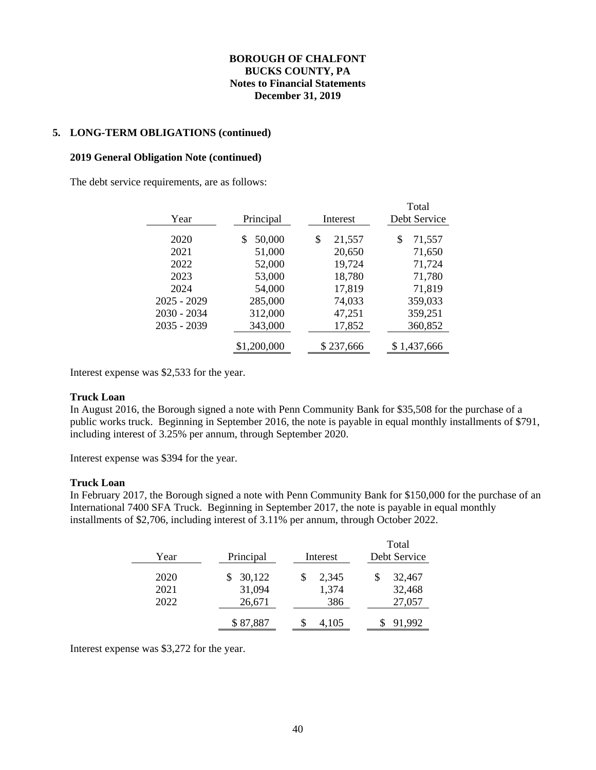**BOROUGH OF CHALFONT**
**BUCKS COUNTY, PA**
**Notes to Financial Statements**
**December 31, 2019**

## 5. LONG-TERM OBLIGATIONS (continued)

### 2019 General Obligation Note (continued)

The debt service requirements, are as follows:

| Year | Principal | Interest | Total Debt Service |
|---|---|---|---|
| 2020 | $ 50,000 | $ 21,557 | $ 71,557 |
| 2021 | 51,000 | 20,650 | 71,650 |
| 2022 | 52,000 | 19,724 | 71,724 |
| 2023 | 53,000 | 18,780 | 71,780 |
| 2024 | 54,000 | 17,819 | 71,819 |
| 2025 - 2029 | 285,000 | 74,033 | 359,033 |
| 2030 - 2034 | 312,000 | 47,251 | 359,251 |
| 2035 - 2039 | 343,000 | 17,852 | 360,852 |
| | $1,200,000 | $ 237,666 | $ 1,437,666 |

Interest expense was $2,533 for the year.

### Truck Loan

In August 2016, the Borough signed a note with Penn Community Bank for $35,508 for the purchase of a public works truck. Beginning in September 2016, the note is payable in equal monthly installments of $791, including interest of 3.25% per annum, through September 2020.

Interest expense was $394 for the year.

### Truck Loan

In February 2017, the Borough signed a note with Penn Community Bank for $150,000 for the purchase of an International 7400 SFA Truck. Beginning in September 2017, the note is payable in equal monthly installments of $2,706, including interest of 3.11% per annum, through October 2022.

| Year | Principal | Interest | Total Debt Service |
|---|---|---|---|
| 2020 | $ 30,122 | $ 2,345 | $ 32,467 |
| 2021 | 31,094 | 1,374 | 32,468 |
| 2022 | 26,671 | 386 | 27,057 |
| | $ 87,887 | $ 4,105 | $ 91,992 |

Interest expense was $3,272 for the year.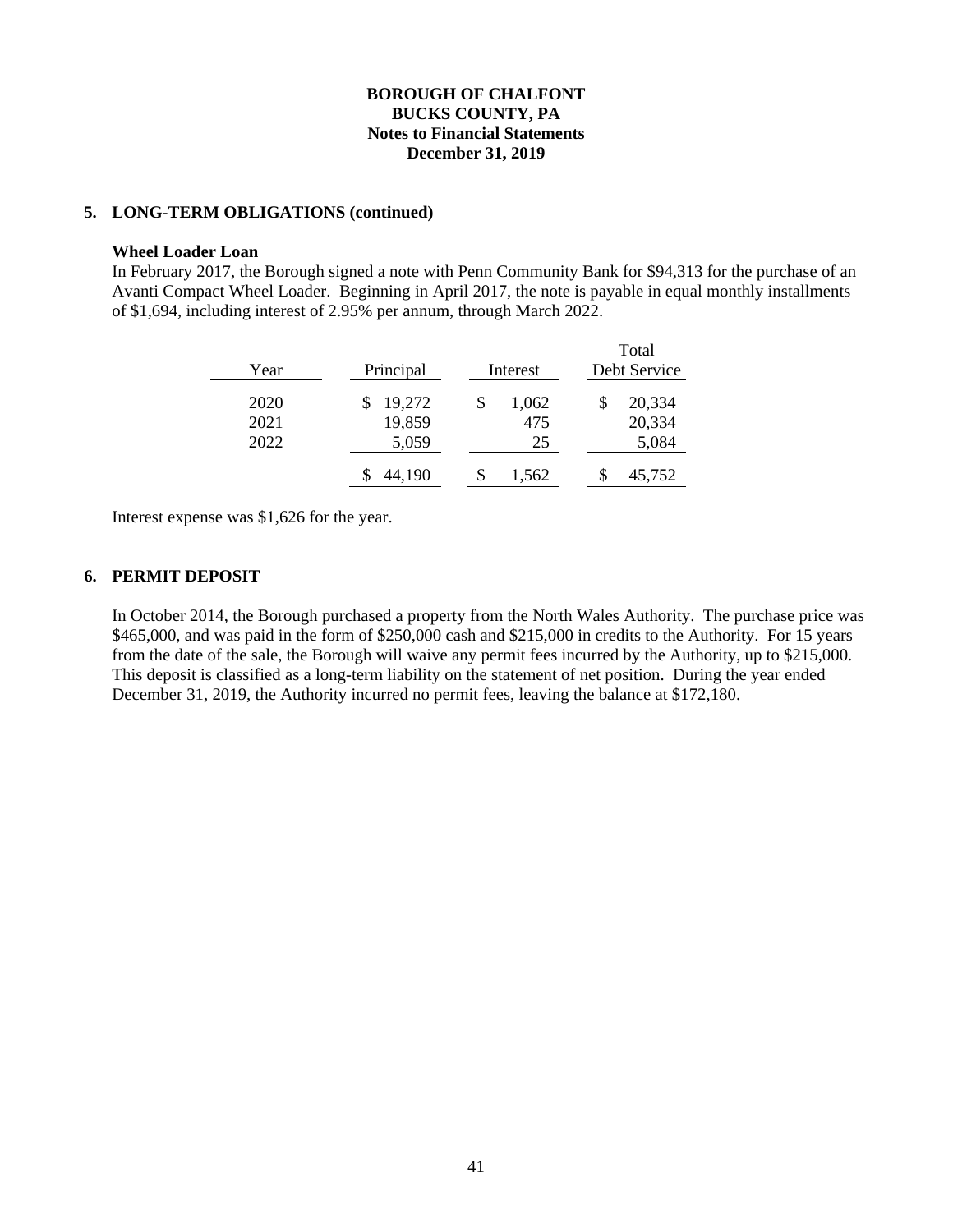**BOROUGH OF CHALFONT**
**BUCKS COUNTY, PA**
**Notes to Financial Statements**
**December 31, 2019**

## 5. LONG-TERM OBLIGATIONS (continued)

**Wheel Loader Loan**

In February 2017, the Borough signed a note with Penn Community Bank for $94,313 for the purchase of an Avanti Compact Wheel Loader. Beginning in April 2017, the note is payable in equal monthly installments of $1,694, including interest of 2.95% per annum, through March 2022.

| Year | Principal | Interest | Total Debt Service |
|---|---|---|---|
| 2020 | $ 19,272 | $ 1,062 | $ 20,334 |
| 2021 | 19,859 | 475 | 20,334 |
| 2022 | 5,059 | 25 | 5,084 |
| | $ 44,190 | $ 1,562 | $ 45,752 |

Interest expense was $1,626 for the year.

## 6. PERMIT DEPOSIT

In October 2014, the Borough purchased a property from the North Wales Authority. The purchase price was $465,000, and was paid in the form of $250,000 cash and $215,000 in credits to the Authority. For 15 years from the date of the sale, the Borough will waive any permit fees incurred by the Authority, up to $215,000. This deposit is classified as a long-term liability on the statement of net position. During the year ended December 31, 2019, the Authority incurred no permit fees, leaving the balance at $172,180.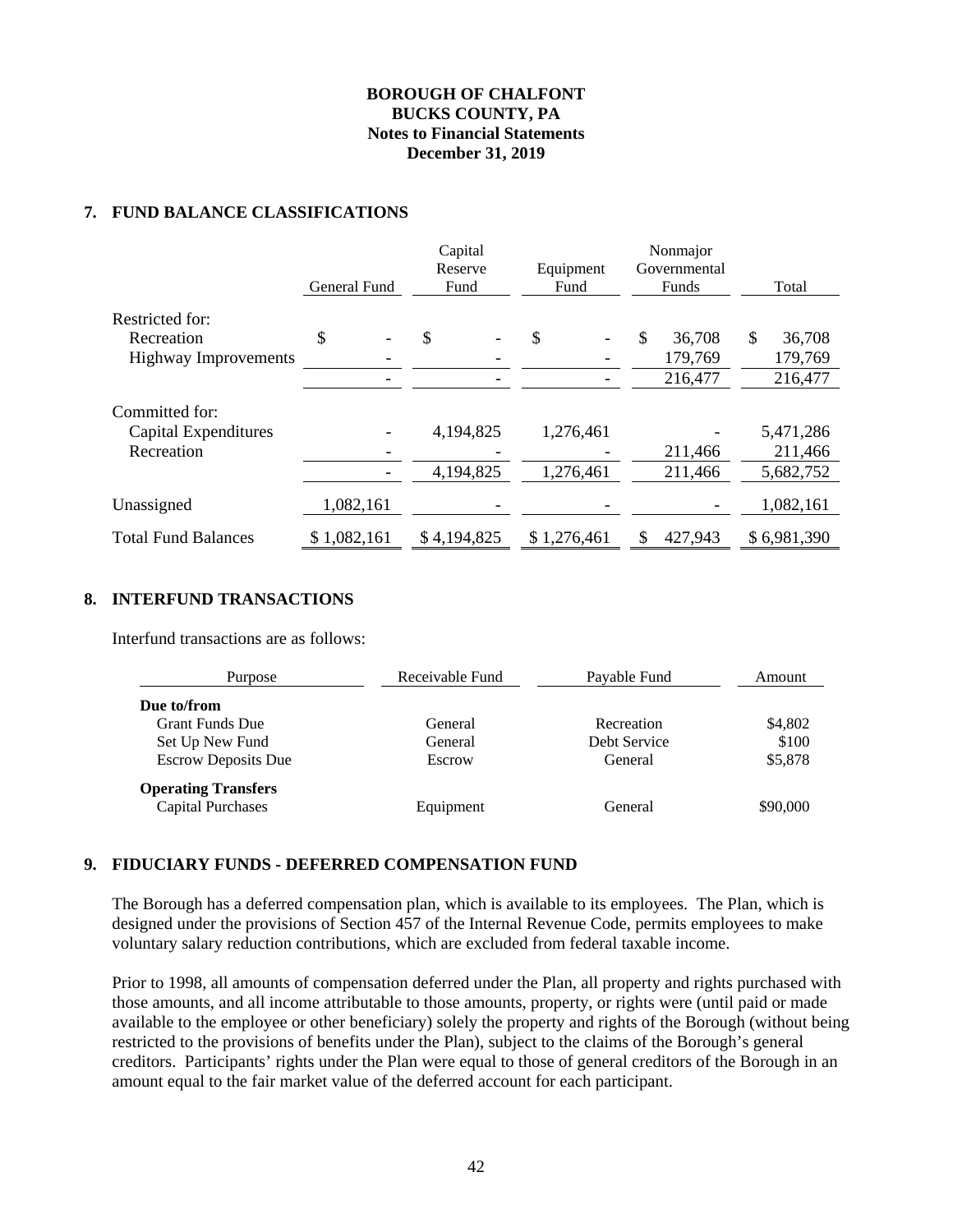**BOROUGH OF CHALFONT**
**BUCKS COUNTY, PA**
**Notes to Financial Statements**
**December 31, 2019**

## 7. FUND BALANCE CLASSIFICATIONS

| | General Fund | Capital Reserve Fund | Equipment Fund | Nonmajor Governmental Funds | Total |
|---|---|---|---|---|---|
| Restricted for: | | | | | |
| Recreation | $ - | $ - | $ - | $ 36,708 | $ 36,708 |
| Highway Improvements | - | - | - | 179,769 | 179,769 |
| | - | - | - | 216,477 | 216,477 |
| Committed for: | | | | | |
| Capital Expenditures | - | 4,194,825 | 1,276,461 | - | 5,471,286 |
| Recreation | - | - | - | 211,466 | 211,466 |
| | - | 4,194,825 | 1,276,461 | 211,466 | 5,682,752 |
| Unassigned | 1,082,161 | - | - | - | 1,082,161 |
| Total Fund Balances | $ 1,082,161 | $ 4,194,825 | $ 1,276,461 | $ 427,943 | $ 6,981,390 |

## 8. INTERFUND TRANSACTIONS

Interfund transactions are as follows:

| Purpose | Receivable Fund | Payable Fund | Amount |
|---|---|---|---|
| **Due to/from** | | | |
| Grant Funds Due | General | Recreation | $4,802 |
| Set Up New Fund | General | Debt Service | $100 |
| Escrow Deposits Due | Escrow | General | $5,878 |
| **Operating Transfers** | | | |
| Capital Purchases | Equipment | General | $90,000 |

## 9. FIDUCIARY FUNDS - DEFERRED COMPENSATION FUND

The Borough has a deferred compensation plan, which is available to its employees. The Plan, which is designed under the provisions of Section 457 of the Internal Revenue Code, permits employees to make voluntary salary reduction contributions, which are excluded from federal taxable income.

Prior to 1998, all amounts of compensation deferred under the Plan, all property and rights purchased with those amounts, and all income attributable to those amounts, property, or rights were (until paid or made available to the employee or other beneficiary) solely the property and rights of the Borough (without being restricted to the provisions of benefits under the Plan), subject to the claims of the Borough's general creditors. Participants' rights under the Plan were equal to those of general creditors of the Borough in an amount equal to the fair market value of the deferred account for each participant.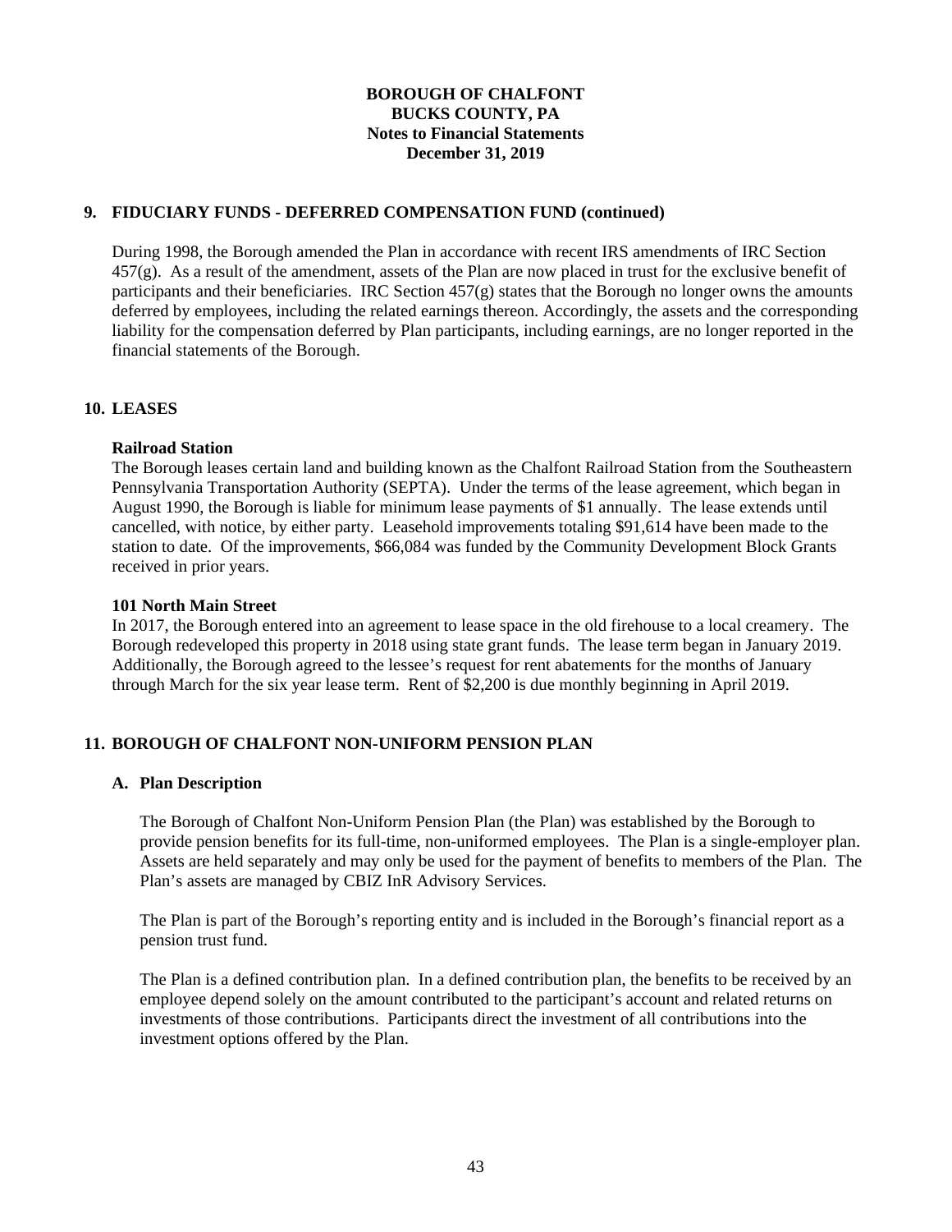## 9. FIDUCIARY FUNDS - DEFERRED COMPENSATION FUND (continued)

During 1998, the Borough amended the Plan in accordance with recent IRS amendments of IRC Section 457(g). As a result of the amendment, assets of the Plan are now placed in trust for the exclusive benefit of participants and their beneficiaries. IRC Section 457(g) states that the Borough no longer owns the amounts deferred by employees, including the related earnings thereon. Accordingly, the assets and the corresponding liability for the compensation deferred by Plan participants, including earnings, are no longer reported in the financial statements of the Borough.

## 10. LEASES

### Railroad Station

The Borough leases certain land and building known as the Chalfont Railroad Station from the Southeastern Pennsylvania Transportation Authority (SEPTA). Under the terms of the lease agreement, which began in August 1990, the Borough is liable for minimum lease payments of $1 annually. The lease extends until cancelled, with notice, by either party. Leasehold improvements totaling $91,614 have been made to the station to date. Of the improvements, $66,084 was funded by the Community Development Block Grants received in prior years.

### 101 North Main Street

In 2017, the Borough entered into an agreement to lease space in the old firehouse to a local creamery. The Borough redeveloped this property in 2018 using state grant funds. The lease term began in January 2019. Additionally, the Borough agreed to the lessee's request for rent abatements for the months of January through March for the six year lease term. Rent of $2,200 is due monthly beginning in April 2019.

## 11. BOROUGH OF CHALFONT NON-UNIFORM PENSION PLAN

### A. Plan Description

The Borough of Chalfont Non-Uniform Pension Plan (the Plan) was established by the Borough to provide pension benefits for its full-time, non-uniformed employees. The Plan is a single-employer plan. Assets are held separately and may only be used for the payment of benefits to members of the Plan. The Plan's assets are managed by CBIZ InR Advisory Services.

The Plan is part of the Borough's reporting entity and is included in the Borough's financial report as a pension trust fund.

The Plan is a defined contribution plan. In a defined contribution plan, the benefits to be received by an employee depend solely on the amount contributed to the participant's account and related returns on investments of those contributions. Participants direct the investment of all contributions into the investment options offered by the Plan.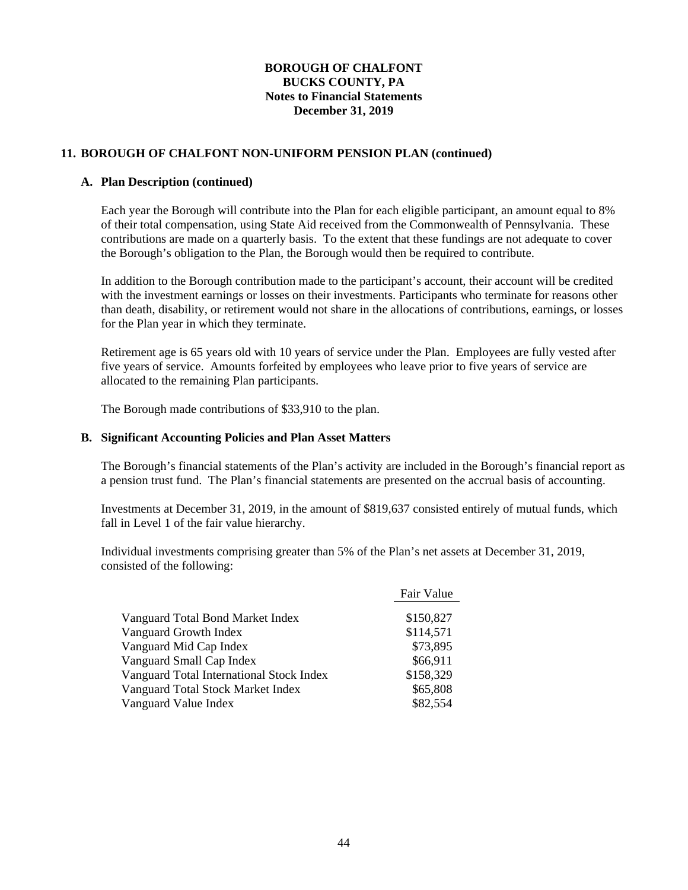**BOROUGH OF CHALFONT**
**BUCKS COUNTY, PA**
**Notes to Financial Statements**
**December 31, 2019**

## 11. BOROUGH OF CHALFONT NON-UNIFORM PENSION PLAN (continued)

### A. Plan Description (continued)

Each year the Borough will contribute into the Plan for each eligible participant, an amount equal to 8% of their total compensation, using State Aid received from the Commonwealth of Pennsylvania. These contributions are made on a quarterly basis. To the extent that these fundings are not adequate to cover the Borough's obligation to the Plan, the Borough would then be required to contribute.

In addition to the Borough contribution made to the participant's account, their account will be credited with the investment earnings or losses on their investments. Participants who terminate for reasons other than death, disability, or retirement would not share in the allocations of contributions, earnings, or losses for the Plan year in which they terminate.

Retirement age is 65 years old with 10 years of service under the Plan. Employees are fully vested after five years of service. Amounts forfeited by employees who leave prior to five years of service are allocated to the remaining Plan participants.

The Borough made contributions of $33,910 to the plan.

### B. Significant Accounting Policies and Plan Asset Matters

The Borough's financial statements of the Plan's activity are included in the Borough's financial report as a pension trust fund. The Plan's financial statements are presented on the accrual basis of accounting.

Investments at December 31, 2019, in the amount of $819,637 consisted entirely of mutual funds, which fall in Level 1 of the fair value hierarchy.

Individual investments comprising greater than 5% of the Plan's net assets at December 31, 2019, consisted of the following:

| | Fair Value |
|---|---|
| Vanguard Total Bond Market Index | $150,827 |
| Vanguard Growth Index | $114,571 |
| Vanguard Mid Cap Index | $73,895 |
| Vanguard Small Cap Index | $66,911 |
| Vanguard Total International Stock Index | $158,329 |
| Vanguard Total Stock Market Index | $65,808 |
| Vanguard Value Index | $82,554 |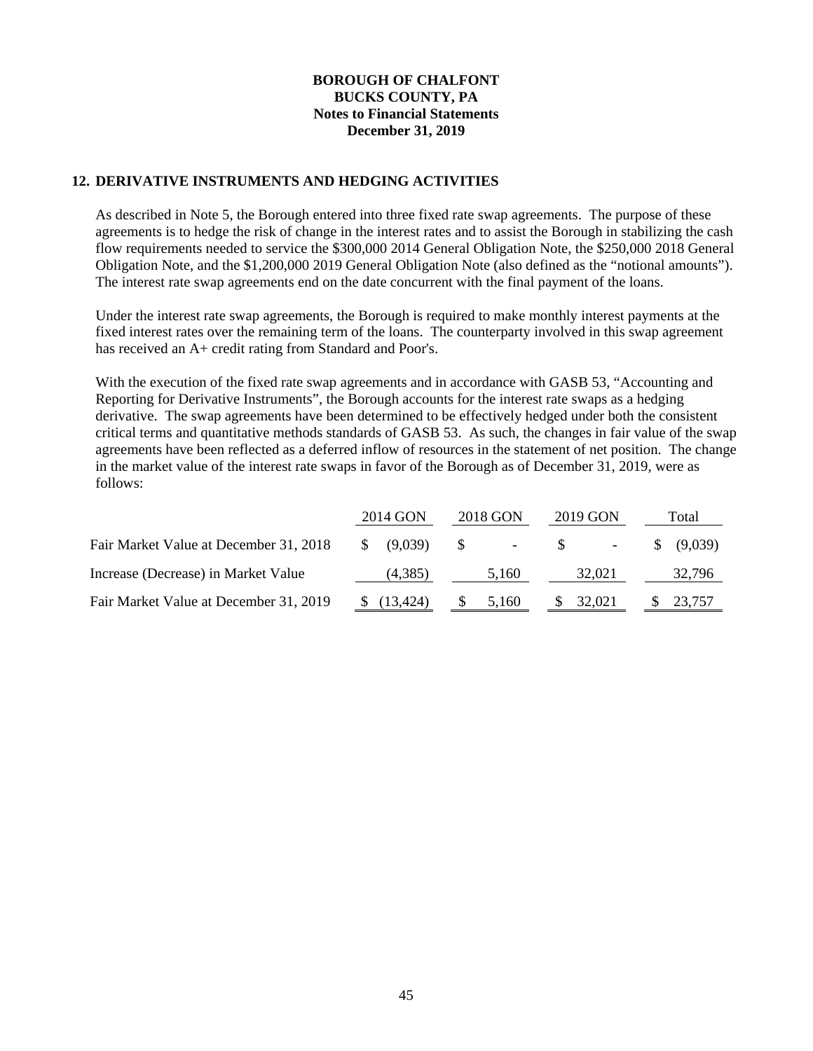**BOROUGH OF CHALFONT**
**BUCKS COUNTY, PA**
**Notes to Financial Statements**
**December 31, 2019**

## 12. DERIVATIVE INSTRUMENTS AND HEDGING ACTIVITIES

As described in Note 5, the Borough entered into three fixed rate swap agreements. The purpose of these agreements is to hedge the risk of change in the interest rates and to assist the Borough in stabilizing the cash flow requirements needed to service the $300,000 2014 General Obligation Note, the $250,000 2018 General Obligation Note, and the $1,200,000 2019 General Obligation Note (also defined as the "notional amounts"). The interest rate swap agreements end on the date concurrent with the final payment of the loans.

Under the interest rate swap agreements, the Borough is required to make monthly interest payments at the fixed interest rates over the remaining term of the loans. The counterparty involved in this swap agreement has received an A+ credit rating from Standard and Poor's.

With the execution of the fixed rate swap agreements and in accordance with GASB 53, "Accounting and Reporting for Derivative Instruments", the Borough accounts for the interest rate swaps as a hedging derivative. The swap agreements have been determined to be effectively hedged under both the consistent critical terms and quantitative methods standards of GASB 53. As such, the changes in fair value of the swap agreements have been reflected as a deferred inflow of resources in the statement of net position. The change in the market value of the interest rate swaps in favor of the Borough as of December 31, 2019, were as follows:

| | 2014 GON | 2018 GON | 2019 GON | Total |
|---|---|---|---|---|
| Fair Market Value at December 31, 2018 | $ (9,039) | $ - | $ - | $ (9,039) |
| Increase (Decrease) in Market Value | (4,385) | 5,160 | 32,021 | 32,796 |
| Fair Market Value at December 31, 2019 | $ (13,424) | $ 5,160 | $ 32,021 | $ 23,757 |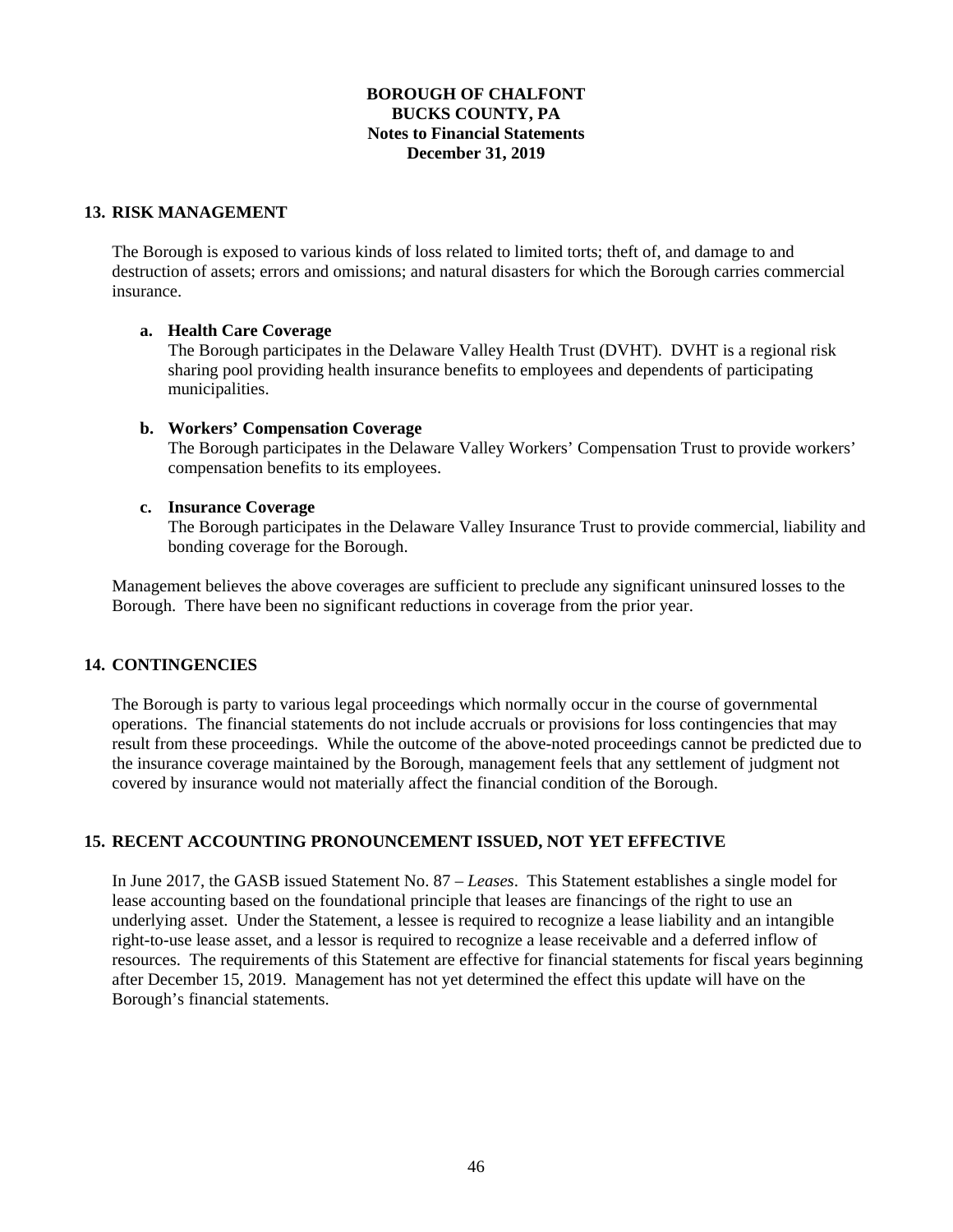# BOROUGH OF CHALFONT
## BUCKS COUNTY, PA
## Notes to Financial Statements
## December 31, 2019

## 13. RISK MANAGEMENT

The Borough is exposed to various kinds of loss related to limited torts; theft of, and damage to and destruction of assets; errors and omissions; and natural disasters for which the Borough carries commercial insurance.

**a. Health Care Coverage**
The Borough participates in the Delaware Valley Health Trust (DVHT). DVHT is a regional risk sharing pool providing health insurance benefits to employees and dependents of participating municipalities.

**b. Workers' Compensation Coverage**
The Borough participates in the Delaware Valley Workers' Compensation Trust to provide workers' compensation benefits to its employees.

**c. Insurance Coverage**
The Borough participates in the Delaware Valley Insurance Trust to provide commercial, liability and bonding coverage for the Borough.

Management believes the above coverages are sufficient to preclude any significant uninsured losses to the Borough. There have been no significant reductions in coverage from the prior year.

## 14. CONTINGENCIES

The Borough is party to various legal proceedings which normally occur in the course of governmental operations. The financial statements do not include accruals or provisions for loss contingencies that may result from these proceedings. While the outcome of the above-noted proceedings cannot be predicted due to the insurance coverage maintained by the Borough, management feels that any settlement of judgment not covered by insurance would not materially affect the financial condition of the Borough.

## 15. RECENT ACCOUNTING PRONOUNCEMENT ISSUED, NOT YET EFFECTIVE

In June 2017, the GASB issued Statement No. 87 – *Leases*. This Statement establishes a single model for lease accounting based on the foundational principle that leases are financings of the right to use an underlying asset. Under the Statement, a lessee is required to recognize a lease liability and an intangible right-to-use lease asset, and a lessor is required to recognize a lease receivable and a deferred inflow of resources. The requirements of this Statement are effective for financial statements for fiscal years beginning after December 15, 2019. Management has not yet determined the effect this update will have on the Borough's financial statements.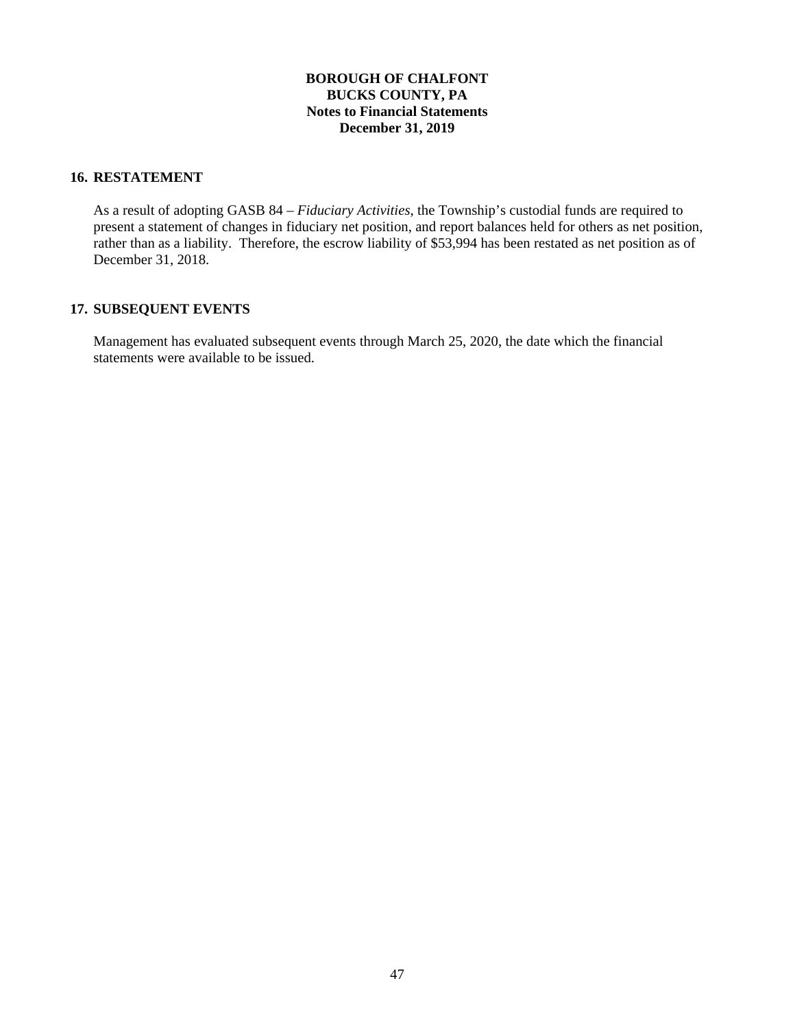## 16. RESTATEMENT

As a result of adopting GASB 84 – *Fiduciary Activities*, the Township's custodial funds are required to present a statement of changes in fiduciary net position, and report balances held for others as net position, rather than as a liability. Therefore, the escrow liability of $53,994 has been restated as net position as of December 31, 2018.

## 17. SUBSEQUENT EVENTS

Management has evaluated subsequent events through March 25, 2020, the date which the financial statements were available to be issued.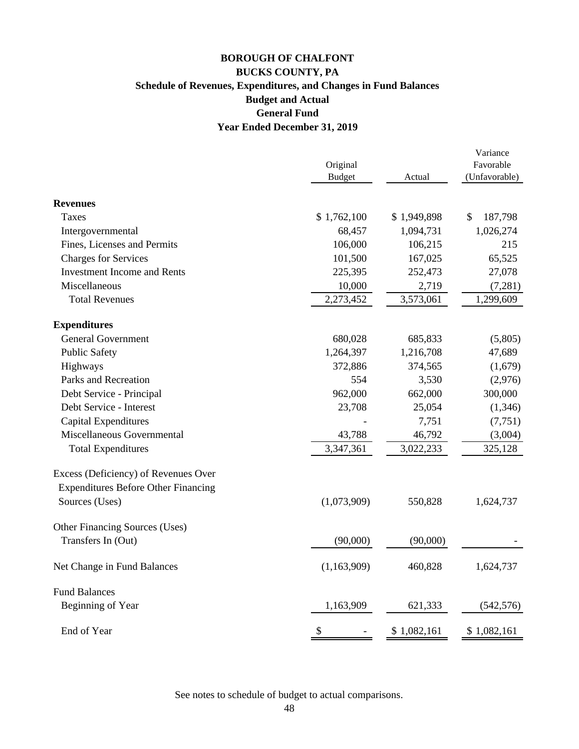# BOROUGH OF CHALFONT
## BUCKS COUNTY, PA
### Schedule of Revenues, Expenditures, and Changes in Fund Balances
### Budget and Actual
### General Fund
### Year Ended December 31, 2019

| | Original Budget | Actual | Variance Favorable (Unfavorable) |
|---|---|---|---|
| **Revenues** | | | |
| Taxes | $ 1,762,100 | $ 1,949,898 | $ 187,798 |
| Intergovernmental | 68,457 | 1,094,731 | 1,026,274 |
| Fines, Licenses and Permits | 106,000 | 106,215 | 215 |
| Charges for Services | 101,500 | 167,025 | 65,525 |
| Investment Income and Rents | 225,395 | 252,473 | 27,078 |
| Miscellaneous | 10,000 | 2,719 | (7,281) |
| Total Revenues | 2,273,452 | 3,573,061 | 1,299,609 |
| **Expenditures** | | | |
| General Government | 680,028 | 685,833 | (5,805) |
| Public Safety | 1,264,397 | 1,216,708 | 47,689 |
| Highways | 372,886 | 374,565 | (1,679) |
| Parks and Recreation | 554 | 3,530 | (2,976) |
| Debt Service - Principal | 962,000 | 662,000 | 300,000 |
| Debt Service - Interest | 23,708 | 25,054 | (1,346) |
| Capital Expenditures | - | 7,751 | (7,751) |
| Miscellaneous Governmental | 43,788 | 46,792 | (3,004) |
| Total Expenditures | 3,347,361 | 3,022,233 | 325,128 |
| Excess (Deficiency) of Revenues Over Expenditures Before Other Financing Sources (Uses) | (1,073,909) | 550,828 | 1,624,737 |
| Other Financing Sources (Uses) | | | |
| Transfers In (Out) | (90,000) | (90,000) | - |
| Net Change in Fund Balances | (1,163,909) | 460,828 | 1,624,737 |
| Fund Balances | | | |
| Beginning of Year | 1,163,909 | 621,333 | (542,576) |
| End of Year | $ - | $ 1,082,161 | $ 1,082,161 |

See notes to schedule of budget to actual comparisons.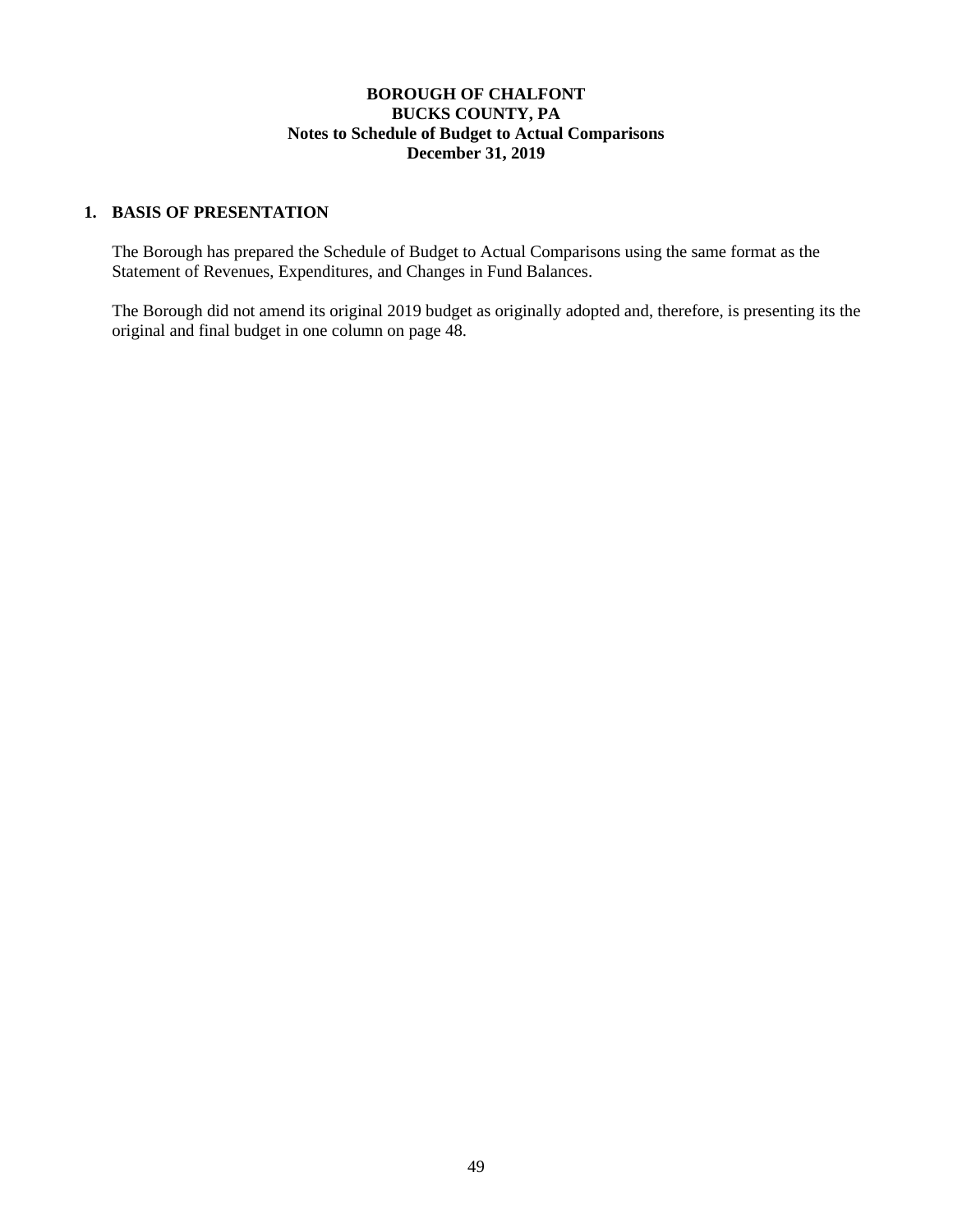# BOROUGH OF CHALFONT
## BUCKS COUNTY, PA
## Notes to Schedule of Budget to Actual Comparisons
## December 31, 2019

### 1. BASIS OF PRESENTATION

The Borough has prepared the Schedule of Budget to Actual Comparisons using the same format as the Statement of Revenues, Expenditures, and Changes in Fund Balances.

The Borough did not amend its original 2019 budget as originally adopted and, therefore, is presenting its the original and final budget in one column on page 48.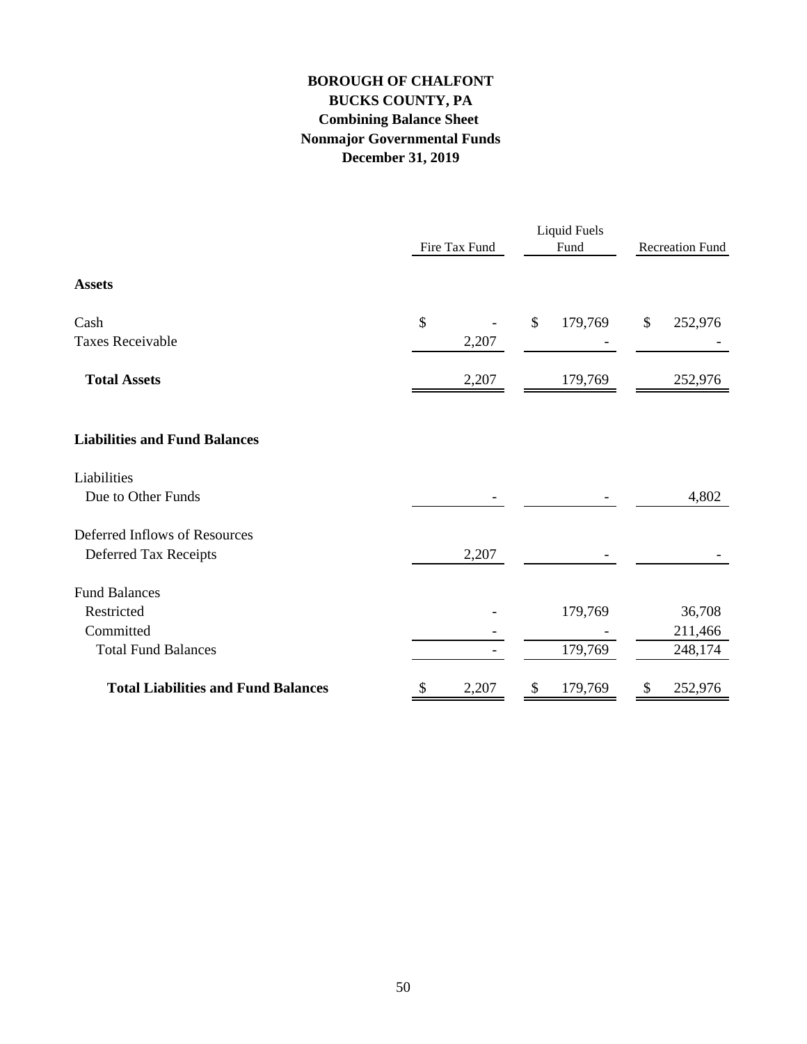# BOROUGH OF CHALFONT
## BUCKS COUNTY, PA
### Combining Balance Sheet
### Nonmajor Governmental Funds
### December 31, 2019

| | Fire Tax Fund | Liquid Fuels Fund | Recreation Fund |
|---|---|---|---|
| **Assets** | | | |
| Cash | $ - | $ 179,769 | $ 252,976 |
| Taxes Receivable | 2,207 | - | - |
| **Total Assets** | 2,207 | 179,769 | 252,976 |
| **Liabilities and Fund Balances** | | | |
| Liabilities | | | |
| Due to Other Funds | - | - | 4,802 |
| Deferred Inflows of Resources | | | |
| Deferred Tax Receipts | 2,207 | - | - |
| Fund Balances | | | |
| Restricted | - | 179,769 | 36,708 |
| Committed | - | - | 211,466 |
| Total Fund Balances | - | 179,769 | 248,174 |
| **Total Liabilities and Fund Balances** | $ 2,207 | $ 179,769 | $ 252,976 |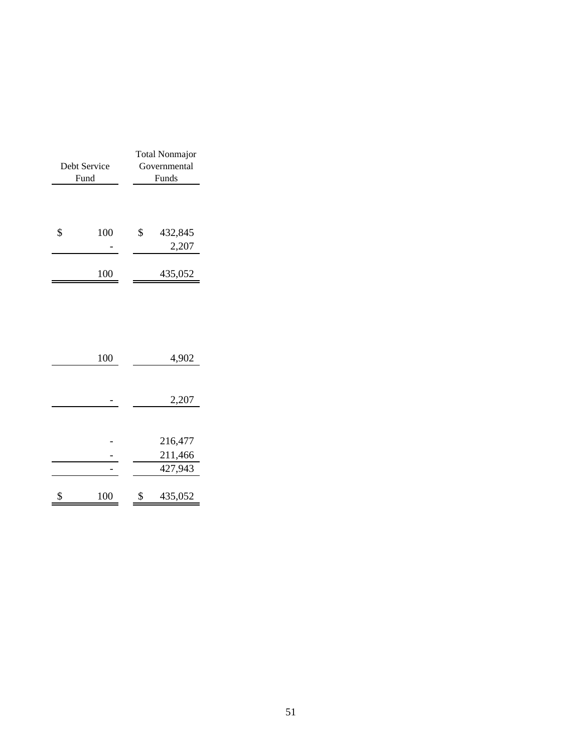| Debt Service Fund | Total Nonmajor Governmental Funds |
|---|---|
| $ 100 | $ 432,845 |
| - | 2,207 |
| 100 | 435,052 |
| 100 | 4,902 |
| - | 2,207 |
| - | 216,477 |
| - | 211,466 |
| - | 427,943 |
| $ 100 | $ 435,052 |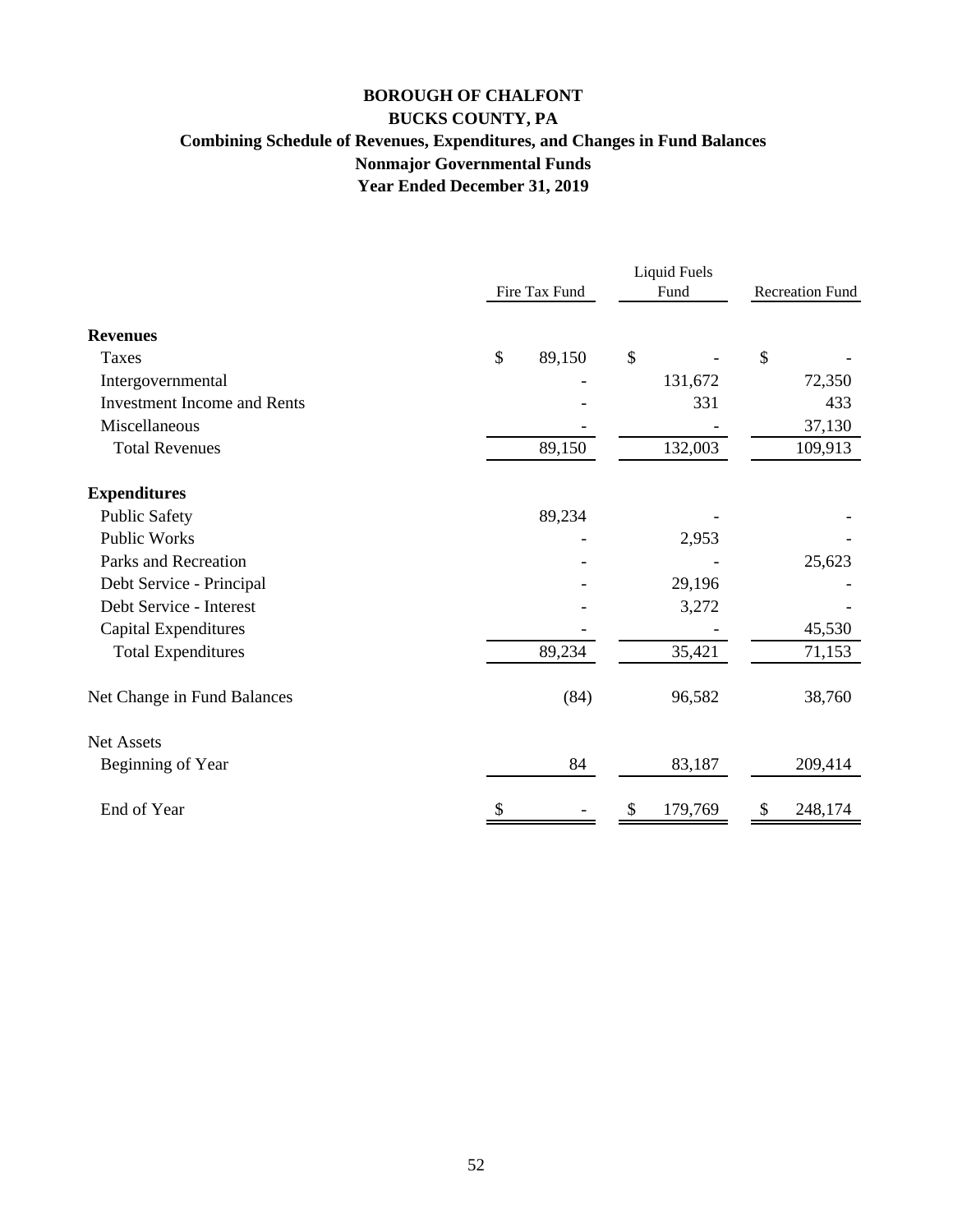# BOROUGH OF CHALFONT
## BUCKS COUNTY, PA
### Combining Schedule of Revenues, Expenditures, and Changes in Fund Balances
### Nonmajor Governmental Funds
### Year Ended December 31, 2019

| | Fire Tax Fund | Liquid Fuels Fund | Recreation Fund |
|---|---|---|---|
| **Revenues** | | | |
| Taxes | $ 89,150 | $ - | $ - |
| Intergovernmental | - | 131,672 | 72,350 |
| Investment Income and Rents | - | 331 | 433 |
| Miscellaneous | - | - | 37,130 |
| Total Revenues | 89,150 | 132,003 | 109,913 |
| **Expenditures** | | | |
| Public Safety | 89,234 | - | - |
| Public Works | - | 2,953 | - |
| Parks and Recreation | - | - | 25,623 |
| Debt Service - Principal | - | 29,196 | - |
| Debt Service - Interest | - | 3,272 | - |
| Capital Expenditures | - | - | 45,530 |
| Total Expenditures | 89,234 | 35,421 | 71,153 |
| Net Change in Fund Balances | (84) | 96,582 | 38,760 |
| Net Assets | | | |
| Beginning of Year | 84 | 83,187 | 209,414 |
| End of Year | $ - | $ 179,769 | $ 248,174 |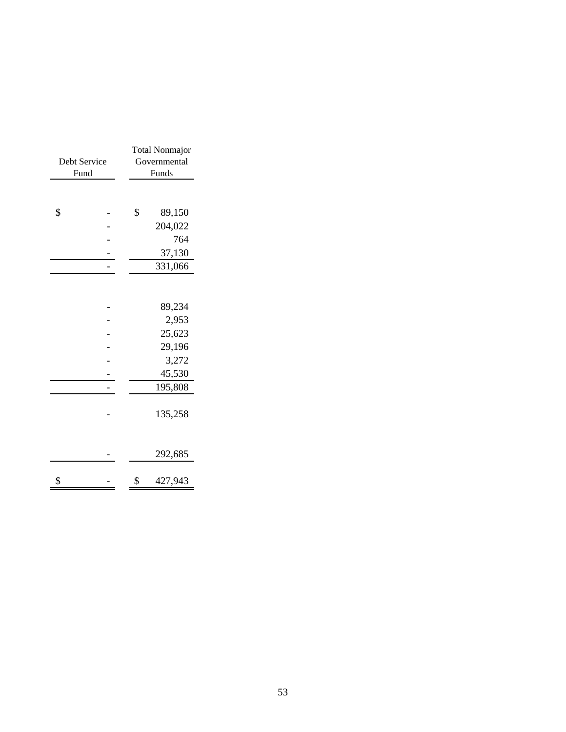| Debt Service Fund | Total Nonmajor Governmental Funds |
|---|---|
| | |
| $ - | $ 89,150 |
| - | 204,022 |
| - | 764 |
| - | 37,130 |
| - | 331,066 |
| | |
| - | 89,234 |
| - | 2,953 |
| - | 25,623 |
| - | 29,196 |
| - | 3,272 |
| - | 45,530 |
| - | 195,808 |
| | |
| - | 135,258 |
| | |
| - | 292,685 |
| | |
| $ - | $ 427,943 |